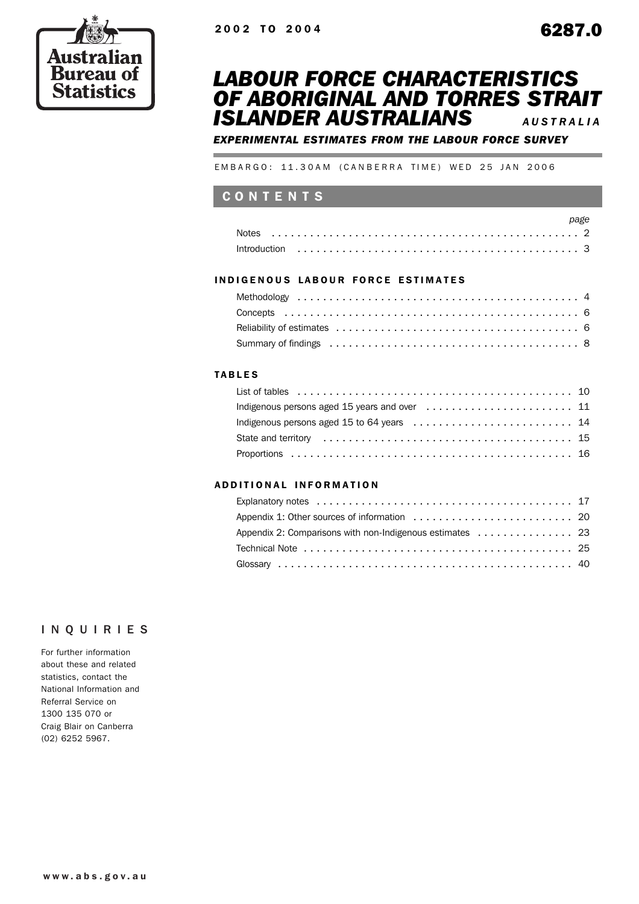Australian Bureau of Statistics

2002 TO 2004

6287.0

# LABOUR FORCE CHARACTERISTICS OF ABORIGINAL AND TORRES STRAIT ISLANDER AUSTRALIANS

*AUSTRALIA*

***EXPERIMENTAL ESTIMATES FROM THE LABOUR FORCE SURVEY***

EMBARGO: 11.30AM (CANBERRA TIME) WED 25 JAN 2006

## CONTENTS

| | page |
|---|---|
| Notes | 2 |
| Introduction | 3 |

### INDIGENOUS LABOUR FORCE ESTIMATES

| | |
|---|---|
| Methodology | 4 |
| Concepts | 6 |
| Reliability of estimates | 6 |
| Summary of findings | 8 |

### TABLES

| | |
|---|---|
| List of tables | 10 |
| Indigenous persons aged 15 years and over | 11 |
| Indigenous persons aged 15 to 64 years | 14 |
| State and territory | 15 |
| Proportions | 16 |

### ADDITIONAL INFORMATION

| | |
|---|---|
| Explanatory notes | 17 |
| Appendix 1: Other sources of information | 20 |
| Appendix 2: Comparisons with non-Indigenous estimates | 23 |
| Technical Note | 25 |
| Glossary | 40 |

## INQUIRIES

For further information about these and related statistics, contact the National Information and Referral Service on 1300 135 070 or Craig Blair on Canberra (02) 6252 5967.

www.abs.gov.au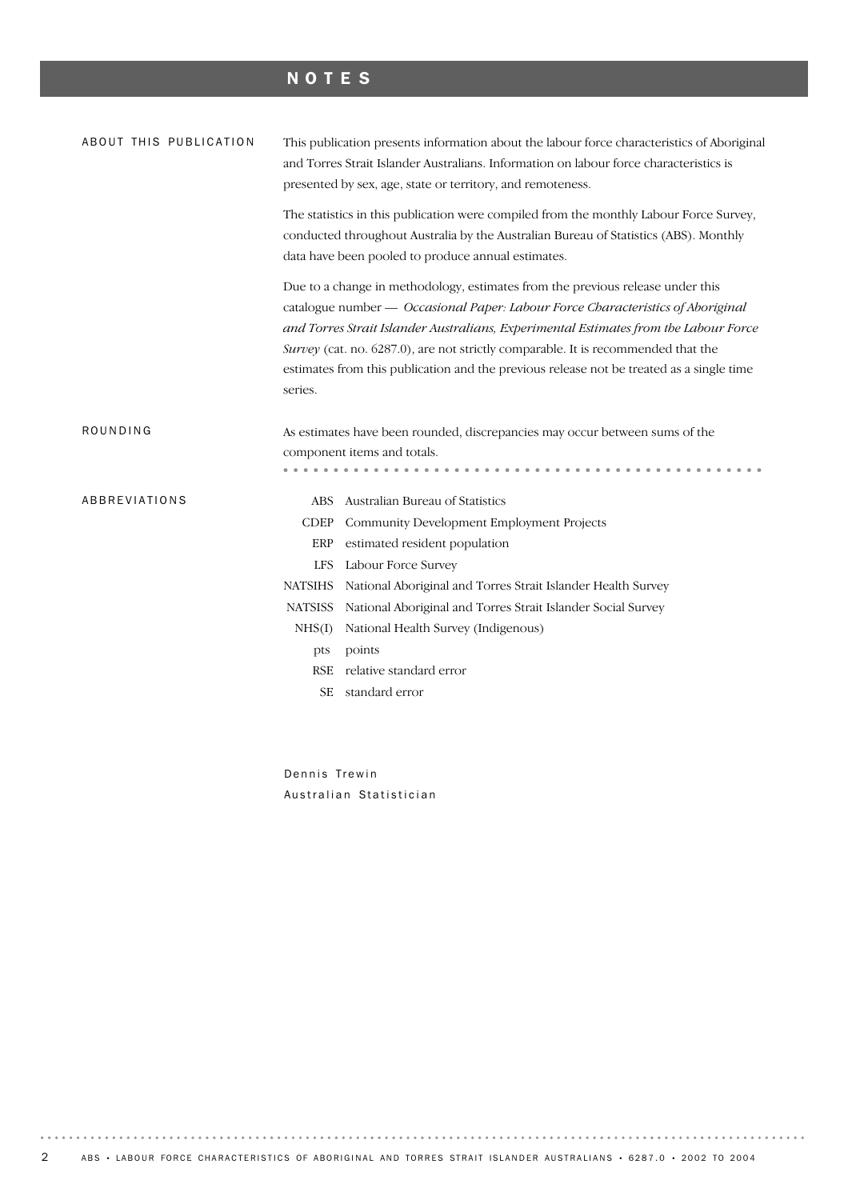# NOTES

## ABOUT THIS PUBLICATION

This publication presents information about the labour force characteristics of Aboriginal and Torres Strait Islander Australians. Information on labour force characteristics is presented by sex, age, state or territory, and remoteness.

The statistics in this publication were compiled from the monthly Labour Force Survey, conducted throughout Australia by the Australian Bureau of Statistics (ABS). Monthly data have been pooled to produce annual estimates.

Due to a change in methodology, estimates from the previous release under this catalogue number — *Occasional Paper: Labour Force Characteristics of Aboriginal and Torres Strait Islander Australians, Experimental Estimates from the Labour Force Survey* (cat. no. 6287.0), are not strictly comparable. It is recommended that the estimates from this publication and the previous release not be treated as a single time series.

## ROUNDING

As estimates have been rounded, discrepancies may occur between sums of the component items and totals.

## ABBREVIATIONS

| | |
|---|---|
| ABS | Australian Bureau of Statistics |
| CDEP | Community Development Employment Projects |
| ERP | estimated resident population |
| LFS | Labour Force Survey |
| NATSIHS | National Aboriginal and Torres Strait Islander Health Survey |
| NATSISS | National Aboriginal and Torres Strait Islander Social Survey |
| NHS(I) | National Health Survey (Indigenous) |
| pts | points |
| RSE | relative standard error |
| SE | standard error |

Dennis Trewin
Australian Statistician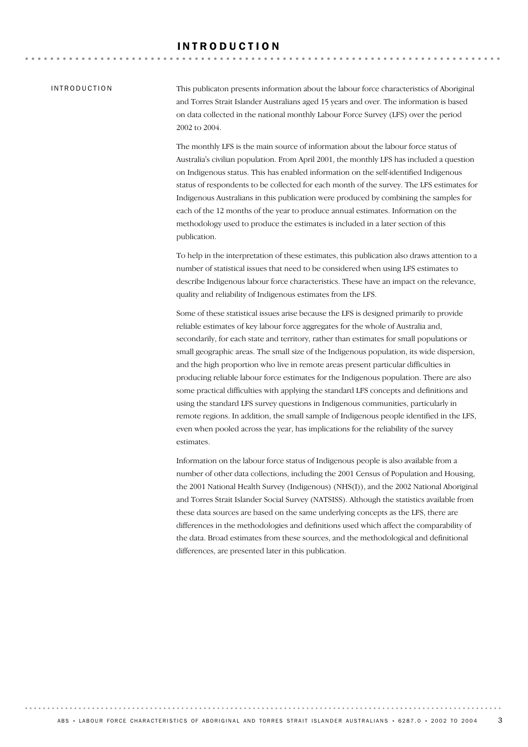# INTRODUCTION

## INTRODUCTION

This publicaton presents information about the labour force characteristics of Aboriginal and Torres Strait Islander Australians aged 15 years and over. The information is based on data collected in the national monthly Labour Force Survey (LFS) over the period 2002 to 2004.

The monthly LFS is the main source of information about the labour force status of Australia's civilian population. From April 2001, the monthly LFS has included a question on Indigenous status. This has enabled information on the self-identified Indigenous status of respondents to be collected for each month of the survey. The LFS estimates for Indigenous Australians in this publication were produced by combining the samples for each of the 12 months of the year to produce annual estimates. Information on the methodology used to produce the estimates is included in a later section of this publication.

To help in the interpretation of these estimates, this publication also draws attention to a number of statistical issues that need to be considered when using LFS estimates to describe Indigenous labour force characteristics. These have an impact on the relevance, quality and reliability of Indigenous estimates from the LFS.

Some of these statistical issues arise because the LFS is designed primarily to provide reliable estimates of key labour force aggregates for the whole of Australia and, secondarily, for each state and territory, rather than estimates for small populations or small geographic areas. The small size of the Indigenous population, its wide dispersion, and the high proportion who live in remote areas present particular difficulties in producing reliable labour force estimates for the Indigenous population. There are also some practical difficulties with applying the standard LFS concepts and definitions and using the standard LFS survey questions in Indigenous communities, particularly in remote regions. In addition, the small sample of Indigenous people identified in the LFS, even when pooled across the year, has implications for the reliability of the survey estimates.

Information on the labour force status of Indigenous people is also available from a number of other data collections, including the 2001 Census of Population and Housing, the 2001 National Health Survey (Indigenous) (NHS(I)), and the 2002 National Aboriginal and Torres Strait Islander Social Survey (NATSISS). Although the statistics available from these data sources are based on the same underlying concepts as the LFS, there are differences in the methodologies and definitions used which affect the comparability of the data. Broad estimates from these sources, and the methodological and definitional differences, are presented later in this publication.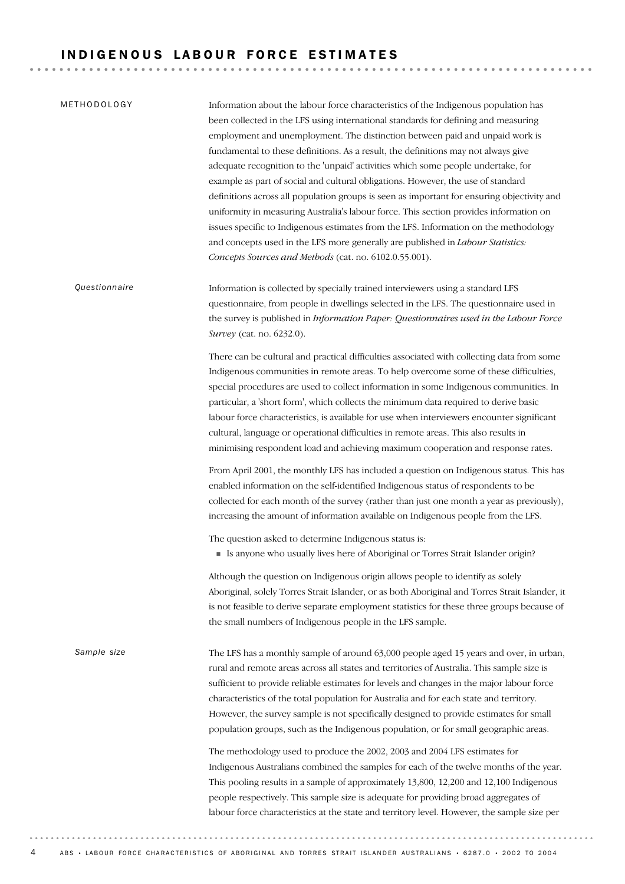## INDIGENOUS LABOUR FORCE ESTIMATES

### METHODOLOGY

Information about the labour force characteristics of the Indigenous population has been collected in the LFS using international standards for defining and measuring employment and unemployment. The distinction between paid and unpaid work is fundamental to these definitions. As a result, the definitions may not always give adequate recognition to the 'unpaid' activities which some people undertake, for example as part of social and cultural obligations. However, the use of standard definitions across all population groups is seen as important for ensuring objectivity and uniformity in measuring Australia's labour force. This section provides information on issues specific to Indigenous estimates from the LFS. Information on the methodology and concepts used in the LFS more generally are published in *Labour Statistics: Concepts Sources and Methods* (cat. no. 6102.0.55.001).

#### *Questionnaire*

Information is collected by specially trained interviewers using a standard LFS questionnaire, from people in dwellings selected in the LFS. The questionnaire used in the survey is published in *Information Paper: Questionnaires used in the Labour Force Survey* (cat. no. 6232.0).

There can be cultural and practical difficulties associated with collecting data from some Indigenous communities in remote areas. To help overcome some of these difficulties, special procedures are used to collect information in some Indigenous communities. In particular, a 'short form', which collects the minimum data required to derive basic labour force characteristics, is available for use when interviewers encounter significant cultural, language or operational difficulties in remote areas. This also results in minimising respondent load and achieving maximum cooperation and response rates.

From April 2001, the monthly LFS has included a question on Indigenous status. This has enabled information on the self-identified Indigenous status of respondents to be collected for each month of the survey (rather than just one month a year as previously), increasing the amount of information available on Indigenous people from the LFS.

The question asked to determine Indigenous status is:

- Is anyone who usually lives here of Aboriginal or Torres Strait Islander origin?

Although the question on Indigenous origin allows people to identify as solely Aboriginal, solely Torres Strait Islander, or as both Aboriginal and Torres Strait Islander, it is not feasible to derive separate employment statistics for these three groups because of the small numbers of Indigenous people in the LFS sample.

#### *Sample size*

The LFS has a monthly sample of around 63,000 people aged 15 years and over, in urban, rural and remote areas across all states and territories of Australia. This sample size is sufficient to provide reliable estimates for levels and changes in the major labour force characteristics of the total population for Australia and for each state and territory. However, the survey sample is not specifically designed to provide estimates for small population groups, such as the Indigenous population, or for small geographic areas.

The methodology used to produce the 2002, 2003 and 2004 LFS estimates for Indigenous Australians combined the samples for each of the twelve months of the year. This pooling results in a sample of approximately 13,800, 12,200 and 12,100 Indigenous people respectively. This sample size is adequate for providing broad aggregates of labour force characteristics at the state and territory level. However, the sample size per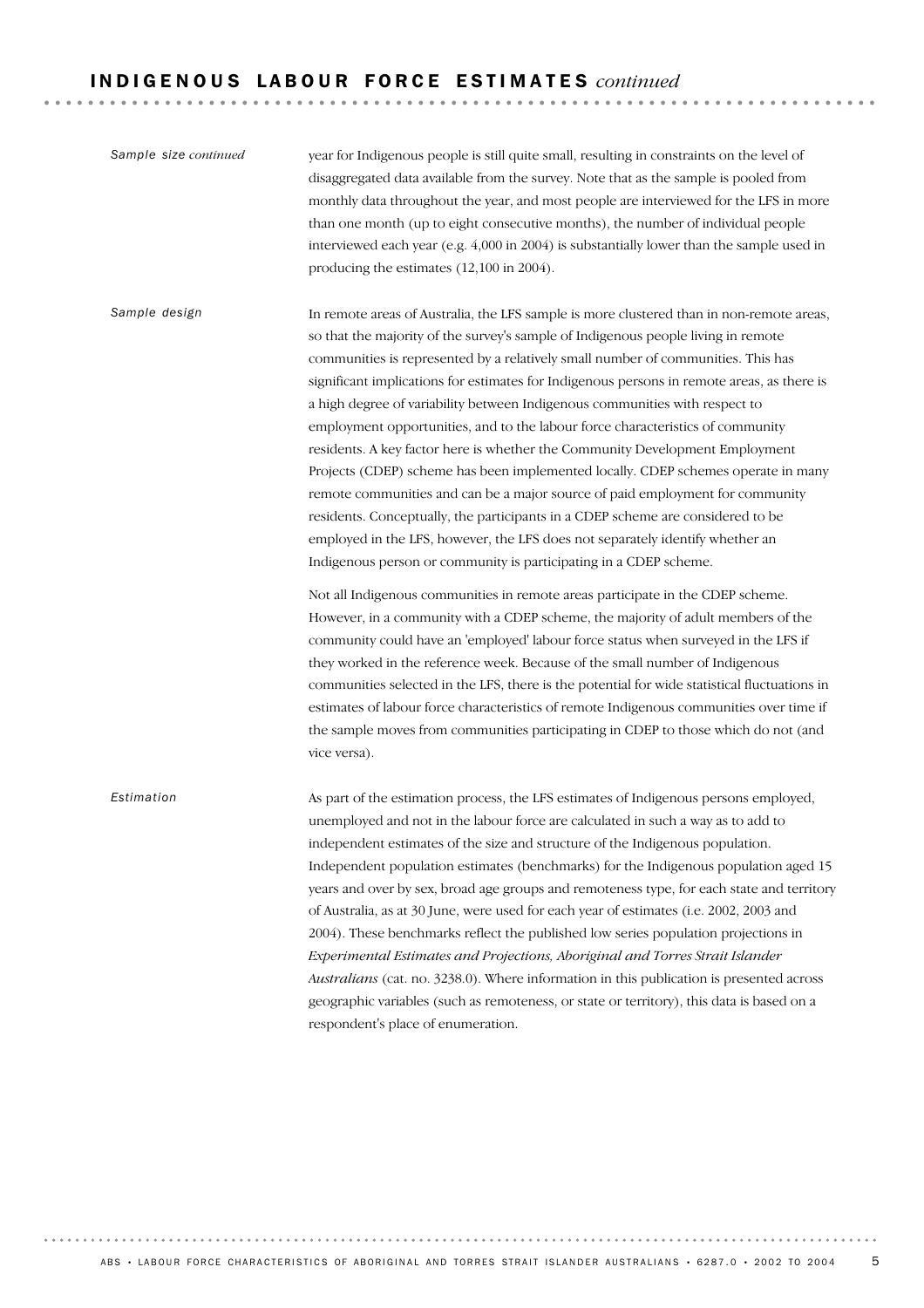## INDIGENOUS LABOUR FORCE ESTIMATES *continued*

*Sample size continued*

year for Indigenous people is still quite small, resulting in constraints on the level of disaggregated data available from the survey. Note that as the sample is pooled from monthly data throughout the year, and most people are interviewed for the LFS in more than one month (up to eight consecutive months), the number of individual people interviewed each year (e.g. 4,000 in 2004) is substantially lower than the sample used in producing the estimates (12,100 in 2004).

*Sample design*

In remote areas of Australia, the LFS sample is more clustered than in non-remote areas, so that the majority of the survey's sample of Indigenous people living in remote communities is represented by a relatively small number of communities. This has significant implications for estimates for Indigenous persons in remote areas, as there is a high degree of variability between Indigenous communities with respect to employment opportunities, and to the labour force characteristics of community residents. A key factor here is whether the Community Development Employment Projects (CDEP) scheme has been implemented locally. CDEP schemes operate in many remote communities and can be a major source of paid employment for community residents. Conceptually, the participants in a CDEP scheme are considered to be employed in the LFS, however, the LFS does not separately identify whether an Indigenous person or community is participating in a CDEP scheme.

Not all Indigenous communities in remote areas participate in the CDEP scheme. However, in a community with a CDEP scheme, the majority of adult members of the community could have an 'employed' labour force status when surveyed in the LFS if they worked in the reference week. Because of the small number of Indigenous communities selected in the LFS, there is the potential for wide statistical fluctuations in estimates of labour force characteristics of remote Indigenous communities over time if the sample moves from communities participating in CDEP to those which do not (and vice versa).

*Estimation*

As part of the estimation process, the LFS estimates of Indigenous persons employed, unemployed and not in the labour force are calculated in such a way as to add to independent estimates of the size and structure of the Indigenous population. Independent population estimates (benchmarks) for the Indigenous population aged 15 years and over by sex, broad age groups and remoteness type, for each state and territory of Australia, as at 30 June, were used for each year of estimates (i.e. 2002, 2003 and 2004). These benchmarks reflect the published low series population projections in *Experimental Estimates and Projections, Aboriginal and Torres Strait Islander Australians* (cat. no. 3238.0). Where information in this publication is presented across geographic variables (such as remoteness, or state or territory), this data is based on a respondent's place of enumeration.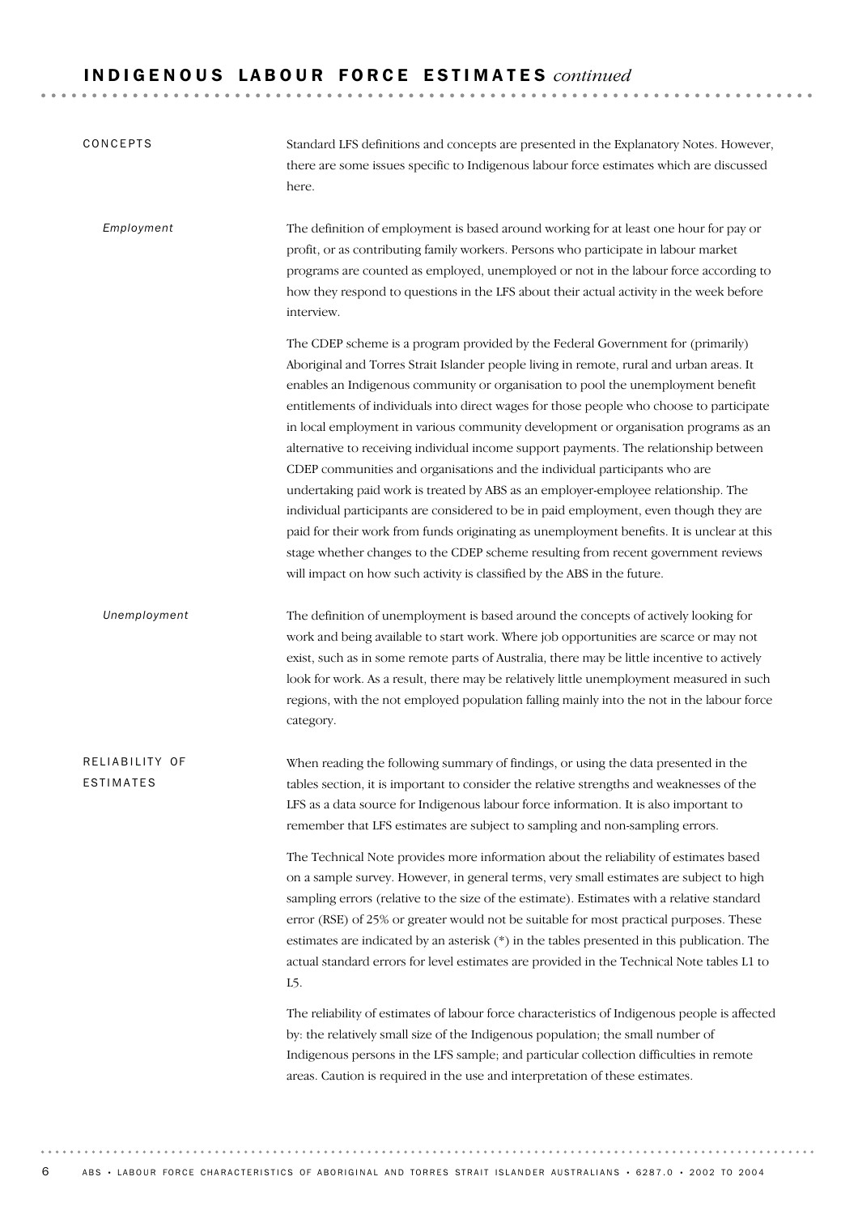## INDIGENOUS LABOUR FORCE ESTIMATES *continued*

### CONCEPTS

Standard LFS definitions and concepts are presented in the Explanatory Notes. However, there are some issues specific to Indigenous labour force estimates which are discussed here.

#### *Employment*

The definition of employment is based around working for at least one hour for pay or profit, or as contributing family workers. Persons who participate in labour market programs are counted as employed, unemployed or not in the labour force according to how they respond to questions in the LFS about their actual activity in the week before interview.

The CDEP scheme is a program provided by the Federal Government for (primarily) Aboriginal and Torres Strait Islander people living in remote, rural and urban areas. It enables an Indigenous community or organisation to pool the unemployment benefit entitlements of individuals into direct wages for those people who choose to participate in local employment in various community development or organisation programs as an alternative to receiving individual income support payments. The relationship between CDEP communities and organisations and the individual participants who are undertaking paid work is treated by ABS as an employer-employee relationship. The individual participants are considered to be in paid employment, even though they are paid for their work from funds originating as unemployment benefits. It is unclear at this stage whether changes to the CDEP scheme resulting from recent government reviews will impact on how such activity is classified by the ABS in the future.

#### *Unemployment*

The definition of unemployment is based around the concepts of actively looking for work and being available to start work. Where job opportunities are scarce or may not exist, such as in some remote parts of Australia, there may be little incentive to actively look for work. As a result, there may be relatively little unemployment measured in such regions, with the not employed population falling mainly into the not in the labour force category.

### RELIABILITY OF ESTIMATES

When reading the following summary of findings, or using the data presented in the tables section, it is important to consider the relative strengths and weaknesses of the LFS as a data source for Indigenous labour force information. It is also important to remember that LFS estimates are subject to sampling and non-sampling errors.

The Technical Note provides more information about the reliability of estimates based on a sample survey. However, in general terms, very small estimates are subject to high sampling errors (relative to the size of the estimate). Estimates with a relative standard error (RSE) of 25% or greater would not be suitable for most practical purposes. These estimates are indicated by an asterisk (*) in the tables presented in this publication. The actual standard errors for level estimates are provided in the Technical Note tables L1 to L5.

The reliability of estimates of labour force characteristics of Indigenous people is affected by: the relatively small size of the Indigenous population; the small number of Indigenous persons in the LFS sample; and particular collection difficulties in remote areas. Caution is required in the use and interpretation of these estimates.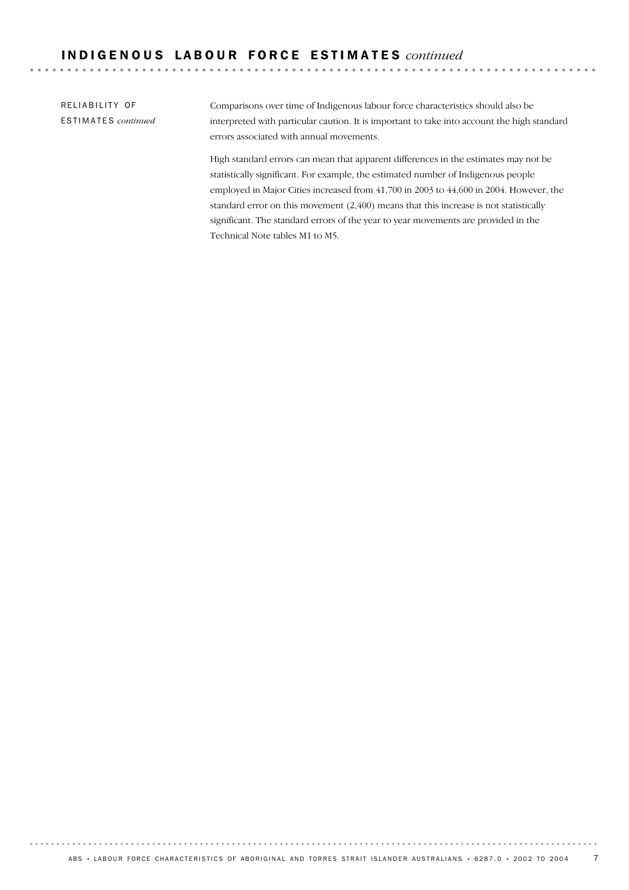# INDIGENOUS LABOUR FORCE ESTIMATES *continued*

RELIABILITY OF ESTIMATES *continued*

Comparisons over time of Indigenous labour force characteristics should also be interpreted with particular caution. It is important to take into account the high standard errors associated with annual movements.

High standard errors can mean that apparent differences in the estimates may not be statistically significant. For example, the estimated number of Indigenous people employed in Major Cities increased from 41,700 in 2003 to 44,600 in 2004. However, the standard error on this movement (2,400) means that this increase is not statistically significant. The standard errors of the year to year movements are provided in the Technical Note tables M1 to M5.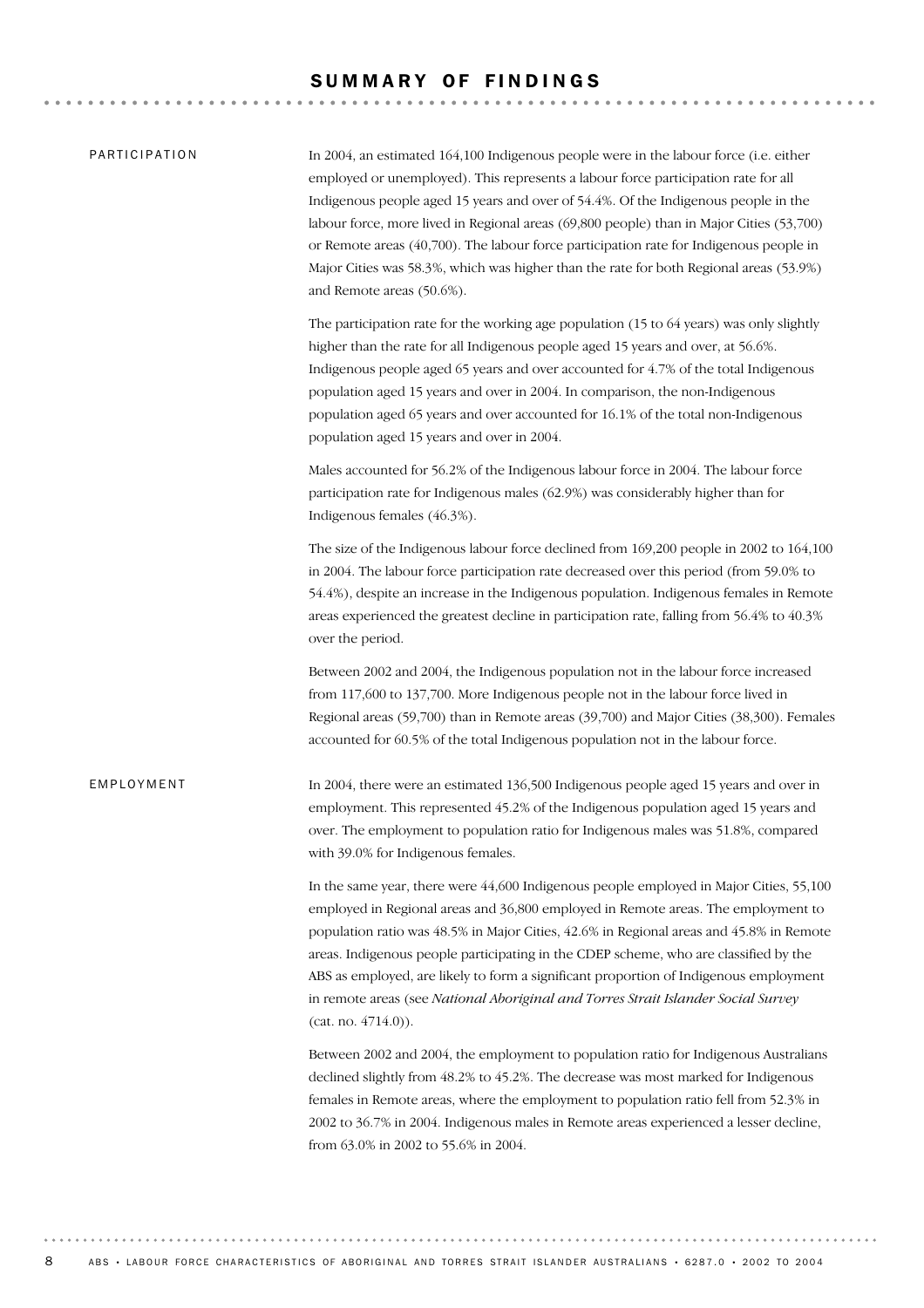# SUMMARY OF FINDINGS

## PARTICIPATION

In 2004, an estimated 164,100 Indigenous people were in the labour force (i.e. either employed or unemployed). This represents a labour force participation rate for all Indigenous people aged 15 years and over of 54.4%. Of the Indigenous people in the labour force, more lived in Regional areas (69,800 people) than in Major Cities (53,700) or Remote areas (40,700). The labour force participation rate for Indigenous people in Major Cities was 58.3%, which was higher than the rate for both Regional areas (53.9%) and Remote areas (50.6%).

The participation rate for the working age population (15 to 64 years) was only slightly higher than the rate for all Indigenous people aged 15 years and over, at 56.6%. Indigenous people aged 65 years and over accounted for 4.7% of the total Indigenous population aged 15 years and over in 2004. In comparison, the non-Indigenous population aged 65 years and over accounted for 16.1% of the total non-Indigenous population aged 15 years and over in 2004.

Males accounted for 56.2% of the Indigenous labour force in 2004. The labour force participation rate for Indigenous males (62.9%) was considerably higher than for Indigenous females (46.3%).

The size of the Indigenous labour force declined from 169,200 people in 2002 to 164,100 in 2004. The labour force participation rate decreased over this period (from 59.0% to 54.4%), despite an increase in the Indigenous population. Indigenous females in Remote areas experienced the greatest decline in participation rate, falling from 56.4% to 40.3% over the period.

Between 2002 and 2004, the Indigenous population not in the labour force increased from 117,600 to 137,700. More Indigenous people not in the labour force lived in Regional areas (59,700) than in Remote areas (39,700) and Major Cities (38,300). Females accounted for 60.5% of the total Indigenous population not in the labour force.

## EMPLOYMENT

In 2004, there were an estimated 136,500 Indigenous people aged 15 years and over in employment. This represented 45.2% of the Indigenous population aged 15 years and over. The employment to population ratio for Indigenous males was 51.8%, compared with 39.0% for Indigenous females.

In the same year, there were 44,600 Indigenous people employed in Major Cities, 55,100 employed in Regional areas and 36,800 employed in Remote areas. The employment to population ratio was 48.5% in Major Cities, 42.6% in Regional areas and 45.8% in Remote areas. Indigenous people participating in the CDEP scheme, who are classified by the ABS as employed, are likely to form a significant proportion of Indigenous employment in remote areas (see *National Aboriginal and Torres Strait Islander Social Survey* (cat. no. 4714.0)).

Between 2002 and 2004, the employment to population ratio for Indigenous Australians declined slightly from 48.2% to 45.2%. The decrease was most marked for Indigenous females in Remote areas, where the employment to population ratio fell from 52.3% in 2002 to 36.7% in 2004. Indigenous males in Remote areas experienced a lesser decline, from 63.0% in 2002 to 55.6% in 2004.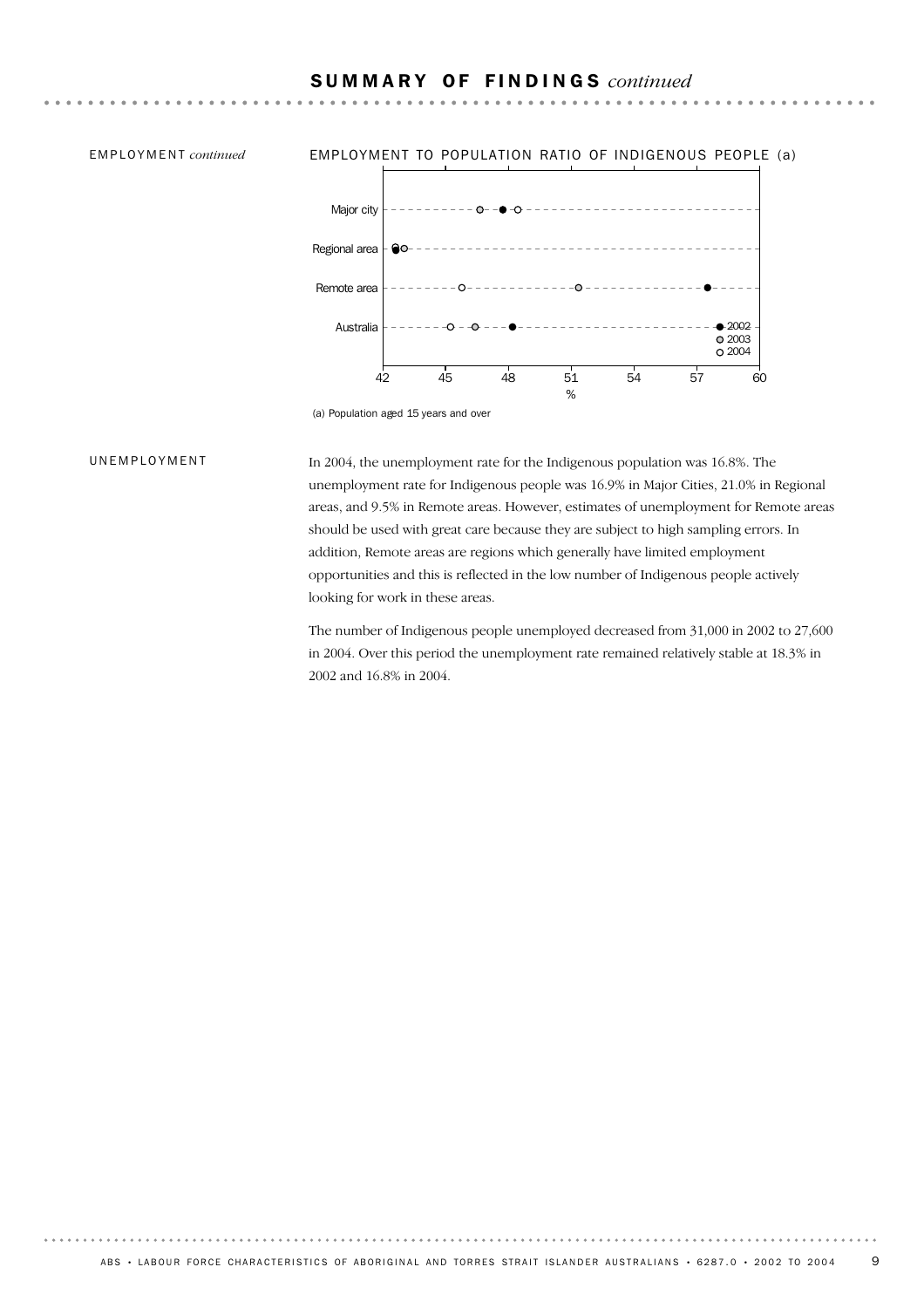## SUMMARY OF FINDINGS *continued*

EMPLOYMENT *continued*

EMPLOYMENT TO POPULATION RATIO OF INDIGENOUS PEOPLE (a)

(a) Population aged 15 years and over

### UNEMPLOYMENT

In 2004, the unemployment rate for the Indigenous population was 16.8%. The unemployment rate for Indigenous people was 16.9% in Major Cities, 21.0% in Regional areas, and 9.5% in Remote areas. However, estimates of unemployment for Remote areas should be used with great care because they are subject to high sampling errors. In addition, Remote areas are regions which generally have limited employment opportunities and this is reflected in the low number of Indigenous people actively looking for work in these areas.

The number of Indigenous people unemployed decreased from 31,000 in 2002 to 27,600 in 2004. Over this period the unemployment rate remained relatively stable at 18.3% in 2002 and 16.8% in 2004.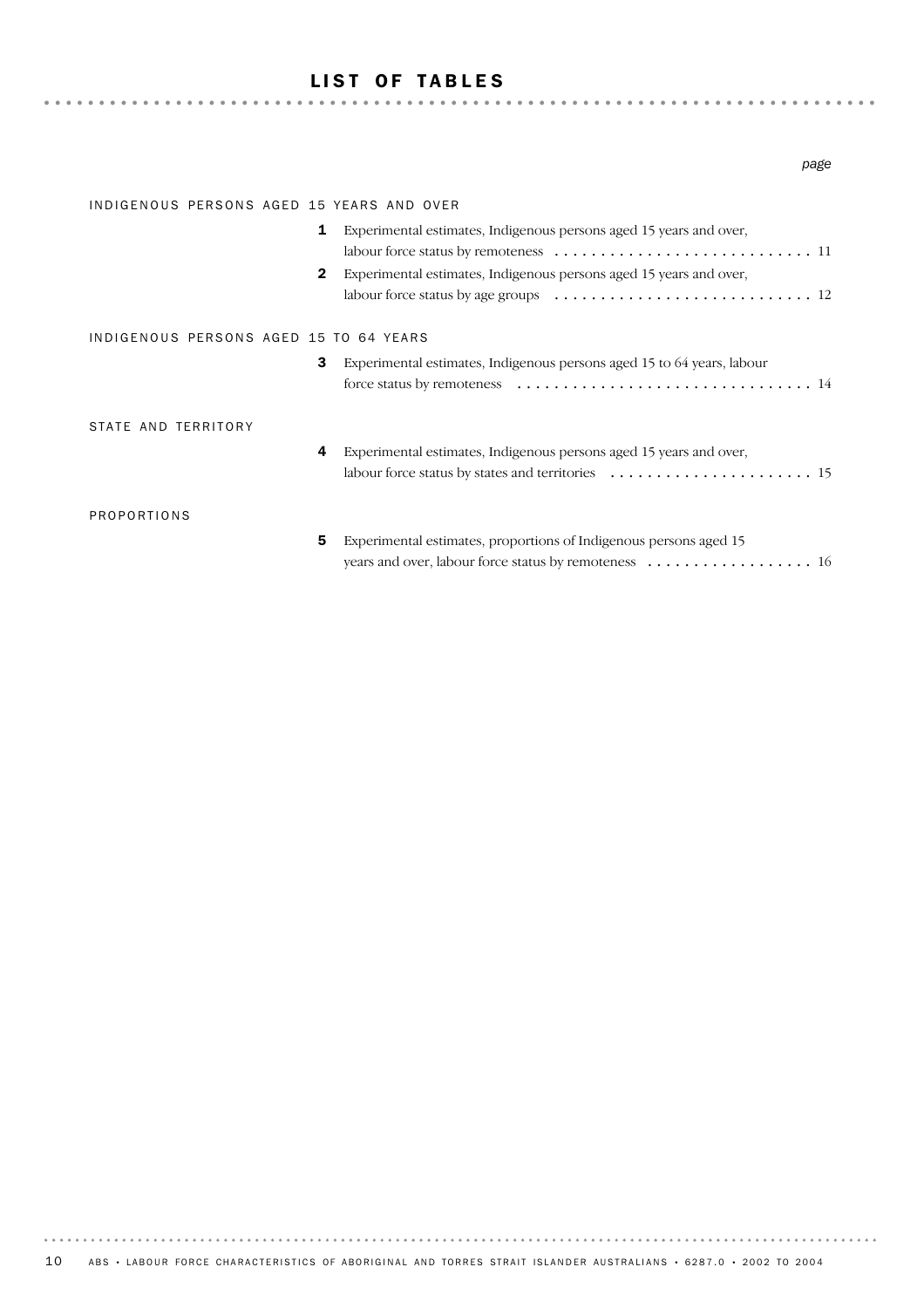# LIST OF TABLES

*page*

INDIGENOUS PERSONS AGED 15 YEARS AND OVER

**1** Experimental estimates, Indigenous persons aged 15 years and over, labour force status by remoteness . . . . . . . . . . . . . . . . . . . . . . . . . . . . 11

**2** Experimental estimates, Indigenous persons aged 15 years and over, labour force status by age groups . . . . . . . . . . . . . . . . . . . . . . . . . . . . 12

INDIGENOUS PERSONS AGED 15 TO 64 YEARS

**3** Experimental estimates, Indigenous persons aged 15 to 64 years, labour force status by remoteness . . . . . . . . . . . . . . . . . . . . . . . . . . . . . . . . 14

STATE AND TERRITORY

**4** Experimental estimates, Indigenous persons aged 15 years and over, labour force status by states and territories . . . . . . . . . . . . . . . . . . . . . . 15

PROPORTIONS

**5** Experimental estimates, proportions of Indigenous persons aged 15 years and over, labour force status by remoteness . . . . . . . . . . . . . . . . . . 16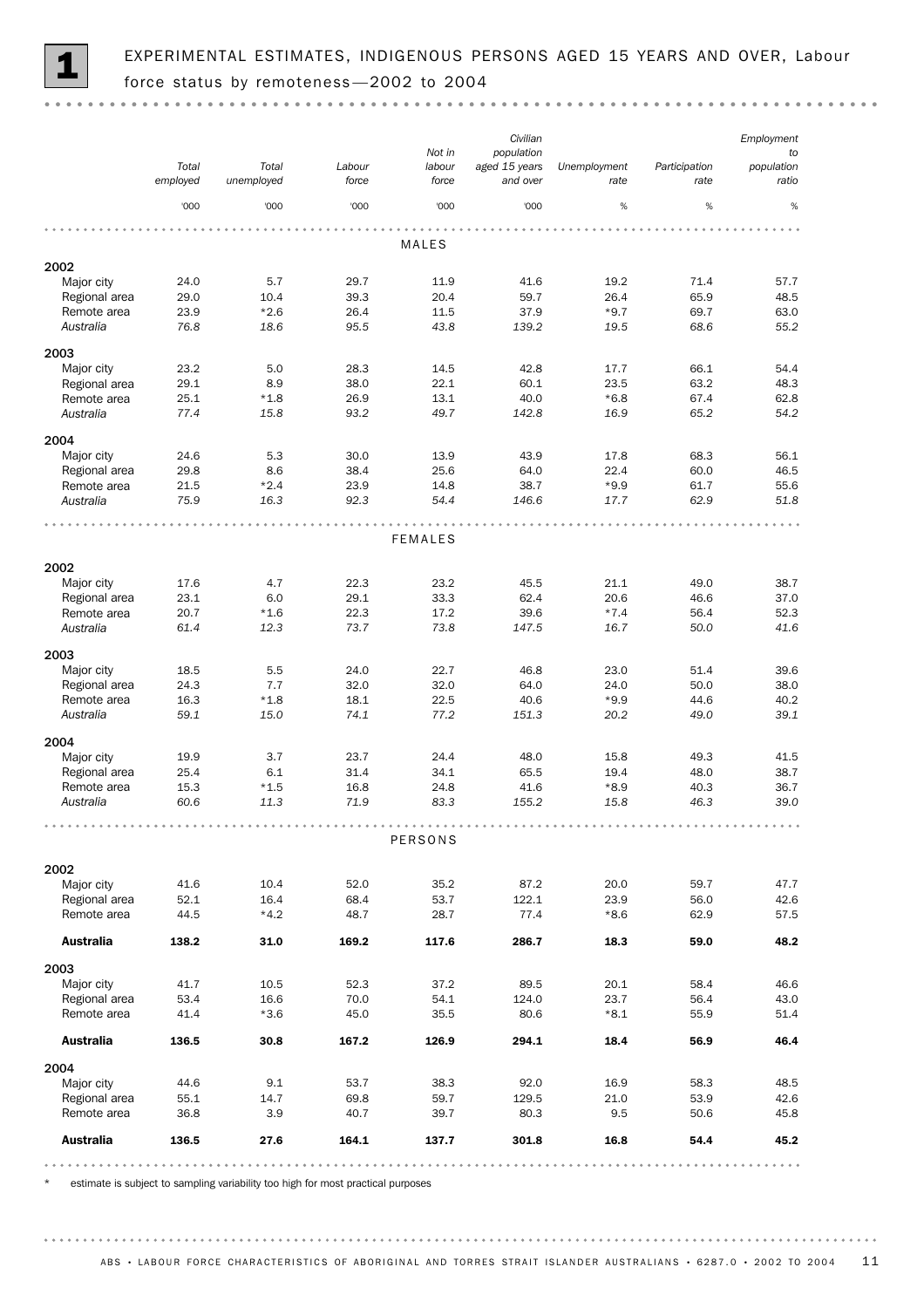# 1 EXPERIMENTAL ESTIMATES, INDIGENOUS PERSONS AGED 15 YEARS AND OVER, Labour force status by remoteness—2002 to 2004

| | Total employed | Total unemployed | Labour force | Not in labour force | Civilian population aged 15 years and over | Unemployment rate | Participation rate | Employment to population ratio |
|---|---|---|---|---|---|---|---|---|
| | '000 | '000 | '000 | '000 | '000 | % | % | % |
| **MALES** | | | | | | | | |
| **2002** | | | | | | | | |
| Major city | 24.0 | 5.7 | 29.7 | 11.9 | 41.6 | 19.2 | 71.4 | 57.7 |
| Regional area | 29.0 | 10.4 | 39.3 | 20.4 | 59.7 | 26.4 | 65.9 | 48.5 |
| Remote area | 23.9 | *2.6 | 26.4 | 11.5 | 37.9 | *9.7 | 69.7 | 63.0 |
| *Australia* | *76.8* | *18.6* | *95.5* | *43.8* | *139.2* | *19.5* | *68.6* | *55.2* |
| **2003** | | | | | | | | |
| Major city | 23.2 | 5.0 | 28.3 | 14.5 | 42.8 | 17.7 | 66.1 | 54.4 |
| Regional area | 29.1 | 8.9 | 38.0 | 22.1 | 60.1 | 23.5 | 63.2 | 48.3 |
| Remote area | 25.1 | *1.8 | 26.9 | 13.1 | 40.0 | *6.8 | 67.4 | 62.8 |
| *Australia* | *77.4* | *15.8* | *93.2* | *49.7* | *142.8* | *16.9* | *65.2* | *54.2* |
| **2004** | | | | | | | | |
| Major city | 24.6 | 5.3 | 30.0 | 13.9 | 43.9 | 17.8 | 68.3 | 56.1 |
| Regional area | 29.8 | 8.6 | 38.4 | 25.6 | 64.0 | 22.4 | 60.0 | 46.5 |
| Remote area | 21.5 | *2.4 | 23.9 | 14.8 | 38.7 | *9.9 | 61.7 | 55.6 |
| *Australia* | *75.9* | *16.3* | *92.3* | *54.4* | *146.6* | *17.7* | *62.9* | *51.8* |
| **FEMALES** | | | | | | | | |
| **2002** | | | | | | | | |
| Major city | 17.6 | 4.7 | 22.3 | 23.2 | 45.5 | 21.1 | 49.0 | 38.7 |
| Regional area | 23.1 | 6.0 | 29.1 | 33.3 | 62.4 | 20.6 | 46.6 | 37.0 |
| Remote area | 20.7 | *1.6 | 22.3 | 17.2 | 39.6 | *7.4 | 56.4 | 52.3 |
| *Australia* | *61.4* | *12.3* | *73.7* | *73.8* | *147.5* | *16.7* | *50.0* | *41.6* |
| **2003** | | | | | | | | |
| Major city | 18.5 | 5.5 | 24.0 | 22.7 | 46.8 | 23.0 | 51.4 | 39.6 |
| Regional area | 24.3 | 7.7 | 32.0 | 32.0 | 64.0 | 24.0 | 50.0 | 38.0 |
| Remote area | 16.3 | *1.8 | 18.1 | 22.5 | 40.6 | *9.9 | 44.6 | 40.2 |
| *Australia* | *59.1* | *15.0* | *74.1* | *77.2* | *151.3* | *20.2* | *49.0* | *39.1* |
| **2004** | | | | | | | | |
| Major city | 19.9 | 3.7 | 23.7 | 24.4 | 48.0 | 15.8 | 49.3 | 41.5 |
| Regional area | 25.4 | 6.1 | 31.4 | 34.1 | 65.5 | 19.4 | 48.0 | 38.7 |
| Remote area | 15.3 | *1.5 | 16.8 | 24.8 | 41.6 | *8.9 | 40.3 | 36.7 |
| *Australia* | *60.6* | *11.3* | *71.9* | *83.3* | *155.2* | *15.8* | *46.3* | *39.0* |
| **PERSONS** | | | | | | | | |
| **2002** | | | | | | | | |
| Major city | 41.6 | 10.4 | 52.0 | 35.2 | 87.2 | 20.0 | 59.7 | 47.7 |
| Regional area | 52.1 | 16.4 | 68.4 | 53.7 | 122.1 | 23.9 | 56.0 | 42.6 |
| Remote area | 44.5 | *4.2 | 48.7 | 28.7 | 77.4 | *8.6 | 62.9 | 57.5 |
| **Australia** | **138.2** | **31.0** | **169.2** | **117.6** | **286.7** | **18.3** | **59.0** | **48.2** |
| **2003** | | | | | | | | |
| Major city | 41.7 | 10.5 | 52.3 | 37.2 | 89.5 | 20.1 | 58.4 | 46.6 |
| Regional area | 53.4 | 16.6 | 70.0 | 54.1 | 124.0 | 23.7 | 56.4 | 43.0 |
| Remote area | 41.4 | *3.6 | 45.0 | 35.5 | 80.6 | *8.1 | 55.9 | 51.4 |
| **Australia** | **136.5** | **30.8** | **167.2** | **126.9** | **294.1** | **18.4** | **56.9** | **46.4** |
| **2004** | | | | | | | | |
| Major city | 44.6 | 9.1 | 53.7 | 38.3 | 92.0 | 16.9 | 58.3 | 48.5 |
| Regional area | 55.1 | 14.7 | 69.8 | 59.7 | 129.5 | 21.0 | 53.9 | 42.6 |
| Remote area | 36.8 | 3.9 | 40.7 | 39.7 | 80.3 | 9.5 | 50.6 | 45.8 |
| **Australia** | **136.5** | **27.6** | **164.1** | **137.7** | **301.8** | **16.8** | **54.4** | **45.2** |

\* estimate is subject to sampling variability too high for most practical purposes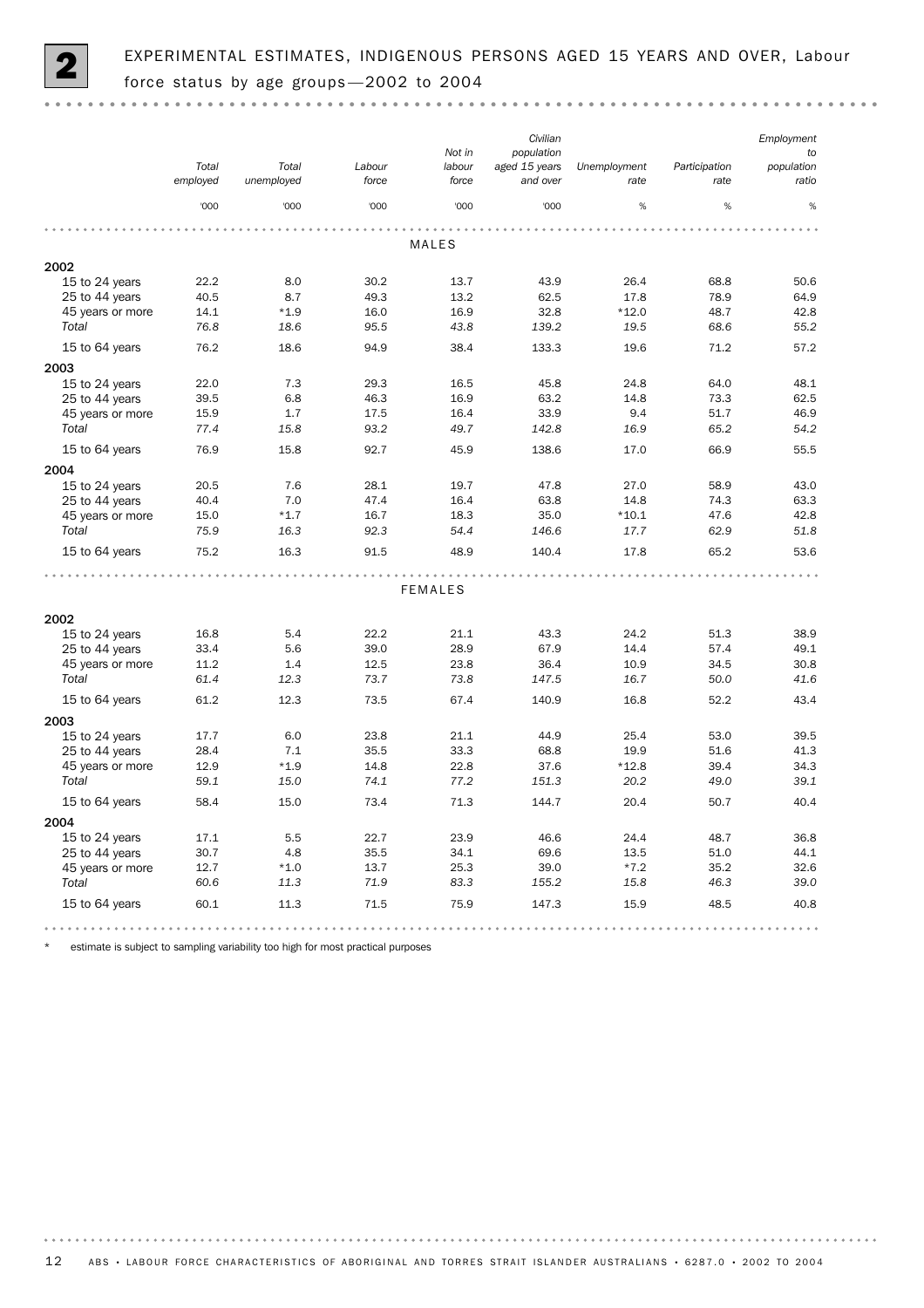# 2 EXPERIMENTAL ESTIMATES, INDIGENOUS PERSONS AGED 15 YEARS AND OVER, Labour force status by age groups—2002 to 2004

| | Total employed | Total unemployed | Labour force | Not in labour force | Civilian population aged 15 years and over | Unemployment rate | Participation rate | Employment to population ratio |
|---|---|---|---|---|---|---|---|---|
| | '000 | '000 | '000 | '000 | '000 | % | % | % |
| **MALES** | | | | | | | | |
| **2002** | | | | | | | | |
| 15 to 24 years | 22.2 | 8.0 | 30.2 | 13.7 | 43.9 | 26.4 | 68.8 | 50.6 |
| 25 to 44 years | 40.5 | 8.7 | 49.3 | 13.2 | 62.5 | 17.8 | 78.9 | 64.9 |
| 45 years or more | 14.1 | *1.9 | 16.0 | 16.9 | 32.8 | *12.0 | 48.7 | 42.8 |
| *Total* | *76.8* | *18.6* | *95.5* | *43.8* | *139.2* | *19.5* | *68.6* | *55.2* |
| 15 to 64 years | 76.2 | 18.6 | 94.9 | 38.4 | 133.3 | 19.6 | 71.2 | 57.2 |
| **2003** | | | | | | | | |
| 15 to 24 years | 22.0 | 7.3 | 29.3 | 16.5 | 45.8 | 24.8 | 64.0 | 48.1 |
| 25 to 44 years | 39.5 | 6.8 | 46.3 | 16.9 | 63.2 | 14.8 | 73.3 | 62.5 |
| 45 years or more | 15.9 | 1.7 | 17.5 | 16.4 | 33.9 | 9.4 | 51.7 | 46.9 |
| *Total* | *77.4* | *15.8* | *93.2* | *49.7* | *142.8* | *16.9* | *65.2* | *54.2* |
| 15 to 64 years | 76.9 | 15.8 | 92.7 | 45.9 | 138.6 | 17.0 | 66.9 | 55.5 |
| **2004** | | | | | | | | |
| 15 to 24 years | 20.5 | 7.6 | 28.1 | 19.7 | 47.8 | 27.0 | 58.9 | 43.0 |
| 25 to 44 years | 40.4 | 7.0 | 47.4 | 16.4 | 63.8 | 14.8 | 74.3 | 63.3 |
| 45 years or more | 15.0 | *1.7 | 16.7 | 18.3 | 35.0 | *10.1 | 47.6 | 42.8 |
| *Total* | *75.9* | *16.3* | *92.3* | *54.4* | *146.6* | *17.7* | *62.9* | *51.8* |
| 15 to 64 years | 75.2 | 16.3 | 91.5 | 48.9 | 140.4 | 17.8 | 65.2 | 53.6 |
| **FEMALES** | | | | | | | | |
| **2002** | | | | | | | | |
| 15 to 24 years | 16.8 | 5.4 | 22.2 | 21.1 | 43.3 | 24.2 | 51.3 | 38.9 |
| 25 to 44 years | 33.4 | 5.6 | 39.0 | 28.9 | 67.9 | 14.4 | 57.4 | 49.1 |
| 45 years or more | 11.2 | 1.4 | 12.5 | 23.8 | 36.4 | 10.9 | 34.5 | 30.8 |
| *Total* | *61.4* | *12.3* | *73.7* | *73.8* | *147.5* | *16.7* | *50.0* | *41.6* |
| 15 to 64 years | 61.2 | 12.3 | 73.5 | 67.4 | 140.9 | 16.8 | 52.2 | 43.4 |
| **2003** | | | | | | | | |
| 15 to 24 years | 17.7 | 6.0 | 23.8 | 21.1 | 44.9 | 25.4 | 53.0 | 39.5 |
| 25 to 44 years | 28.4 | 7.1 | 35.5 | 33.3 | 68.8 | 19.9 | 51.6 | 41.3 |
| 45 years or more | 12.9 | *1.9 | 14.8 | 22.8 | 37.6 | *12.8 | 39.4 | 34.3 |
| *Total* | *59.1* | *15.0* | *74.1* | *77.2* | *151.3* | *20.2* | *49.0* | *39.1* |
| 15 to 64 years | 58.4 | 15.0 | 73.4 | 71.3 | 144.7 | 20.4 | 50.7 | 40.4 |
| **2004** | | | | | | | | |
| 15 to 24 years | 17.1 | 5.5 | 22.7 | 23.9 | 46.6 | 24.4 | 48.7 | 36.8 |
| 25 to 44 years | 30.7 | 4.8 | 35.5 | 34.1 | 69.6 | 13.5 | 51.0 | 44.1 |
| 45 years or more | 12.7 | *1.0 | 13.7 | 25.3 | 39.0 | *7.2 | 35.2 | 32.6 |
| *Total* | *60.6* | *11.3* | *71.9* | *83.3* | *155.2* | *15.8* | *46.3* | *39.0* |
| 15 to 64 years | 60.1 | 11.3 | 71.5 | 75.9 | 147.3 | 15.9 | 48.5 | 40.8 |

\* estimate is subject to sampling variability too high for most practical purposes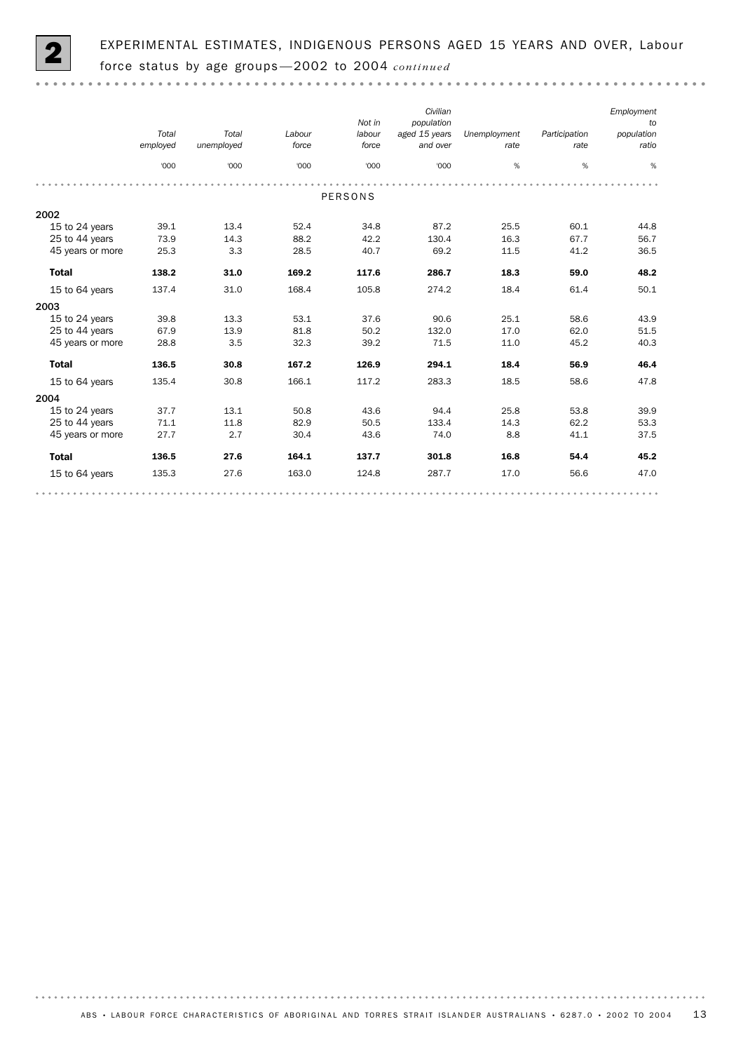## 2 EXPERIMENTAL ESTIMATES, INDIGENOUS PERSONS AGED 15 YEARS AND OVER, Labour force status by age groups—2002 to 2004 *continued*

| | Total employed | Total unemployed | Labour force | Not in labour force | Civilian population aged 15 years and over | Unemployment rate | Participation rate | Employment to population ratio |
|---|---|---|---|---|---|---|---|---|
| | '000 | '000 | '000 | '000 | '000 | % | % | % |
| **PERSONS** | | | | | | | | |
| **2002** | | | | | | | | |
| 15 to 24 years | 39.1 | 13.4 | 52.4 | 34.8 | 87.2 | 25.5 | 60.1 | 44.8 |
| 25 to 44 years | 73.9 | 14.3 | 88.2 | 42.2 | 130.4 | 16.3 | 67.7 | 56.7 |
| 45 years or more | 25.3 | 3.3 | 28.5 | 40.7 | 69.2 | 11.5 | 41.2 | 36.5 |
| **Total** | **138.2** | **31.0** | **169.2** | **117.6** | **286.7** | **18.3** | **59.0** | **48.2** |
| 15 to 64 years | 137.4 | 31.0 | 168.4 | 105.8 | 274.2 | 18.4 | 61.4 | 50.1 |
| **2003** | | | | | | | | |
| 15 to 24 years | 39.8 | 13.3 | 53.1 | 37.6 | 90.6 | 25.1 | 58.6 | 43.9 |
| 25 to 44 years | 67.9 | 13.9 | 81.8 | 50.2 | 132.0 | 17.0 | 62.0 | 51.5 |
| 45 years or more | 28.8 | 3.5 | 32.3 | 39.2 | 71.5 | 11.0 | 45.2 | 40.3 |
| **Total** | **136.5** | **30.8** | **167.2** | **126.9** | **294.1** | **18.4** | **56.9** | **46.4** |
| 15 to 64 years | 135.4 | 30.8 | 166.1 | 117.2 | 283.3 | 18.5 | 58.6 | 47.8 |
| **2004** | | | | | | | | |
| 15 to 24 years | 37.7 | 13.1 | 50.8 | 43.6 | 94.4 | 25.8 | 53.8 | 39.9 |
| 25 to 44 years | 71.1 | 11.8 | 82.9 | 50.5 | 133.4 | 14.3 | 62.2 | 53.3 |
| 45 years or more | 27.7 | 2.7 | 30.4 | 43.6 | 74.0 | 8.8 | 41.1 | 37.5 |
| **Total** | **136.5** | **27.6** | **164.1** | **137.7** | **301.8** | **16.8** | **54.4** | **45.2** |
| 15 to 64 years | 135.3 | 27.6 | 163.0 | 124.8 | 287.7 | 17.0 | 56.6 | 47.0 |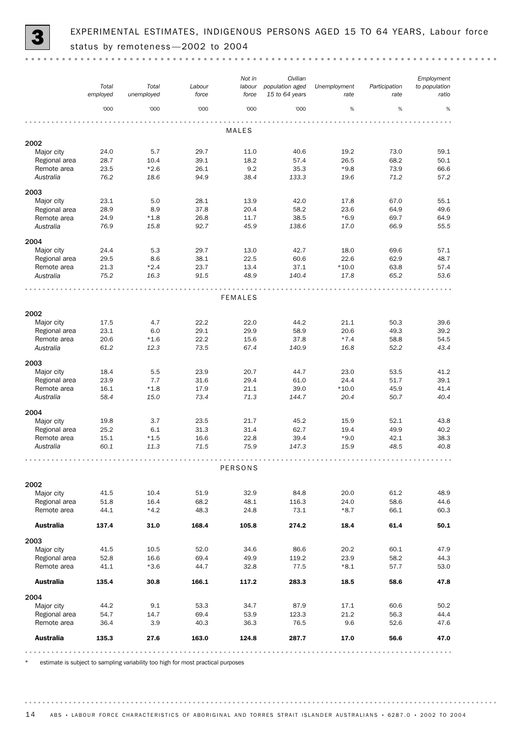# 3 EXPERIMENTAL ESTIMATES, INDIGENOUS PERSONS AGED 15 TO 64 YEARS, Labour force status by remoteness—2002 to 2004

| | Total employed | Total unemployed | Labour force | Not in labour force | Civilian population aged 15 to 64 years | Unemployment rate | Participation rate | Employment to population ratio |
|---|---|---|---|---|---|---|---|---|
| | '000 | '000 | '000 | '000 | '000 | % | % | % |
| **MALES** | | | | | | | | |
| **2002** | | | | | | | | |
| Major city | 24.0 | 5.7 | 29.7 | 11.0 | 40.6 | 19.2 | 73.0 | 59.1 |
| Regional area | 28.7 | 10.4 | 39.1 | 18.2 | 57.4 | 26.5 | 68.2 | 50.1 |
| Remote area | 23.5 | *2.6 | 26.1 | 9.2 | 35.3 | *9.8 | 73.9 | 66.6 |
| *Australia* | *76.2* | *18.6* | *94.9* | *38.4* | *133.3* | *19.6* | *71.2* | *57.2* |
| **2003** | | | | | | | | |
| Major city | 23.1 | 5.0 | 28.1 | 13.9 | 42.0 | 17.8 | 67.0 | 55.1 |
| Regional area | 28.9 | 8.9 | 37.8 | 20.4 | 58.2 | 23.6 | 64.9 | 49.6 |
| Remote area | 24.9 | *1.8 | 26.8 | 11.7 | 38.5 | *6.9 | 69.7 | 64.9 |
| *Australia* | *76.9* | *15.8* | *92.7* | *45.9* | *138.6* | *17.0* | *66.9* | *55.5* |
| **2004** | | | | | | | | |
| Major city | 24.4 | 5.3 | 29.7 | 13.0 | 42.7 | 18.0 | 69.6 | 57.1 |
| Regional area | 29.5 | 8.6 | 38.1 | 22.5 | 60.6 | 22.6 | 62.9 | 48.7 |
| Remote area | 21.3 | *2.4 | 23.7 | 13.4 | 37.1 | *10.0 | 63.8 | 57.4 |
| *Australia* | *75.2* | *16.3* | *91.5* | *48.9* | *140.4* | *17.8* | *65.2* | *53.6* |
| **FEMALES** | | | | | | | | |
| **2002** | | | | | | | | |
| Major city | 17.5 | 4.7 | 22.2 | 22.0 | 44.2 | 21.1 | 50.3 | 39.6 |
| Regional area | 23.1 | 6.0 | 29.1 | 29.9 | 58.9 | 20.6 | 49.3 | 39.2 |
| Remote area | 20.6 | *1.6 | 22.2 | 15.6 | 37.8 | *7.4 | 58.8 | 54.5 |
| *Australia* | *61.2* | *12.3* | *73.5* | *67.4* | *140.9* | *16.8* | *52.2* | *43.4* |
| **2003** | | | | | | | | |
| Major city | 18.4 | 5.5 | 23.9 | 20.7 | 44.7 | 23.0 | 53.5 | 41.2 |
| Regional area | 23.9 | 7.7 | 31.6 | 29.4 | 61.0 | 24.4 | 51.7 | 39.1 |
| Remote area | 16.1 | *1.8 | 17.9 | 21.1 | 39.0 | *10.0 | 45.9 | 41.4 |
| *Australia* | *58.4* | *15.0* | *73.4* | *71.3* | *144.7* | *20.4* | *50.7* | *40.4* |
| **2004** | | | | | | | | |
| Major city | 19.8 | 3.7 | 23.5 | 21.7 | 45.2 | 15.9 | 52.1 | 43.8 |
| Regional area | 25.2 | 6.1 | 31.3 | 31.4 | 62.7 | 19.4 | 49.9 | 40.2 |
| Remote area | 15.1 | *1.5 | 16.6 | 22.8 | 39.4 | *9.0 | 42.1 | 38.3 |
| *Australia* | *60.1* | *11.3* | *71.5* | *75.9* | *147.3* | *15.9* | *48.5* | *40.8* |
| **PERSONS** | | | | | | | | |
| **2002** | | | | | | | | |
| Major city | 41.5 | 10.4 | 51.9 | 32.9 | 84.8 | 20.0 | 61.2 | 48.9 |
| Regional area | 51.8 | 16.4 | 68.2 | 48.1 | 116.3 | 24.0 | 58.6 | 44.6 |
| Remote area | 44.1 | *4.2 | 48.3 | 24.8 | 73.1 | *8.7 | 66.1 | 60.3 |
| **Australia** | **137.4** | **31.0** | **168.4** | **105.8** | **274.2** | **18.4** | **61.4** | **50.1** |
| **2003** | | | | | | | | |
| Major city | 41.5 | 10.5 | 52.0 | 34.6 | 86.6 | 20.2 | 60.1 | 47.9 |
| Regional area | 52.8 | 16.6 | 69.4 | 49.9 | 119.2 | 23.9 | 58.2 | 44.3 |
| Remote area | 41.1 | *3.6 | 44.7 | 32.8 | 77.5 | *8.1 | 57.7 | 53.0 |
| **Australia** | **135.4** | **30.8** | **166.1** | **117.2** | **283.3** | **18.5** | **58.6** | **47.8** |
| **2004** | | | | | | | | |
| Major city | 44.2 | 9.1 | 53.3 | 34.7 | 87.9 | 17.1 | 60.6 | 50.2 |
| Regional area | 54.7 | 14.7 | 69.4 | 53.9 | 123.3 | 21.2 | 56.3 | 44.4 |
| Remote area | 36.4 | 3.9 | 40.3 | 36.3 | 76.5 | 9.6 | 52.6 | 47.6 |
| **Australia** | **135.3** | **27.6** | **163.0** | **124.8** | **287.7** | **17.0** | **56.6** | **47.0** |

\* estimate is subject to sampling variability too high for most practical purposes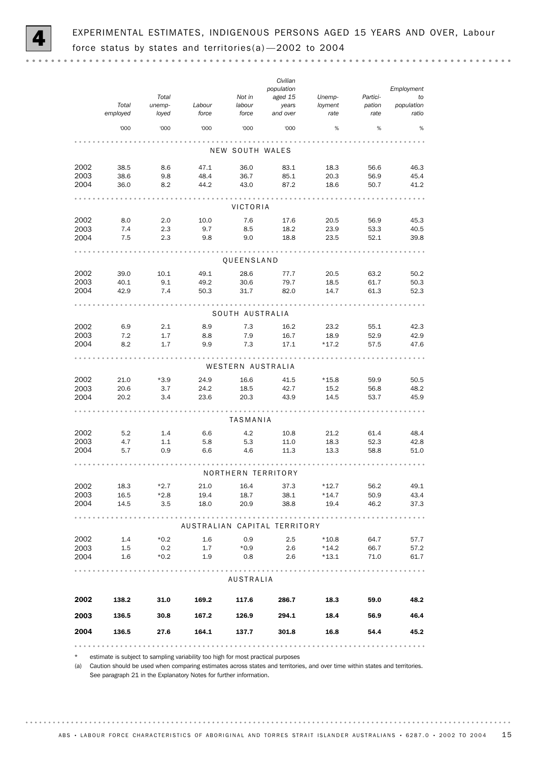# 4 EXPERIMENTAL ESTIMATES, INDIGENOUS PERSONS AGED 15 YEARS AND OVER, Labour force status by states and territories(a)—2002 to 2004

| | Total employed | Total unemployed | Labour force | Not in labour force | Civilian population aged 15 years and over | Unemployment rate | Participation rate | Employment to population ratio |
|---|---|---|---|---|---|---|---|---|
| | '000 | '000 | '000 | '000 | '000 | % | % | % |
| **NEW SOUTH WALES** | | | | | | | | |
| 2002 | 38.5 | 8.6 | 47.1 | 36.0 | 83.1 | 18.3 | 56.6 | 46.3 |
| 2003 | 38.6 | 9.8 | 48.4 | 36.7 | 85.1 | 20.3 | 56.9 | 45.4 |
| 2004 | 36.0 | 8.2 | 44.2 | 43.0 | 87.2 | 18.6 | 50.7 | 41.2 |
| **VICTORIA** | | | | | | | | |
| 2002 | 8.0 | 2.0 | 10.0 | 7.6 | 17.6 | 20.5 | 56.9 | 45.3 |
| 2003 | 7.4 | 2.3 | 9.7 | 8.5 | 18.2 | 23.9 | 53.3 | 40.5 |
| 2004 | 7.5 | 2.3 | 9.8 | 9.0 | 18.8 | 23.5 | 52.1 | 39.8 |
| **QUEENSLAND** | | | | | | | | |
| 2002 | 39.0 | 10.1 | 49.1 | 28.6 | 77.7 | 20.5 | 63.2 | 50.2 |
| 2003 | 40.1 | 9.1 | 49.2 | 30.6 | 79.7 | 18.5 | 61.7 | 50.3 |
| 2004 | 42.9 | 7.4 | 50.3 | 31.7 | 82.0 | 14.7 | 61.3 | 52.3 |
| **SOUTH AUSTRALIA** | | | | | | | | |
| 2002 | 6.9 | 2.1 | 8.9 | 7.3 | 16.2 | 23.2 | 55.1 | 42.3 |
| 2003 | 7.2 | 1.7 | 8.8 | 7.9 | 16.7 | 18.9 | 52.9 | 42.9 |
| 2004 | 8.2 | 1.7 | 9.9 | 7.3 | 17.1 | *17.2 | 57.5 | 47.6 |
| **WESTERN AUSTRALIA** | | | | | | | | |
| 2002 | 21.0 | *3.9 | 24.9 | 16.6 | 41.5 | *15.8 | 59.9 | 50.5 |
| 2003 | 20.6 | 3.7 | 24.2 | 18.5 | 42.7 | 15.2 | 56.8 | 48.2 |
| 2004 | 20.2 | 3.4 | 23.6 | 20.3 | 43.9 | 14.5 | 53.7 | 45.9 |
| **TASMANIA** | | | | | | | | |
| 2002 | 5.2 | 1.4 | 6.6 | 4.2 | 10.8 | 21.2 | 61.4 | 48.4 |
| 2003 | 4.7 | 1.1 | 5.8 | 5.3 | 11.0 | 18.3 | 52.3 | 42.8 |
| 2004 | 5.7 | 0.9 | 6.6 | 4.6 | 11.3 | 13.3 | 58.8 | 51.0 |
| **NORTHERN TERRITORY** | | | | | | | | |
| 2002 | 18.3 | *2.7 | 21.0 | 16.4 | 37.3 | *12.7 | 56.2 | 49.1 |
| 2003 | 16.5 | *2.8 | 19.4 | 18.7 | 38.1 | *14.7 | 50.9 | 43.4 |
| 2004 | 14.5 | 3.5 | 18.0 | 20.9 | 38.8 | 19.4 | 46.2 | 37.3 |
| **AUSTRALIAN CAPITAL TERRITORY** | | | | | | | | |
| 2002 | 1.4 | *0.2 | 1.6 | 0.9 | 2.5 | *10.8 | 64.7 | 57.7 |
| 2003 | 1.5 | 0.2 | 1.7 | *0.9 | 2.6 | *14.2 | 66.7 | 57.2 |
| 2004 | 1.6 | *0.2 | 1.9 | 0.8 | 2.6 | *13.1 | 71.0 | 61.7 |
| **AUSTRALIA** | | | | | | | | |
| **2002** | **138.2** | **31.0** | **169.2** | **117.6** | **286.7** | **18.3** | **59.0** | **48.2** |
| **2003** | **136.5** | **30.8** | **167.2** | **126.9** | **294.1** | **18.4** | **56.9** | **46.4** |
| **2004** | **136.5** | **27.6** | **164.1** | **137.7** | **301.8** | **16.8** | **54.4** | **45.2** |

\* estimate is subject to sampling variability too high for most practical purposes

(a) Caution should be used when comparing estimates across states and territories, and over time within states and territories. See paragraph 21 in the Explanatory Notes for further information.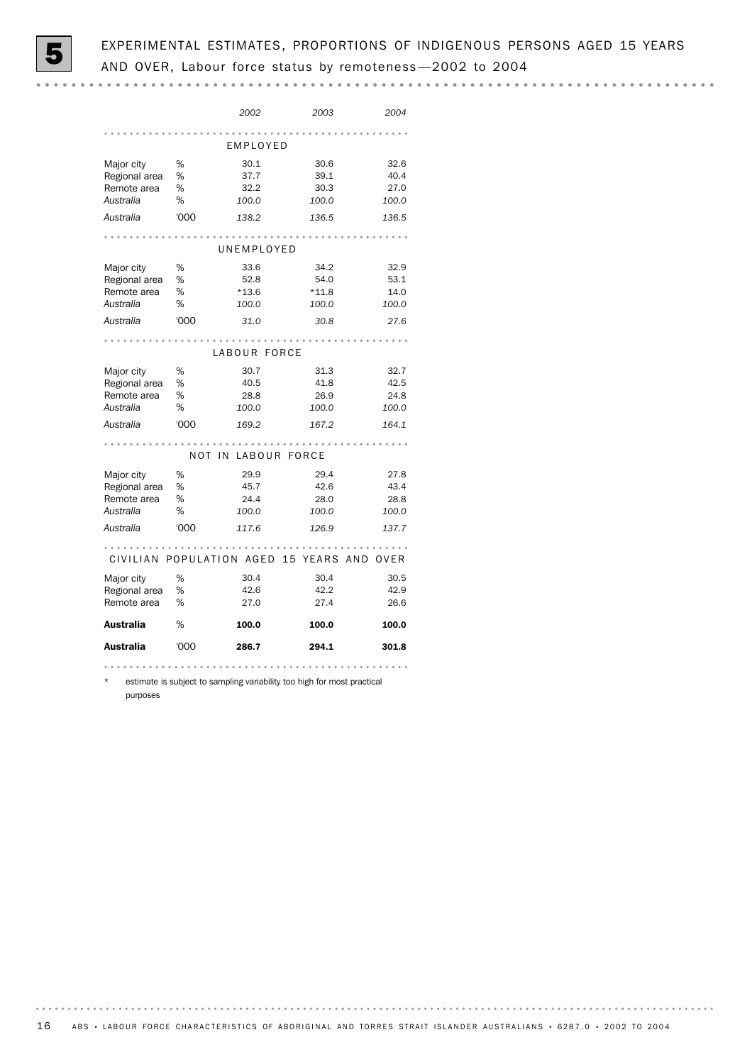# 5 EXPERIMENTAL ESTIMATES, PROPORTIONS OF INDIGENOUS PERSONS AGED 15 YEARS AND OVER, Labour force status by remoteness—2002 to 2004

| | | *2002* | *2003* | *2004* |
|---|---|---|---|---|
| **EMPLOYED** | | | | |
| Major city | % | 30.1 | 30.6 | 32.6 |
| Regional area | % | 37.7 | 39.1 | 40.4 |
| Remote area | % | 32.2 | 30.3 | 27.0 |
| *Australia* | % | *100.0* | *100.0* | *100.0* |
| *Australia* | '000 | *138.2* | *136.5* | *136.5* |
| **UNEMPLOYED** | | | | |
| Major city | % | 33.6 | 34.2 | 32.9 |
| Regional area | % | 52.8 | 54.0 | 53.1 |
| Remote area | % | *13.6 | *11.8 | 14.0 |
| *Australia* | % | *100.0* | *100.0* | *100.0* |
| *Australia* | '000 | *31.0* | *30.8* | *27.6* |
| **LABOUR FORCE** | | | | |
| Major city | % | 30.7 | 31.3 | 32.7 |
| Regional area | % | 40.5 | 41.8 | 42.5 |
| Remote area | % | 28.8 | 26.9 | 24.8 |
| *Australia* | % | *100.0* | *100.0* | *100.0* |
| *Australia* | '000 | *169.2* | *167.2* | *164.1* |
| **NOT IN LABOUR FORCE** | | | | |
| Major city | % | 29.9 | 29.4 | 27.8 |
| Regional area | % | 45.7 | 42.6 | 43.4 |
| Remote area | % | 24.4 | 28.0 | 28.8 |
| *Australia* | % | *100.0* | *100.0* | *100.0* |
| *Australia* | '000 | *117.6* | *126.9* | *137.7* |
| **CIVILIAN POPULATION AGED 15 YEARS AND OVER** | | | | |
| Major city | % | 30.4 | 30.4 | 30.5 |
| Regional area | % | 42.6 | 42.2 | 42.9 |
| Remote area | % | 27.0 | 27.4 | 26.6 |
| **Australia** | % | **100.0** | **100.0** | **100.0** |
| **Australia** | '000 | **286.7** | **294.1** | **301.8** |

\* estimate is subject to sampling variability too high for most practical purposes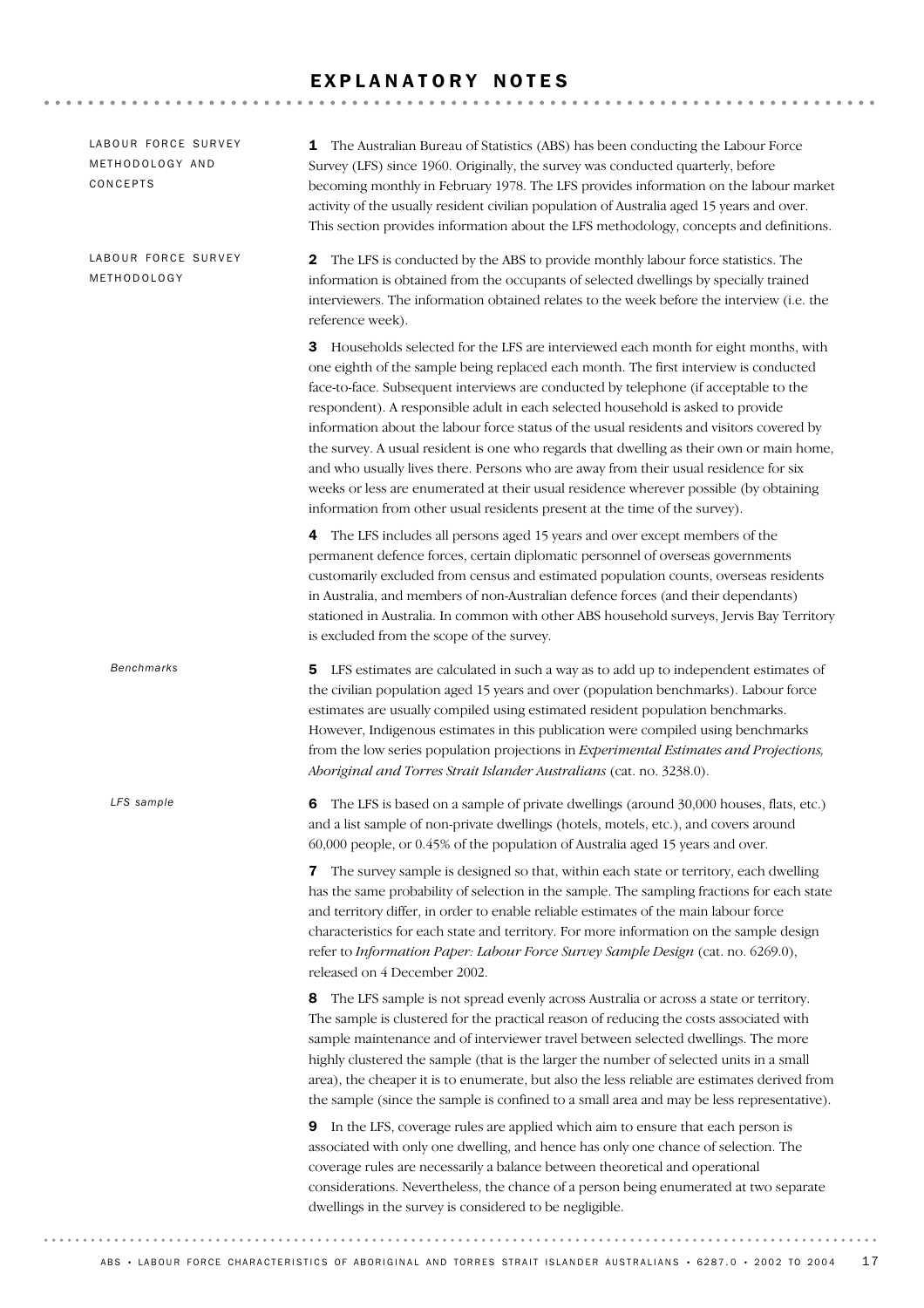# EXPLANATORY NOTES

## LABOUR FORCE SURVEY METHODOLOGY AND CONCEPTS

**1** The Australian Bureau of Statistics (ABS) has been conducting the Labour Force Survey (LFS) since 1960. Originally, the survey was conducted quarterly, before becoming monthly in February 1978. The LFS provides information on the labour market activity of the usually resident civilian population of Australia aged 15 years and over. This section provides information about the LFS methodology, concepts and definitions.

## LABOUR FORCE SURVEY METHODOLOGY

**2** The LFS is conducted by the ABS to provide monthly labour force statistics. The information is obtained from the occupants of selected dwellings by specially trained interviewers. The information obtained relates to the week before the interview (i.e. the reference week).

**3** Households selected for the LFS are interviewed each month for eight months, with one eighth of the sample being replaced each month. The first interview is conducted face-to-face. Subsequent interviews are conducted by telephone (if acceptable to the respondent). A responsible adult in each selected household is asked to provide information about the labour force status of the usual residents and visitors covered by the survey. A usual resident is one who regards that dwelling as their own or main home, and who usually lives there. Persons who are away from their usual residence for six weeks or less are enumerated at their usual residence wherever possible (by obtaining information from other usual residents present at the time of the survey).

**4** The LFS includes all persons aged 15 years and over except members of the permanent defence forces, certain diplomatic personnel of overseas governments customarily excluded from census and estimated population counts, overseas residents in Australia, and members of non-Australian defence forces (and their dependants) stationed in Australia. In common with other ABS household surveys, Jervis Bay Territory is excluded from the scope of the survey.

### *Benchmarks*

**5** LFS estimates are calculated in such a way as to add up to independent estimates of the civilian population aged 15 years and over (population benchmarks). Labour force estimates are usually compiled using estimated resident population benchmarks. However, Indigenous estimates in this publication were compiled using benchmarks from the low series population projections in *Experimental Estimates and Projections, Aboriginal and Torres Strait Islander Australians* (cat. no. 3238.0).

### *LFS sample*

**6** The LFS is based on a sample of private dwellings (around 30,000 houses, flats, etc.) and a list sample of non-private dwellings (hotels, motels, etc.), and covers around 60,000 people, or 0.45% of the population of Australia aged 15 years and over.

**7** The survey sample is designed so that, within each state or territory, each dwelling has the same probability of selection in the sample. The sampling fractions for each state and territory differ, in order to enable reliable estimates of the main labour force characteristics for each state and territory. For more information on the sample design refer to *Information Paper: Labour Force Survey Sample Design* (cat. no. 6269.0), released on 4 December 2002.

**8** The LFS sample is not spread evenly across Australia or across a state or territory. The sample is clustered for the practical reason of reducing the costs associated with sample maintenance and of interviewer travel between selected dwellings. The more highly clustered the sample (that is the larger the number of selected units in a small area), the cheaper it is to enumerate, but also the less reliable are estimates derived from the sample (since the sample is confined to a small area and may be less representative).

**9** In the LFS, coverage rules are applied which aim to ensure that each person is associated with only one dwelling, and hence has only one chance of selection. The coverage rules are necessarily a balance between theoretical and operational considerations. Nevertheless, the chance of a person being enumerated at two separate dwellings in the survey is considered to be negligible.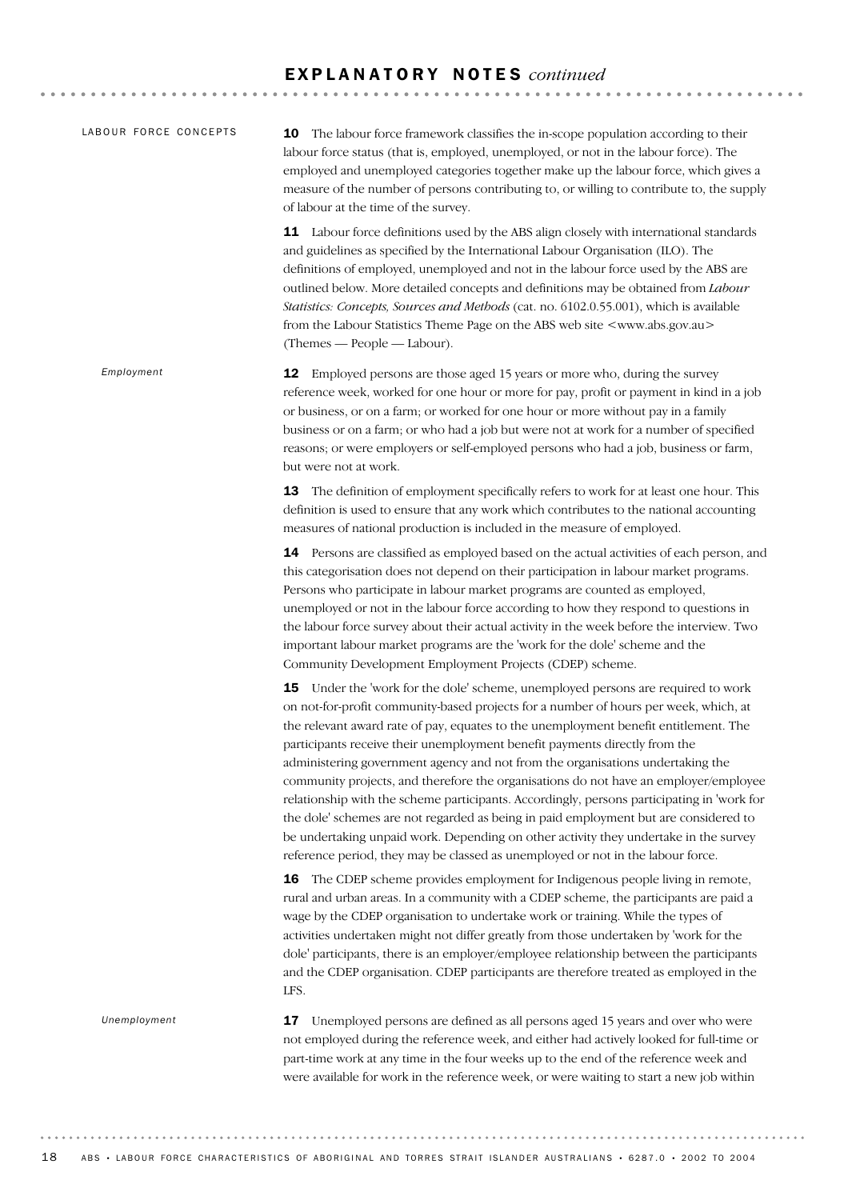## EXPLANATORY NOTES *continued*

### LABOUR FORCE CONCEPTS

**10** The labour force framework classifies the in-scope population according to their labour force status (that is, employed, unemployed, or not in the labour force). The employed and unemployed categories together make up the labour force, which gives a measure of the number of persons contributing to, or willing to contribute to, the supply of labour at the time of the survey.

**11** Labour force definitions used by the ABS align closely with international standards and guidelines as specified by the International Labour Organisation (ILO). The definitions of employed, unemployed and not in the labour force used by the ABS are outlined below. More detailed concepts and definitions may be obtained from *Labour Statistics: Concepts, Sources and Methods* (cat. no. 6102.0.55.001), which is available from the Labour Statistics Theme Page on the ABS web site <www.abs.gov.au> (Themes — People — Labour).

#### *Employment*

**12** Employed persons are those aged 15 years or more who, during the survey reference week, worked for one hour or more for pay, profit or payment in kind in a job or business, or on a farm; or worked for one hour or more without pay in a family business or on a farm; or who had a job but were not at work for a number of specified reasons; or were employers or self-employed persons who had a job, business or farm, but were not at work.

**13** The definition of employment specifically refers to work for at least one hour. This definition is used to ensure that any work which contributes to the national accounting measures of national production is included in the measure of employed.

**14** Persons are classified as employed based on the actual activities of each person, and this categorisation does not depend on their participation in labour market programs. Persons who participate in labour market programs are counted as employed, unemployed or not in the labour force according to how they respond to questions in the labour force survey about their actual activity in the week before the interview. Two important labour market programs are the 'work for the dole' scheme and the Community Development Employment Projects (CDEP) scheme.

**15** Under the 'work for the dole' scheme, unemployed persons are required to work on not-for-profit community-based projects for a number of hours per week, which, at the relevant award rate of pay, equates to the unemployment benefit entitlement. The participants receive their unemployment benefit payments directly from the administering government agency and not from the organisations undertaking the community projects, and therefore the organisations do not have an employer/employee relationship with the scheme participants. Accordingly, persons participating in 'work for the dole' schemes are not regarded as being in paid employment but are considered to be undertaking unpaid work. Depending on other activity they undertake in the survey reference period, they may be classed as unemployed or not in the labour force.

**16** The CDEP scheme provides employment for Indigenous people living in remote, rural and urban areas. In a community with a CDEP scheme, the participants are paid a wage by the CDEP organisation to undertake work or training. While the types of activities undertaken might not differ greatly from those undertaken by 'work for the dole' participants, there is an employer/employee relationship between the participants and the CDEP organisation. CDEP participants are therefore treated as employed in the LFS.

#### *Unemployment*

**17** Unemployed persons are defined as all persons aged 15 years and over who were not employed during the reference week, and either had actively looked for full-time or part-time work at any time in the four weeks up to the end of the reference week and were available for work in the reference week, or were waiting to start a new job within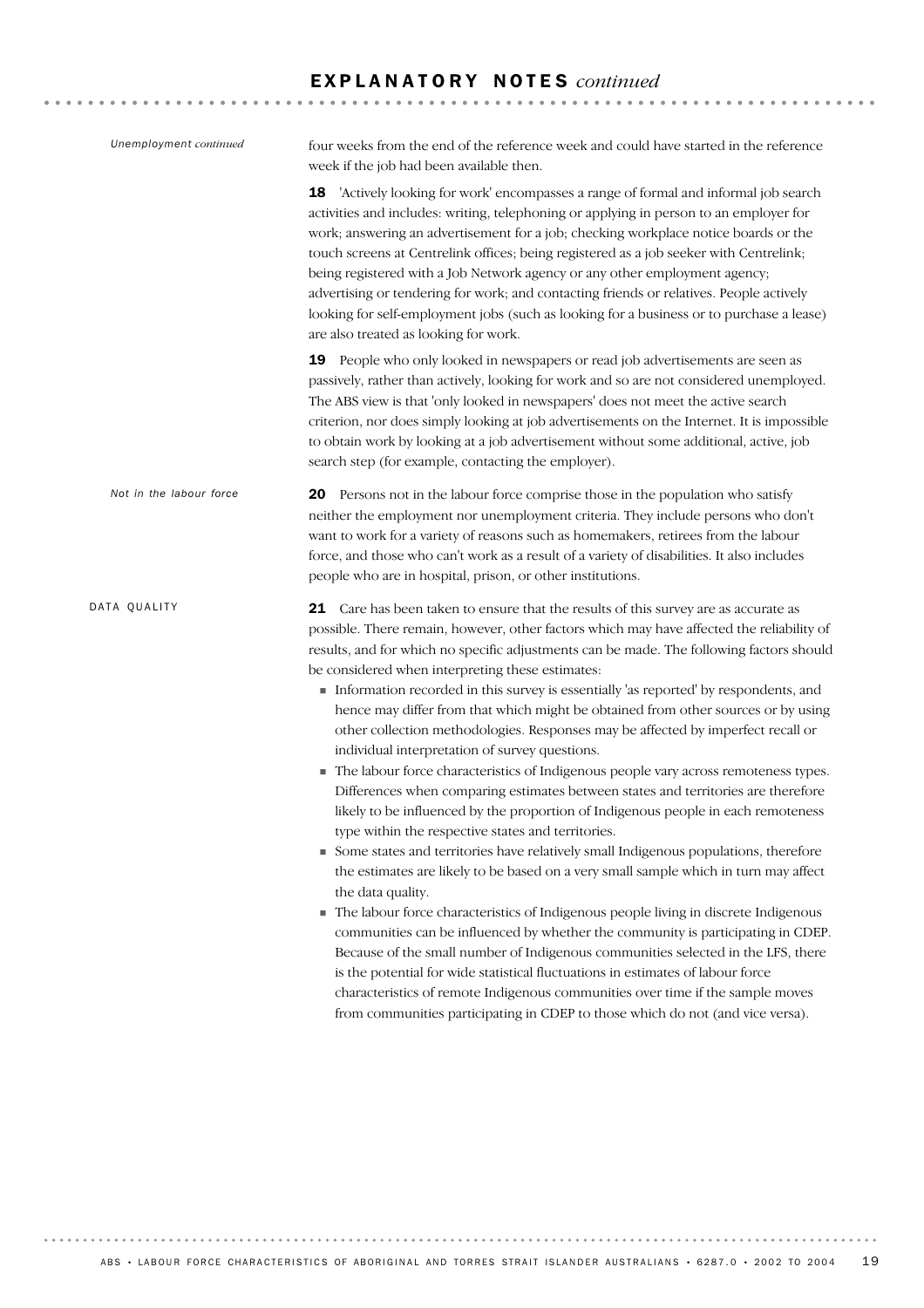## EXPLANATORY NOTES *continued*

*Unemployment continued*

four weeks from the end of the reference week and could have started in the reference week if the job had been available then.

**18** 'Actively looking for work' encompasses a range of formal and informal job search activities and includes: writing, telephoning or applying in person to an employer for work; answering an advertisement for a job; checking workplace notice boards or the touch screens at Centrelink offices; being registered as a job seeker with Centrelink; being registered with a Job Network agency or any other employment agency; advertising or tendering for work; and contacting friends or relatives. People actively looking for self-employment jobs (such as looking for a business or to purchase a lease) are also treated as looking for work.

**19** People who only looked in newspapers or read job advertisements are seen as passively, rather than actively, looking for work and so are not considered unemployed. The ABS view is that 'only looked in newspapers' does not meet the active search criterion, nor does simply looking at job advertisements on the Internet. It is impossible to obtain work by looking at a job advertisement without some additional, active, job search step (for example, contacting the employer).

*Not in the labour force*

**20** Persons not in the labour force comprise those in the population who satisfy neither the employment nor unemployment criteria. They include persons who don't want to work for a variety of reasons such as homemakers, retirees from the labour force, and those who can't work as a result of a variety of disabilities. It also includes people who are in hospital, prison, or other institutions.

### DATA QUALITY

**21** Care has been taken to ensure that the results of this survey are as accurate as possible. There remain, however, other factors which may have affected the reliability of results, and for which no specific adjustments can be made. The following factors should be considered when interpreting these estimates:

- Information recorded in this survey is essentially 'as reported' by respondents, and hence may differ from that which might be obtained from other sources or by using other collection methodologies. Responses may be affected by imperfect recall or individual interpretation of survey questions.
- The labour force characteristics of Indigenous people vary across remoteness types. Differences when comparing estimates between states and territories are therefore likely to be influenced by the proportion of Indigenous people in each remoteness type within the respective states and territories.
- Some states and territories have relatively small Indigenous populations, therefore the estimates are likely to be based on a very small sample which in turn may affect the data quality.
- The labour force characteristics of Indigenous people living in discrete Indigenous communities can be influenced by whether the community is participating in CDEP. Because of the small number of Indigenous communities selected in the LFS, there is the potential for wide statistical fluctuations in estimates of labour force characteristics of remote Indigenous communities over time if the sample moves from communities participating in CDEP to those which do not (and vice versa).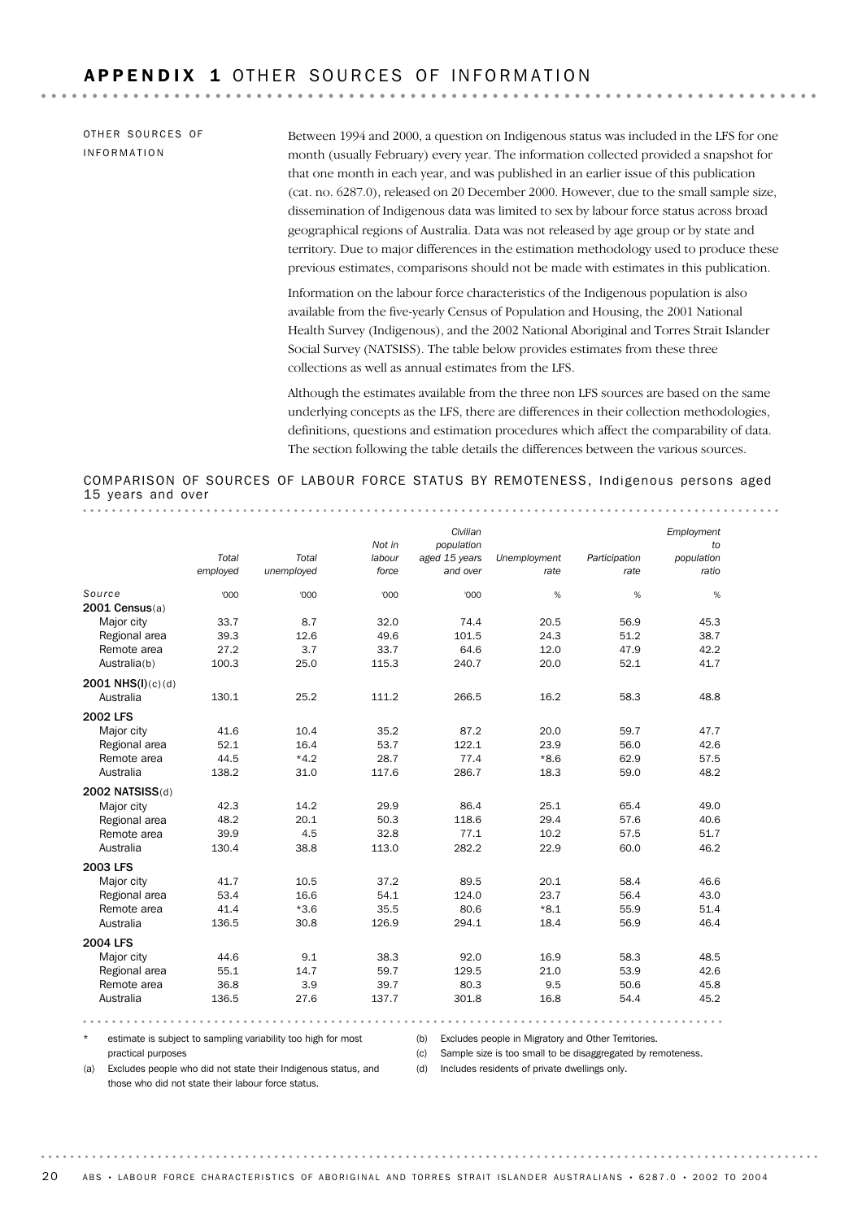# APPENDIX 1 OTHER SOURCES OF INFORMATION

OTHER SOURCES OF INFORMATION

Between 1994 and 2000, a question on Indigenous status was included in the LFS for one month (usually February) every year. The information collected provided a snapshot for that one month in each year, and was published in an earlier issue of this publication (cat. no. 6287.0), released on 20 December 2000. However, due to the small sample size, dissemination of Indigenous data was limited to sex by labour force status across broad geographical regions of Australia. Data was not released by age group or by state and territory. Due to major differences in the estimation methodology used to produce these previous estimates, comparisons should not be made with estimates in this publication.

Information on the labour force characteristics of the Indigenous population is also available from the five-yearly Census of Population and Housing, the 2001 National Health Survey (Indigenous), and the 2002 National Aboriginal and Torres Strait Islander Social Survey (NATSISS). The table below provides estimates from these three collections as well as annual estimates from the LFS.

Although the estimates available from the three non LFS sources are based on the same underlying concepts as the LFS, there are differences in their collection methodologies, definitions, questions and estimation procedures which affect the comparability of data. The section following the table details the differences between the various sources.

## COMPARISON OF SOURCES OF LABOUR FORCE STATUS BY REMOTENESS, Indigenous persons aged 15 years and over

| | Total employed | Total unemployed | Not in labour force | Civilian population aged 15 years and over | Unemployment rate | Participation rate | Employment to population ratio |
|---|---|---|---|---|---|---|---|
| Source | '000 | '000 | '000 | '000 | % | % | % |
| **2001 Census**(a) | | | | | | | |
| Major city | 33.7 | 8.7 | 32.0 | 74.4 | 20.5 | 56.9 | 45.3 |
| Regional area | 39.3 | 12.6 | 49.6 | 101.5 | 24.3 | 51.2 | 38.7 |
| Remote area | 27.2 | 3.7 | 33.7 | 64.6 | 12.0 | 47.9 | 42.2 |
| Australia(b) | 100.3 | 25.0 | 115.3 | 240.7 | 20.0 | 52.1 | 41.7 |
| **2001 NHS(I)**(c)(d) | | | | | | | |
| Australia | 130.1 | 25.2 | 111.2 | 266.5 | 16.2 | 58.3 | 48.8 |
| **2002 LFS** | | | | | | | |
| Major city | 41.6 | 10.4 | 35.2 | 87.2 | 20.0 | 59.7 | 47.7 |
| Regional area | 52.1 | 16.4 | 53.7 | 122.1 | 23.9 | 56.0 | 42.6 |
| Remote area | 44.5 | *4.2 | 28.7 | 77.4 | *8.6 | 62.9 | 57.5 |
| Australia | 138.2 | 31.0 | 117.6 | 286.7 | 18.3 | 59.0 | 48.2 |
| **2002 NATSISS**(d) | | | | | | | |
| Major city | 42.3 | 14.2 | 29.9 | 86.4 | 25.1 | 65.4 | 49.0 |
| Regional area | 48.2 | 20.1 | 50.3 | 118.6 | 29.4 | 57.6 | 40.6 |
| Remote area | 39.9 | 4.5 | 32.8 | 77.1 | 10.2 | 57.5 | 51.7 |
| Australia | 130.4 | 38.8 | 113.0 | 282.2 | 22.9 | 60.0 | 46.2 |
| **2003 LFS** | | | | | | | |
| Major city | 41.7 | 10.5 | 37.2 | 89.5 | 20.1 | 58.4 | 46.6 |
| Regional area | 53.4 | 16.6 | 54.1 | 124.0 | 23.7 | 56.4 | 43.0 |
| Remote area | 41.4 | *3.6 | 35.5 | 80.6 | *8.1 | 55.9 | 51.4 |
| Australia | 136.5 | 30.8 | 126.9 | 294.1 | 18.4 | 56.9 | 46.4 |
| **2004 LFS** | | | | | | | |
| Major city | 44.6 | 9.1 | 38.3 | 92.0 | 16.9 | 58.3 | 48.5 |
| Regional area | 55.1 | 14.7 | 59.7 | 129.5 | 21.0 | 53.9 | 42.6 |
| Remote area | 36.8 | 3.9 | 39.7 | 80.3 | 9.5 | 50.6 | 45.8 |
| Australia | 136.5 | 27.6 | 137.7 | 301.8 | 16.8 | 54.4 | 45.2 |

\* estimate is subject to sampling variability too high for most practical purposes

(a) Excludes people who did not state their Indigenous status, and those who did not state their labour force status.

(b) Excludes people in Migratory and Other Territories.

(c) Sample size is too small to be disaggregated by remoteness.

(d) Includes residents of private dwellings only.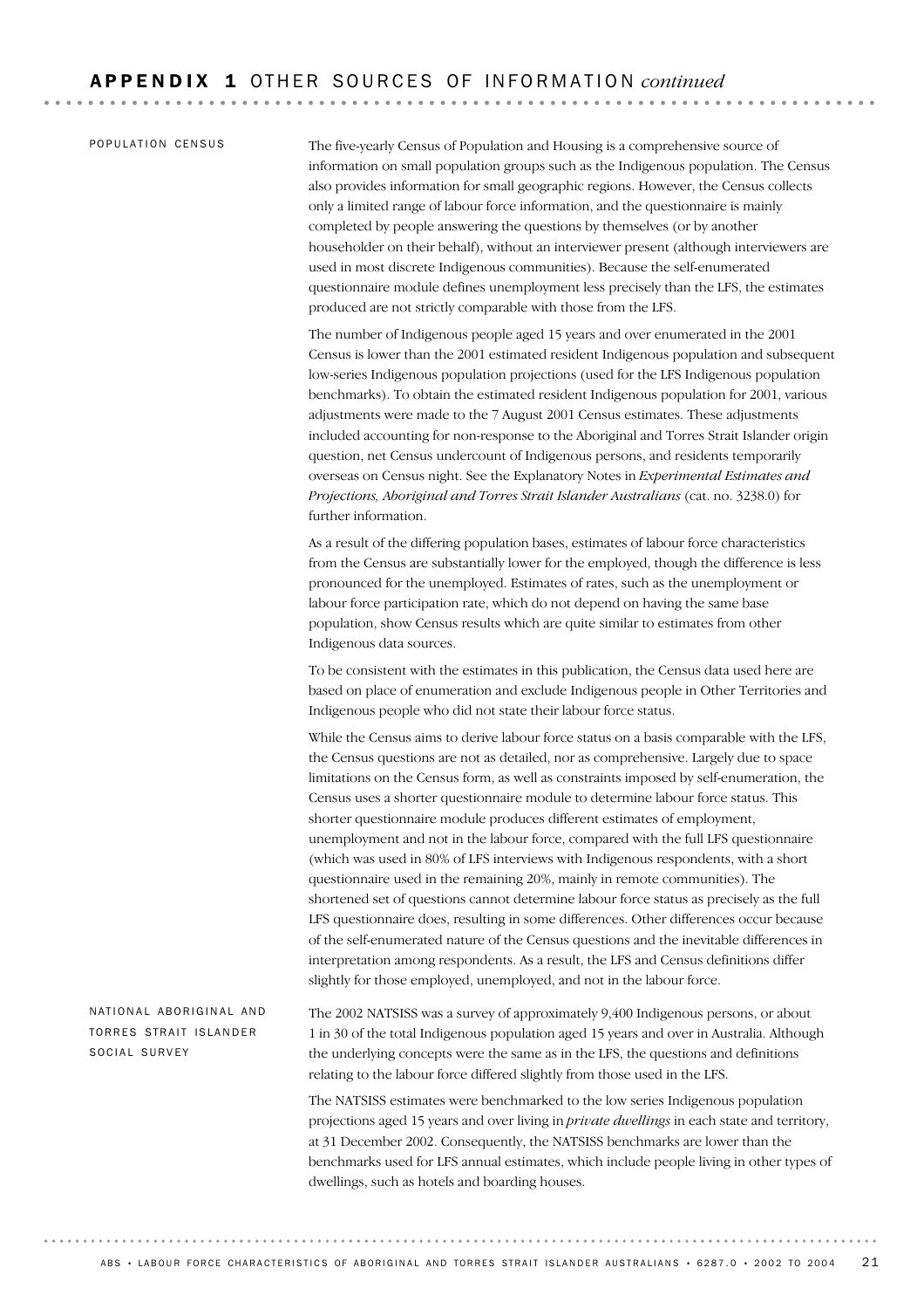## APPENDIX 1 OTHER SOURCES OF INFORMATION *continued*

### POPULATION CENSUS

The five-yearly Census of Population and Housing is a comprehensive source of information on small population groups such as the Indigenous population. The Census also provides information for small geographic regions. However, the Census collects only a limited range of labour force information, and the questionnaire is mainly completed by people answering the questions by themselves (or by another householder on their behalf), without an interviewer present (although interviewers are used in most discrete Indigenous communities). Because the self-enumerated questionnaire module defines unemployment less precisely than the LFS, the estimates produced are not strictly comparable with those from the LFS.

The number of Indigenous people aged 15 years and over enumerated in the 2001 Census is lower than the 2001 estimated resident Indigenous population and subsequent low-series Indigenous population projections (used for the LFS Indigenous population benchmarks). To obtain the estimated resident Indigenous population for 2001, various adjustments were made to the 7 August 2001 Census estimates. These adjustments included accounting for non-response to the Aboriginal and Torres Strait Islander origin question, net Census undercount of Indigenous persons, and residents temporarily overseas on Census night. See the Explanatory Notes in *Experimental Estimates and Projections, Aboriginal and Torres Strait Islander Australians* (cat. no. 3238.0) for further information.

As a result of the differing population bases, estimates of labour force characteristics from the Census are substantially lower for the employed, though the difference is less pronounced for the unemployed. Estimates of rates, such as the unemployment or labour force participation rate, which do not depend on having the same base population, show Census results which are quite similar to estimates from other Indigenous data sources.

To be consistent with the estimates in this publication, the Census data used here are based on place of enumeration and exclude Indigenous people in Other Territories and Indigenous people who did not state their labour force status.

While the Census aims to derive labour force status on a basis comparable with the LFS, the Census questions are not as detailed, nor as comprehensive. Largely due to space limitations on the Census form, as well as constraints imposed by self-enumeration, the Census uses a shorter questionnaire module to determine labour force status. This shorter questionnaire module produces different estimates of employment, unemployment and not in the labour force, compared with the full LFS questionnaire (which was used in 80% of LFS interviews with Indigenous respondents, with a short questionnaire used in the remaining 20%, mainly in remote communities). The shortened set of questions cannot determine labour force status as precisely as the full LFS questionnaire does, resulting in some differences. Other differences occur because of the self-enumerated nature of the Census questions and the inevitable differences in interpretation among respondents. As a result, the LFS and Census definitions differ slightly for those employed, unemployed, and not in the labour force.

### NATIONAL ABORIGINAL AND TORRES STRAIT ISLANDER SOCIAL SURVEY

The 2002 NATSISS was a survey of approximately 9,400 Indigenous persons, or about 1 in 30 of the total Indigenous population aged 15 years and over in Australia. Although the underlying concepts were the same as in the LFS, the questions and definitions relating to the labour force differed slightly from those used in the LFS.

The NATSISS estimates were benchmarked to the low series Indigenous population projections aged 15 years and over living in *private dwellings* in each state and territory, at 31 December 2002. Consequently, the NATSISS benchmarks are lower than the benchmarks used for LFS annual estimates, which include people living in other types of dwellings, such as hotels and boarding houses.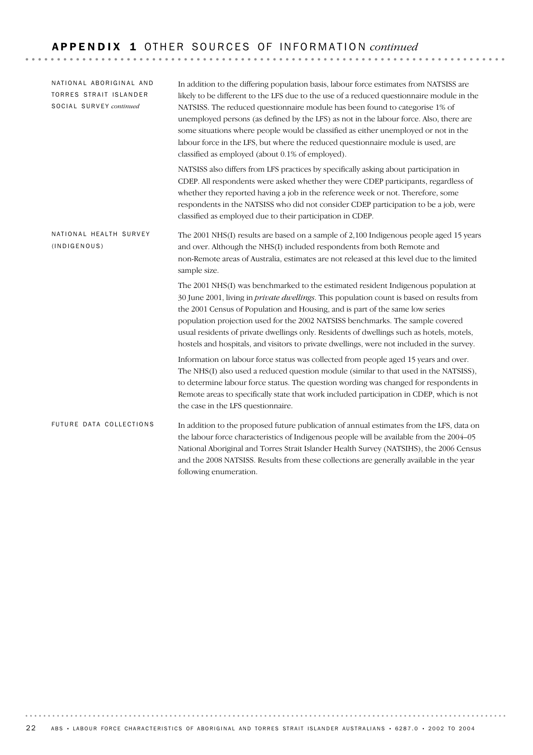## APPENDIX 1 OTHER SOURCES OF INFORMATION *continued*

### NATIONAL ABORIGINAL AND TORRES STRAIT ISLANDER SOCIAL SURVEY *continued*

In addition to the differing population basis, labour force estimates from NATSISS are likely to be different to the LFS due to the use of a reduced questionnaire module in the NATSISS. The reduced questionnaire module has been found to categorise 1% of unemployed persons (as defined by the LFS) as not in the labour force. Also, there are some situations where people would be classified as either unemployed or not in the labour force in the LFS, but where the reduced questionnaire module is used, are classified as employed (about 0.1% of employed).

NATSISS also differs from LFS practices by specifically asking about participation in CDEP. All respondents were asked whether they were CDEP participants, regardless of whether they reported having a job in the reference week or not. Therefore, some respondents in the NATSISS who did not consider CDEP participation to be a job, were classified as employed due to their participation in CDEP.

### NATIONAL HEALTH SURVEY (INDIGENOUS)

The 2001 NHS(I) results are based on a sample of 2,100 Indigenous people aged 15 years and over. Although the NHS(I) included respondents from both Remote and non-Remote areas of Australia, estimates are not released at this level due to the limited sample size.

The 2001 NHS(I) was benchmarked to the estimated resident Indigenous population at 30 June 2001, living in *private dwellings*. This population count is based on results from the 2001 Census of Population and Housing, and is part of the same low series population projection used for the 2002 NATSISS benchmarks. The sample covered usual residents of private dwellings only. Residents of dwellings such as hotels, motels, hostels and hospitals, and visitors to private dwellings, were not included in the survey.

Information on labour force status was collected from people aged 15 years and over. The NHS(I) also used a reduced question module (similar to that used in the NATSISS), to determine labour force status. The question wording was changed for respondents in Remote areas to specifically state that work included participation in CDEP, which is not the case in the LFS questionnaire.

### FUTURE DATA COLLECTIONS

In addition to the proposed future publication of annual estimates from the LFS, data on the labour force characteristics of Indigenous people will be available from the 2004–05 National Aboriginal and Torres Strait Islander Health Survey (NATSIHS), the 2006 Census and the 2008 NATSISS. Results from these collections are generally available in the year following enumeration.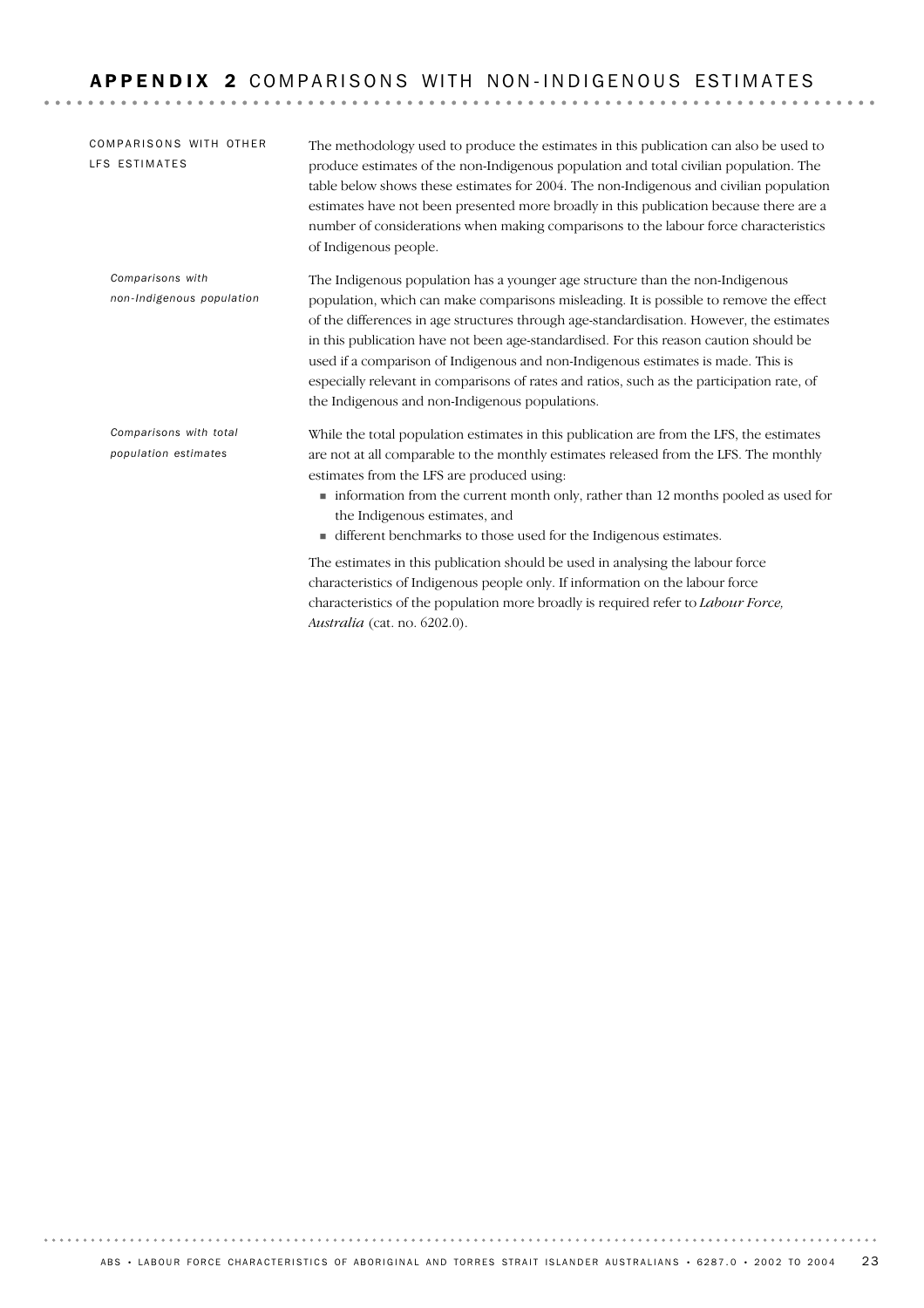# APPENDIX 2 COMPARISONS WITH NON-INDIGENOUS ESTIMATES

## COMPARISONS WITH OTHER LFS ESTIMATES

The methodology used to produce the estimates in this publication can also be used to produce estimates of the non-Indigenous population and total civilian population. The table below shows these estimates for 2004. The non-Indigenous and civilian population estimates have not been presented more broadly in this publication because there are a number of considerations when making comparisons to the labour force characteristics of Indigenous people.

### *Comparisons with non-Indigenous population*

The Indigenous population has a younger age structure than the non-Indigenous population, which can make comparisons misleading. It is possible to remove the effect of the differences in age structures through age-standardisation. However, the estimates in this publication have not been age-standardised. For this reason caution should be used if a comparison of Indigenous and non-Indigenous estimates is made. This is especially relevant in comparisons of rates and ratios, such as the participation rate, of the Indigenous and non-Indigenous populations.

### *Comparisons with total population estimates*

While the total population estimates in this publication are from the LFS, the estimates are not at all comparable to the monthly estimates released from the LFS. The monthly estimates from the LFS are produced using:

- information from the current month only, rather than 12 months pooled as used for the Indigenous estimates, and
- different benchmarks to those used for the Indigenous estimates.

The estimates in this publication should be used in analysing the labour force characteristics of Indigenous people only. If information on the labour force characteristics of the population more broadly is required refer to *Labour Force, Australia* (cat. no. 6202.0).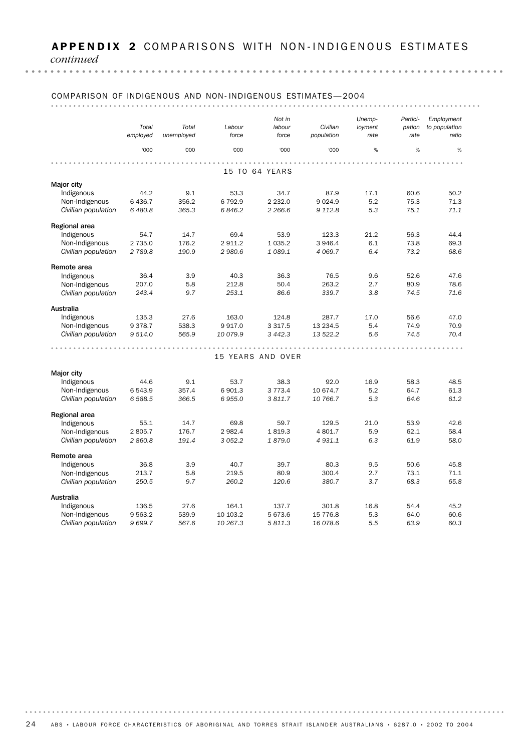## APPENDIX 2 COMPARISONS WITH NON-INDIGENOUS ESTIMATES *continued*

COMPARISON OF INDIGENOUS AND NON-INDIGENOUS ESTIMATES—2004

| | Total employed | Total unemployed | Labour force | Not in labour force | Civilian population | Unemployment rate | Participation rate | Employment to population ratio |
|---|---|---|---|---|---|---|---|---|
| | '000 | '000 | '000 | '000 | '000 | % | % | % |
| **15 TO 64 YEARS** | | | | | | | | |
| **Major city** | | | | | | | | |
| Indigenous | 44.2 | 9.1 | 53.3 | 34.7 | 87.9 | 17.1 | 60.6 | 50.2 |
| Non-Indigenous | 6 436.7 | 356.2 | 6 792.9 | 2 232.0 | 9 024.9 | 5.2 | 75.3 | 71.3 |
| *Civilian population* | *6 480.8* | *365.3* | *6 846.2* | *2 266.6* | *9 112.8* | *5.3* | *75.1* | *71.1* |
| **Regional area** | | | | | | | | |
| Indigenous | 54.7 | 14.7 | 69.4 | 53.9 | 123.3 | 21.2 | 56.3 | 44.4 |
| Non-Indigenous | 2 735.0 | 176.2 | 2 911.2 | 1 035.2 | 3 946.4 | 6.1 | 73.8 | 69.3 |
| *Civilian population* | *2 789.8* | *190.9* | *2 980.6* | *1 089.1* | *4 069.7* | *6.4* | *73.2* | *68.6* |
| **Remote area** | | | | | | | | |
| Indigenous | 36.4 | 3.9 | 40.3 | 36.3 | 76.5 | 9.6 | 52.6 | 47.6 |
| Non-Indigenous | 207.0 | 5.8 | 212.8 | 50.4 | 263.2 | 2.7 | 80.9 | 78.6 |
| *Civilian population* | *243.4* | *9.7* | *253.1* | *86.6* | *339.7* | *3.8* | *74.5* | *71.6* |
| **Australia** | | | | | | | | |
| Indigenous | 135.3 | 27.6 | 163.0 | 124.8 | 287.7 | 17.0 | 56.6 | 47.0 |
| Non-Indigenous | 9 378.7 | 538.3 | 9 917.0 | 3 317.5 | 13 234.5 | 5.4 | 74.9 | 70.9 |
| *Civilian population* | *9 514.0* | *565.9* | *10 079.9* | *3 442.3* | *13 522.2* | *5.6* | *74.5* | *70.4* |
| **15 YEARS AND OVER** | | | | | | | | |
| **Major city** | | | | | | | | |
| Indigenous | 44.6 | 9.1 | 53.7 | 38.3 | 92.0 | 16.9 | 58.3 | 48.5 |
| Non-Indigenous | 6 543.9 | 357.4 | 6 901.3 | 3 773.4 | 10 674.7 | 5.2 | 64.7 | 61.3 |
| *Civilian population* | *6 588.5* | *366.5* | *6 955.0* | *3 811.7* | *10 766.7* | *5.3* | *64.6* | *61.2* |
| **Regional area** | | | | | | | | |
| Indigenous | 55.1 | 14.7 | 69.8 | 59.7 | 129.5 | 21.0 | 53.9 | 42.6 |
| Non-Indigenous | 2 805.7 | 176.7 | 2 982.4 | 1 819.3 | 4 801.7 | 5.9 | 62.1 | 58.4 |
| *Civilian population* | *2 860.8* | *191.4* | *3 052.2* | *1 879.0* | *4 931.1* | *6.3* | *61.9* | *58.0* |
| **Remote area** | | | | | | | | |
| Indigenous | 36.8 | 3.9 | 40.7 | 39.7 | 80.3 | 9.5 | 50.6 | 45.8 |
| Non-Indigenous | 213.7 | 5.8 | 219.5 | 80.9 | 300.4 | 2.7 | 73.1 | 71.1 |
| *Civilian population* | *250.5* | *9.7* | *260.2* | *120.6* | *380.7* | *3.7* | *68.3* | *65.8* |
| **Australia** | | | | | | | | |
| Indigenous | 136.5 | 27.6 | 164.1 | 137.7 | 301.8 | 16.8 | 54.4 | 45.2 |
| Non-Indigenous | 9 563.2 | 539.9 | 10 103.2 | 5 673.6 | 15 776.8 | 5.3 | 64.0 | 60.6 |
| *Civilian population* | *9 699.7* | *567.6* | *10 267.3* | *5 811.3* | *16 078.6* | *5.5* | *63.9* | *60.3* |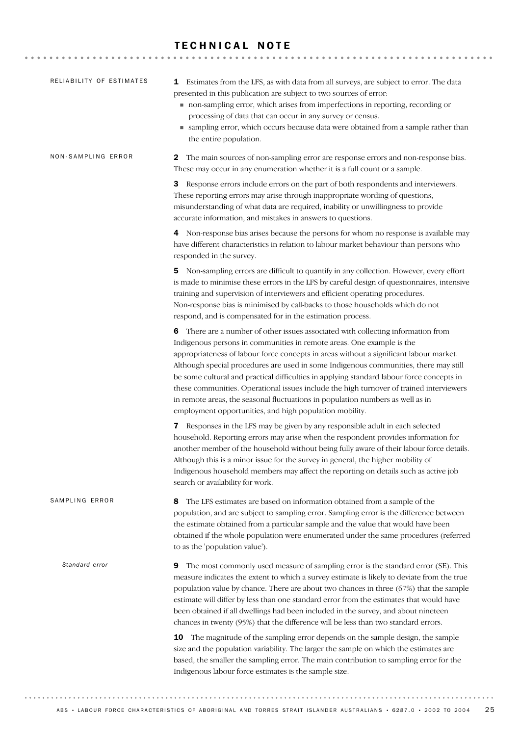# TECHNICAL NOTE

## RELIABILITY OF ESTIMATES

**1** Estimates from the LFS, as with data from all surveys, are subject to error. The data presented in this publication are subject to two sources of error:

- non-sampling error, which arises from imperfections in reporting, recording or processing of data that can occur in any survey or census.
- sampling error, which occurs because data were obtained from a sample rather than the entire population.

## NON-SAMPLING ERROR

**2** The main sources of non-sampling error are response errors and non-response bias. These may occur in any enumeration whether it is a full count or a sample.

**3** Response errors include errors on the part of both respondents and interviewers. These reporting errors may arise through inappropriate wording of questions, misunderstanding of what data are required, inability or unwillingness to provide accurate information, and mistakes in answers to questions.

**4** Non-response bias arises because the persons for whom no response is available may have different characteristics in relation to labour market behaviour than persons who responded in the survey.

**5** Non-sampling errors are difficult to quantify in any collection. However, every effort is made to minimise these errors in the LFS by careful design of questionnaires, intensive training and supervision of interviewers and efficient operating procedures. Non-response bias is minimised by call-backs to those households which do not respond, and is compensated for in the estimation process.

**6** There are a number of other issues associated with collecting information from Indigenous persons in communities in remote areas. One example is the appropriateness of labour force concepts in areas without a significant labour market. Although special procedures are used in some Indigenous communities, there may still be some cultural and practical difficulties in applying standard labour force concepts in these communities. Operational issues include the high turnover of trained interviewers in remote areas, the seasonal fluctuations in population numbers as well as in employment opportunities, and high population mobility.

**7** Responses in the LFS may be given by any responsible adult in each selected household. Reporting errors may arise when the respondent provides information for another member of the household without being fully aware of their labour force details. Although this is a minor issue for the survey in general, the higher mobility of Indigenous household members may affect the reporting on details such as active job search or availability for work.

## SAMPLING ERROR

**8** The LFS estimates are based on information obtained from a sample of the population, and are subject to sampling error. Sampling error is the difference between the estimate obtained from a particular sample and the value that would have been obtained if the whole population were enumerated under the same procedures (referred to as the 'population value').

### *Standard error*

**9** The most commonly used measure of sampling error is the standard error (SE). This measure indicates the extent to which a survey estimate is likely to deviate from the true population value by chance. There are about two chances in three (67%) that the sample estimate will differ by less than one standard error from the estimates that would have been obtained if all dwellings had been included in the survey, and about nineteen chances in twenty (95%) that the difference will be less than two standard errors.

**10** The magnitude of the sampling error depends on the sample design, the sample size and the population variability. The larger the sample on which the estimates are based, the smaller the sampling error. The main contribution to sampling error for the Indigenous labour force estimates is the sample size.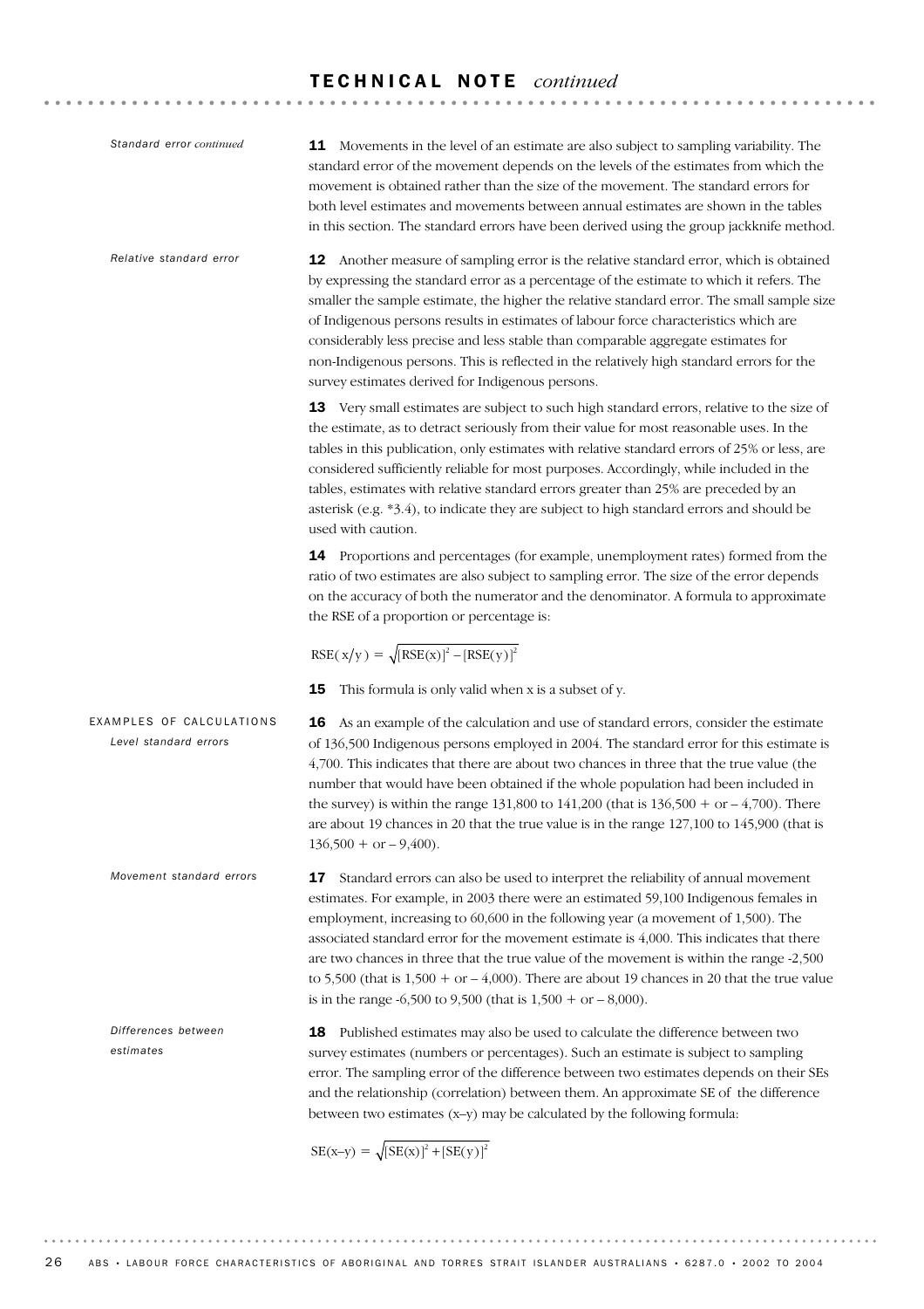## TECHNICAL NOTE *continued*

*Standard error continued*

**11** Movements in the level of an estimate are also subject to sampling variability. The standard error of the movement depends on the levels of the estimates from which the movement is obtained rather than the size of the movement. The standard errors for both level estimates and movements between annual estimates are shown in the tables in this section. The standard errors have been derived using the group jackknife method.

*Relative standard error*

**12** Another measure of sampling error is the relative standard error, which is obtained by expressing the standard error as a percentage of the estimate to which it refers. The smaller the sample estimate, the higher the relative standard error. The small sample size of Indigenous persons results in estimates of labour force characteristics which are considerably less precise and less stable than comparable aggregate estimates for non-Indigenous persons. This is reflected in the relatively high standard errors for the survey estimates derived for Indigenous persons.

**13** Very small estimates are subject to such high standard errors, relative to the size of the estimate, as to detract seriously from their value for most reasonable uses. In the tables in this publication, only estimates with relative standard errors of 25% or less, are considered sufficiently reliable for most purposes. Accordingly, while included in the tables, estimates with relative standard errors greater than 25% are preceded by an asterisk (e.g. *3.4), to indicate they are subject to high standard errors and should be used with caution.

**14** Proportions and percentages (for example, unemployment rates) formed from the ratio of two estimates are also subject to sampling error. The size of the error depends on the accuracy of both the numerator and the denominator. A formula to approximate the RSE of a proportion or percentage is:

$$\text{RSE}(x/y) = \sqrt{[\text{RSE}(x)]^2 - [\text{RSE}(y)]^2}$$

**15** This formula is only valid when x is a subset of y.

### EXAMPLES OF CALCULATIONS

*Level standard errors*

**16** As an example of the calculation and use of standard errors, consider the estimate of 136,500 Indigenous persons employed in 2004. The standard error for this estimate is 4,700. This indicates that there are about two chances in three that the true value (the number that would have been obtained if the whole population had been included in the survey) is within the range 131,800 to 141,200 (that is 136,500 + or – 4,700). There are about 19 chances in 20 that the true value is in the range 127,100 to 145,900 (that is 136,500 + or – 9,400).

*Movement standard errors*

**17** Standard errors can also be used to interpret the reliability of annual movement estimates. For example, in 2003 there were an estimated 59,100 Indigenous females in employment, increasing to 60,600 in the following year (a movement of 1,500). The associated standard error for the movement estimate is 4,000. This indicates that there are two chances in three that the true value of the movement is within the range -2,500 to 5,500 (that is 1,500 + or – 4,000). There are about 19 chances in 20 that the true value is in the range -6,500 to 9,500 (that is 1,500 + or – 8,000).

*Differences between estimates*

**18** Published estimates may also be used to calculate the difference between two survey estimates (numbers or percentages). Such an estimate is subject to sampling error. The sampling error of the difference between two estimates depends on their SEs and the relationship (correlation) between them. An approximate SE of the difference between two estimates (x–y) may be calculated by the following formula:

$$\text{SE}(x\text{–}y) = \sqrt{[\text{SE}(x)]^2 + [\text{SE}(y)]^2}$$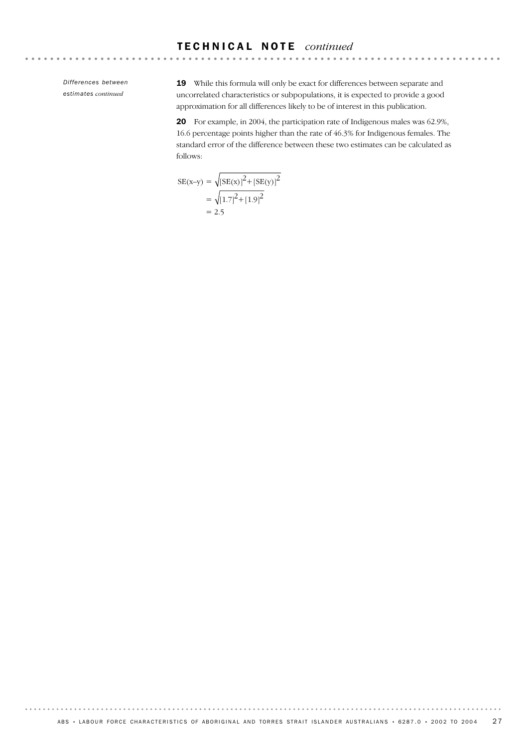*Differences between estimates continued*

**19** While this formula will only be exact for differences between separate and uncorrelated characteristics or subpopulations, it is expected to provide a good approximation for all differences likely to be of interest in this publication.

**20** For example, in 2004, the participation rate of Indigenous males was 62.9%, 16.6 percentage points higher than the rate of 46.3% for Indigenous females. The standard error of the difference between these two estimates can be calculated as follows:

$$
\begin{aligned}
SE(x-y) &= \sqrt{[SE(x)]^2 + [SE(y)]^2} \\
&= \sqrt{[1.7]^2 + [1.9]^2} \\
&= 2.5
\end{aligned}
$$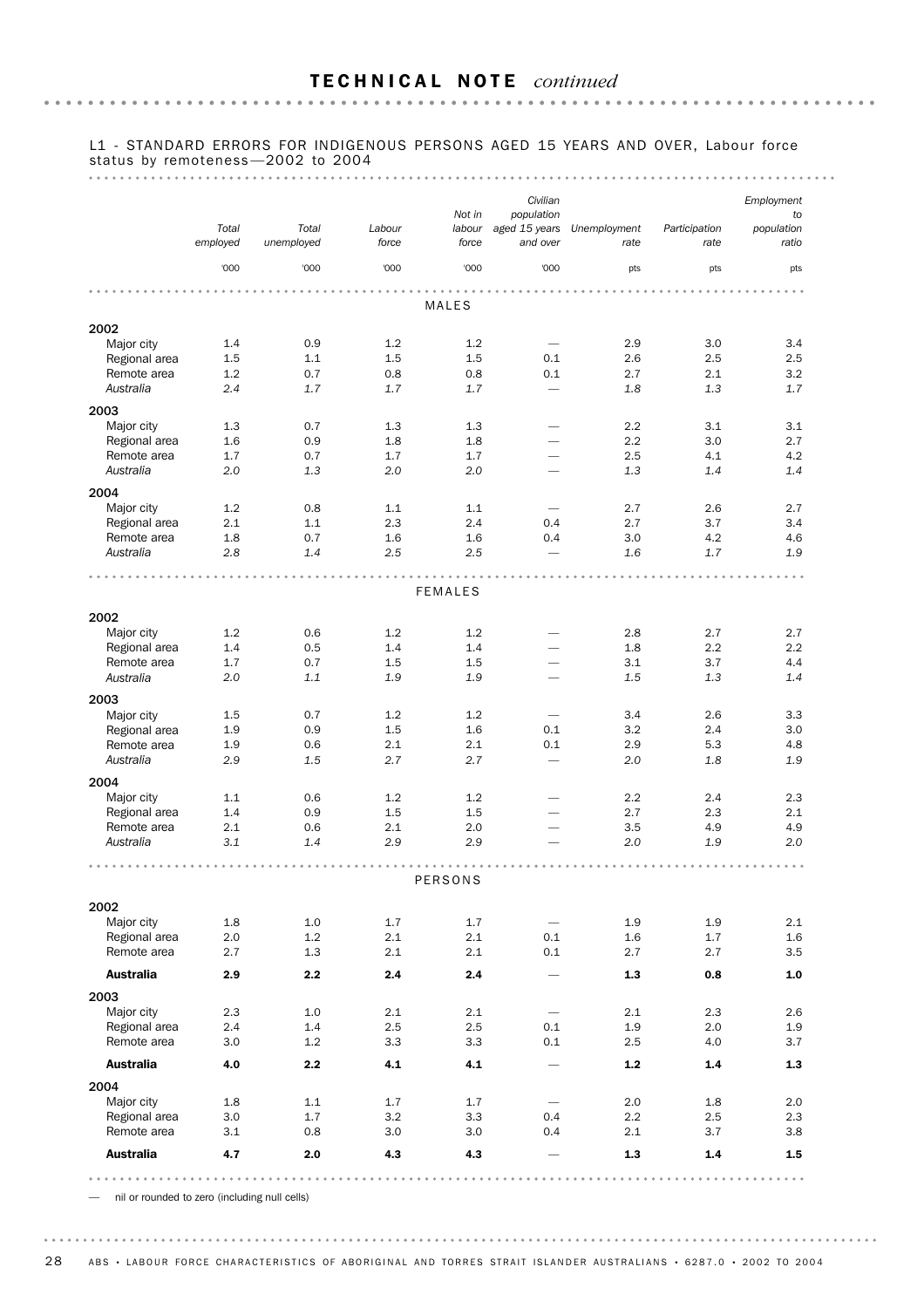## TECHNICAL NOTE *continued*

L1 - STANDARD ERRORS FOR INDIGENOUS PERSONS AGED 15 YEARS AND OVER, Labour force status by remoteness—2002 to 2004

| | Total employed | Total unemployed | Labour force | Not in labour force | Civilian population aged 15 years and over | Unemployment rate | Participation rate | Employment to population ratio |
|---|---|---|---|---|---|---|---|---|
| | '000 | '000 | '000 | '000 | '000 | pts | pts | pts |
| **MALES** | | | | | | | | |
| **2002** | | | | | | | | |
| Major city | 1.4 | 0.9 | 1.2 | 1.2 | — | 2.9 | 3.0 | 3.4 |
| Regional area | 1.5 | 1.1 | 1.5 | 1.5 | 0.1 | 2.6 | 2.5 | 2.5 |
| Remote area | 1.2 | 0.7 | 0.8 | 0.8 | 0.1 | 2.7 | 2.1 | 3.2 |
| *Australia* | *2.4* | *1.7* | *1.7* | *1.7* | — | *1.8* | *1.3* | *1.7* |
| **2003** | | | | | | | | |
| Major city | 1.3 | 0.7 | 1.3 | 1.3 | — | 2.2 | 3.1 | 3.1 |
| Regional area | 1.6 | 0.9 | 1.8 | 1.8 | — | 2.2 | 3.0 | 2.7 |
| Remote area | 1.7 | 0.7 | 1.7 | 1.7 | — | 2.5 | 4.1 | 4.2 |
| *Australia* | *2.0* | *1.3* | *2.0* | *2.0* | — | *1.3* | *1.4* | *1.4* |
| **2004** | | | | | | | | |
| Major city | 1.2 | 0.8 | 1.1 | 1.1 | — | 2.7 | 2.6 | 2.7 |
| Regional area | 2.1 | 1.1 | 2.3 | 2.4 | 0.4 | 2.7 | 3.7 | 3.4 |
| Remote area | 1.8 | 0.7 | 1.6 | 1.6 | 0.4 | 3.0 | 4.2 | 4.6 |
| *Australia* | *2.8* | *1.4* | *2.5* | *2.5* | — | *1.6* | *1.7* | *1.9* |
| **FEMALES** | | | | | | | | |
| **2002** | | | | | | | | |
| Major city | 1.2 | 0.6 | 1.2 | 1.2 | — | 2.8 | 2.7 | 2.7 |
| Regional area | 1.4 | 0.5 | 1.4 | 1.4 | — | 1.8 | 2.2 | 2.2 |
| Remote area | 1.7 | 0.7 | 1.5 | 1.5 | — | 3.1 | 3.7 | 4.4 |
| *Australia* | *2.0* | *1.1* | *1.9* | *1.9* | — | *1.5* | *1.3* | *1.4* |
| **2003** | | | | | | | | |
| Major city | 1.5 | 0.7 | 1.2 | 1.2 | — | 3.4 | 2.6 | 3.3 |
| Regional area | 1.9 | 0.9 | 1.5 | 1.6 | 0.1 | 3.2 | 2.4 | 3.0 |
| Remote area | 1.9 | 0.6 | 2.1 | 2.1 | 0.1 | 2.9 | 5.3 | 4.8 |
| *Australia* | *2.9* | *1.5* | *2.7* | *2.7* | — | *2.0* | *1.8* | *1.9* |
| **2004** | | | | | | | | |
| Major city | 1.1 | 0.6 | 1.2 | 1.2 | — | 2.2 | 2.4 | 2.3 |
| Regional area | 1.4 | 0.9 | 1.5 | 1.5 | — | 2.7 | 2.3 | 2.1 |
| Remote area | 2.1 | 0.6 | 2.1 | 2.0 | — | 3.5 | 4.9 | 4.9 |
| *Australia* | *3.1* | *1.4* | *2.9* | *2.9* | — | *2.0* | *1.9* | *2.0* |
| **PERSONS** | | | | | | | | |
| **2002** | | | | | | | | |
| Major city | 1.8 | 1.0 | 1.7 | 1.7 | — | 1.9 | 1.9 | 2.1 |
| Regional area | 2.0 | 1.2 | 2.1 | 2.1 | 0.1 | 1.6 | 1.7 | 1.6 |
| Remote area | 2.7 | 1.3 | 2.1 | 2.1 | 0.1 | 2.7 | 2.7 | 3.5 |
| **Australia** | **2.9** | **2.2** | **2.4** | **2.4** | — | **1.3** | **0.8** | **1.0** |
| **2003** | | | | | | | | |
| Major city | 2.3 | 1.0 | 2.1 | 2.1 | — | 2.1 | 2.3 | 2.6 |
| Regional area | 2.4 | 1.4 | 2.5 | 2.5 | 0.1 | 1.9 | 2.0 | 1.9 |
| Remote area | 3.0 | 1.2 | 3.3 | 3.3 | 0.1 | 2.5 | 4.0 | 3.7 |
| **Australia** | **4.0** | **2.2** | **4.1** | **4.1** | — | **1.2** | **1.4** | **1.3** |
| **2004** | | | | | | | | |
| Major city | 1.8 | 1.1 | 1.7 | 1.7 | — | 2.0 | 1.8 | 2.0 |
| Regional area | 3.0 | 1.7 | 3.2 | 3.3 | 0.4 | 2.2 | 2.5 | 2.3 |
| Remote area | 3.1 | 0.8 | 3.0 | 3.0 | 0.4 | 2.1 | 3.7 | 3.8 |
| **Australia** | **4.7** | **2.0** | **4.3** | **4.3** | — | **1.3** | **1.4** | **1.5** |

— nil or rounded to zero (including null cells)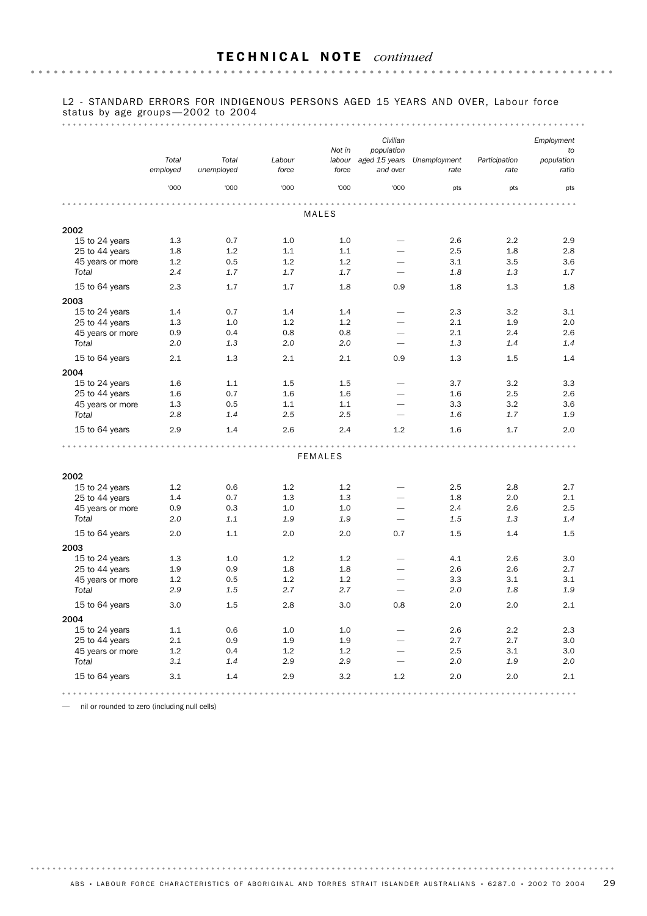## TECHNICAL NOTE *continued*

L2 - STANDARD ERRORS FOR INDIGENOUS PERSONS AGED 15 YEARS AND OVER, Labour force status by age groups—2002 to 2004

| | *Total employed* | *Total unemployed* | *Labour force* | *Not in labour force* | *Civilian population aged 15 years and over* | *Unemployment rate* | *Participation rate* | *Employment to population ratio* |
|---|---|---|---|---|---|---|---|---|
| | '000 | '000 | '000 | '000 | '000 | pts | pts | pts |
| **MALES** | | | | | | | | |
| **2002** | | | | | | | | |
| 15 to 24 years | 1.3 | 0.7 | 1.0 | 1.0 | — | 2.6 | 2.2 | 2.9 |
| 25 to 44 years | 1.8 | 1.2 | 1.1 | 1.1 | — | 2.5 | 1.8 | 2.8 |
| 45 years or more | 1.2 | 0.5 | 1.2 | 1.2 | — | 3.1 | 3.5 | 3.6 |
| *Total* | *2.4* | *1.7* | *1.7* | *1.7* | — | *1.8* | *1.3* | *1.7* |
| 15 to 64 years | 2.3 | 1.7 | 1.7 | 1.8 | 0.9 | 1.8 | 1.3 | 1.8 |
| **2003** | | | | | | | | |
| 15 to 24 years | 1.4 | 0.7 | 1.4 | 1.4 | — | 2.3 | 3.2 | 3.1 |
| 25 to 44 years | 1.3 | 1.0 | 1.2 | 1.2 | — | 2.1 | 1.9 | 2.0 |
| 45 years or more | 0.9 | 0.4 | 0.8 | 0.8 | — | 2.1 | 2.4 | 2.6 |
| *Total* | *2.0* | *1.3* | *2.0* | *2.0* | — | *1.3* | *1.4* | *1.4* |
| 15 to 64 years | 2.1 | 1.3 | 2.1 | 2.1 | 0.9 | 1.3 | 1.5 | 1.4 |
| **2004** | | | | | | | | |
| 15 to 24 years | 1.6 | 1.1 | 1.5 | 1.5 | — | 3.7 | 3.2 | 3.3 |
| 25 to 44 years | 1.6 | 0.7 | 1.6 | 1.6 | — | 1.6 | 2.5 | 2.6 |
| 45 years or more | 1.3 | 0.5 | 1.1 | 1.1 | — | 3.3 | 3.2 | 3.6 |
| *Total* | *2.8* | *1.4* | *2.5* | *2.5* | — | *1.6* | *1.7* | *1.9* |
| 15 to 64 years | 2.9 | 1.4 | 2.6 | 2.4 | 1.2 | 1.6 | 1.7 | 2.0 |
| **FEMALES** | | | | | | | | |
| **2002** | | | | | | | | |
| 15 to 24 years | 1.2 | 0.6 | 1.2 | 1.2 | — | 2.5 | 2.8 | 2.7 |
| 25 to 44 years | 1.4 | 0.7 | 1.3 | 1.3 | — | 1.8 | 2.0 | 2.1 |
| 45 years or more | 0.9 | 0.3 | 1.0 | 1.0 | — | 2.4 | 2.6 | 2.5 |
| *Total* | *2.0* | *1.1* | *1.9* | *1.9* | — | *1.5* | *1.3* | *1.4* |
| 15 to 64 years | 2.0 | 1.1 | 2.0 | 2.0 | 0.7 | 1.5 | 1.4 | 1.5 |
| **2003** | | | | | | | | |
| 15 to 24 years | 1.3 | 1.0 | 1.2 | 1.2 | — | 4.1 | 2.6 | 3.0 |
| 25 to 44 years | 1.9 | 0.9 | 1.8 | 1.8 | — | 2.6 | 2.6 | 2.7 |
| 45 years or more | 1.2 | 0.5 | 1.2 | 1.2 | — | 3.3 | 3.1 | 3.1 |
| *Total* | *2.9* | *1.5* | *2.7* | *2.7* | — | *2.0* | *1.8* | *1.9* |
| 15 to 64 years | 3.0 | 1.5 | 2.8 | 3.0 | 0.8 | 2.0 | 2.0 | 2.1 |
| **2004** | | | | | | | | |
| 15 to 24 years | 1.1 | 0.6 | 1.0 | 1.0 | — | 2.6 | 2.2 | 2.3 |
| 25 to 44 years | 2.1 | 0.9 | 1.9 | 1.9 | — | 2.7 | 2.7 | 3.0 |
| 45 years or more | 1.2 | 0.4 | 1.2 | 1.2 | — | 2.5 | 3.1 | 3.0 |
| *Total* | *3.1* | *1.4* | *2.9* | *2.9* | — | *2.0* | *1.9* | *2.0* |
| 15 to 64 years | 3.1 | 1.4 | 2.9 | 3.2 | 1.2 | 2.0 | 2.0 | 2.1 |

— nil or rounded to zero (including null cells)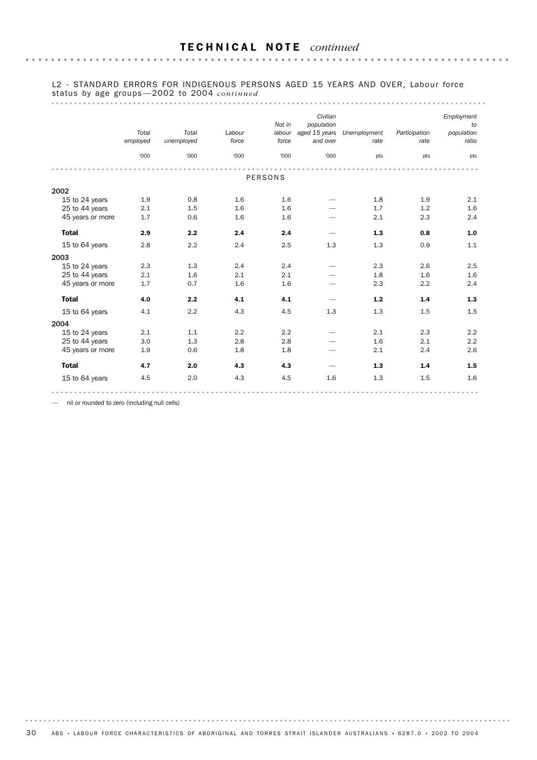## TECHNICAL NOTE *continued*

L2 - STANDARD ERRORS FOR INDIGENOUS PERSONS AGED 15 YEARS AND OVER, Labour force status by age groups—2002 to 2004 *continued*

| | Total employed | Total unemployed | Labour force | Not in labour force | Civilian population aged 15 years and over | Unemployment rate | Participation rate | Employment to population ratio |
|---|---|---|---|---|---|---|---|---|
| | '000 | '000 | '000 | '000 | '000 | pts | pts | pts |
| | | | | PERSONS | | | | |
| **2002** | | | | | | | | |
| 15 to 24 years | 1.9 | 0.8 | 1.6 | 1.6 | — | 1.8 | 1.9 | 2.1 |
| 25 to 44 years | 2.1 | 1.5 | 1.6 | 1.6 | — | 1.7 | 1.2 | 1.6 |
| 45 years or more | 1.7 | 0.6 | 1.6 | 1.6 | — | 2.1 | 2.3 | 2.4 |
| **Total** | **2.9** | **2.2** | **2.4** | **2.4** | — | **1.3** | **0.8** | **1.0** |
| 15 to 64 years | 2.8 | 2.2 | 2.4 | 2.5 | 1.3 | 1.3 | 0.9 | 1.1 |
| **2003** | | | | | | | | |
| 15 to 24 years | 2.3 | 1.3 | 2.4 | 2.4 | — | 2.3 | 2.6 | 2.5 |
| 25 to 44 years | 2.1 | 1.6 | 2.1 | 2.1 | — | 1.8 | 1.6 | 1.6 |
| 45 years or more | 1.7 | 0.7 | 1.6 | 1.6 | — | 2.3 | 2.2 | 2.4 |
| **Total** | **4.0** | **2.2** | **4.1** | **4.1** | — | **1.2** | **1.4** | **1.3** |
| 15 to 64 years | 4.1 | 2.2 | 4.3 | 4.5 | 1.3 | 1.3 | 1.5 | 1.5 |
| **2004** | | | | | | | | |
| 15 to 24 years | 2.1 | 1.1 | 2.2 | 2.2 | — | 2.1 | 2.3 | 2.2 |
| 25 to 44 years | 3.0 | 1.3 | 2.8 | 2.8 | — | 1.6 | 2.1 | 2.2 |
| 45 years or more | 1.9 | 0.6 | 1.8 | 1.8 | — | 2.1 | 2.4 | 2.6 |
| **Total** | **4.7** | **2.0** | **4.3** | **4.3** | — | **1.3** | **1.4** | **1.5** |
| 15 to 64 years | 4.5 | 2.0 | 4.3 | 4.5 | 1.6 | 1.3 | 1.5 | 1.6 |

— nil or rounded to zero (including null cells)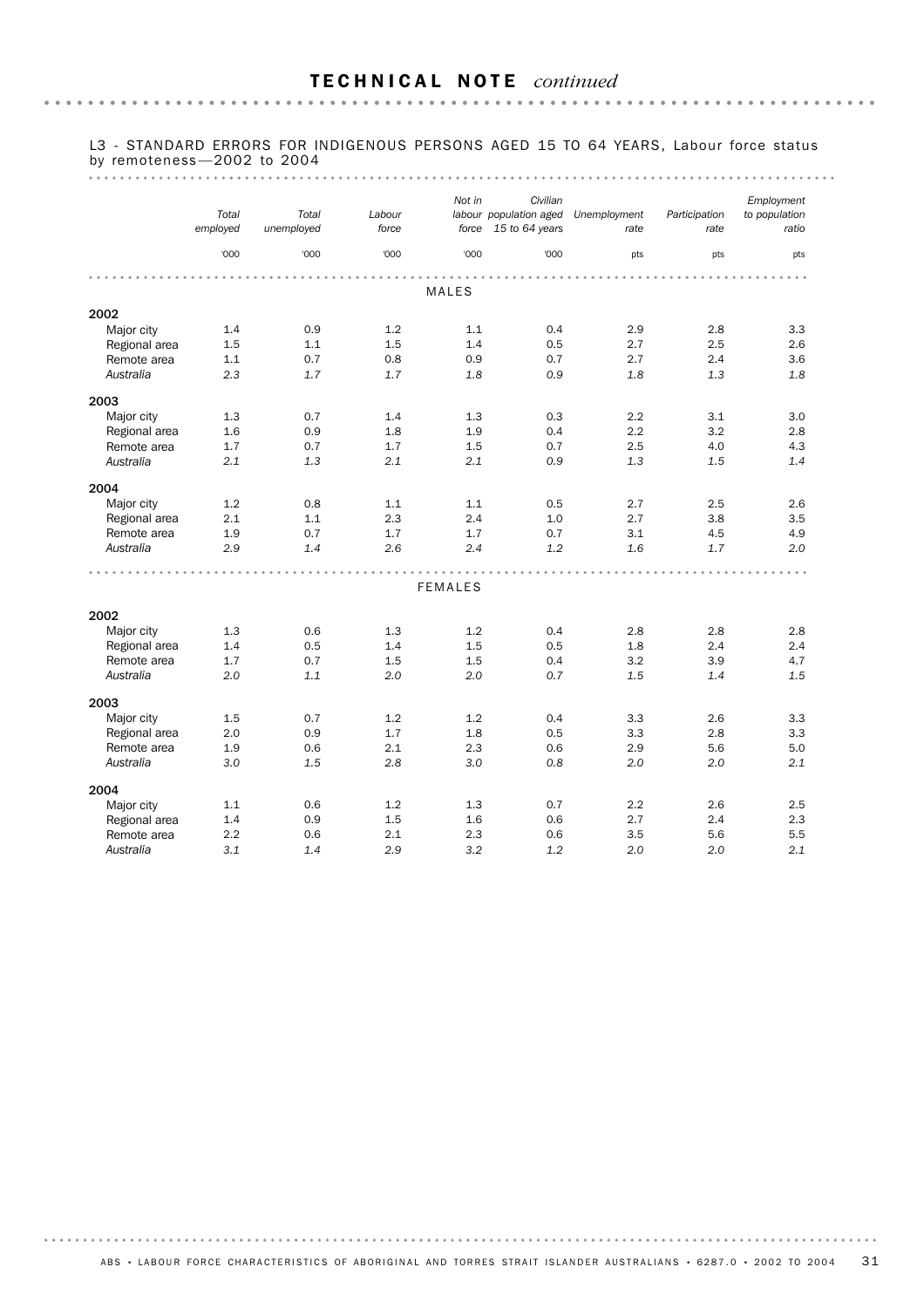## TECHNICAL NOTE *continued*

L3 - STANDARD ERRORS FOR INDIGENOUS PERSONS AGED 15 TO 64 YEARS, Labour force status by remoteness—2002 to 2004

| | *Total employed* | *Total unemployed* | *Labour force* | *Not in labour force* | *Civilian population aged 15 to 64 years* | *Unemployment rate* | *Participation rate* | *Employment to population ratio* |
|---|---|---|---|---|---|---|---|---|
| | '000 | '000 | '000 | '000 | '000 | pts | pts | pts |
| **MALES** | | | | | | | | |
| **2002** | | | | | | | | |
| Major city | 1.4 | 0.9 | 1.2 | 1.1 | 0.4 | 2.9 | 2.8 | 3.3 |
| Regional area | 1.5 | 1.1 | 1.5 | 1.4 | 0.5 | 2.7 | 2.5 | 2.6 |
| Remote area | 1.1 | 0.7 | 0.8 | 0.9 | 0.7 | 2.7 | 2.4 | 3.6 |
| *Australia* | *2.3* | *1.7* | *1.7* | *1.8* | *0.9* | *1.8* | *1.3* | *1.8* |
| **2003** | | | | | | | | |
| Major city | 1.3 | 0.7 | 1.4 | 1.3 | 0.3 | 2.2 | 3.1 | 3.0 |
| Regional area | 1.6 | 0.9 | 1.8 | 1.9 | 0.4 | 2.2 | 3.2 | 2.8 |
| Remote area | 1.7 | 0.7 | 1.7 | 1.5 | 0.7 | 2.5 | 4.0 | 4.3 |
| *Australia* | *2.1* | *1.3* | *2.1* | *2.1* | *0.9* | *1.3* | *1.5* | *1.4* |
| **2004** | | | | | | | | |
| Major city | 1.2 | 0.8 | 1.1 | 1.1 | 0.5 | 2.7 | 2.5 | 2.6 |
| Regional area | 2.1 | 1.1 | 2.3 | 2.4 | 1.0 | 2.7 | 3.8 | 3.5 |
| Remote area | 1.9 | 0.7 | 1.7 | 1.7 | 0.7 | 3.1 | 4.5 | 4.9 |
| *Australia* | *2.9* | *1.4* | *2.6* | *2.4* | *1.2* | *1.6* | *1.7* | *2.0* |
| **FEMALES** | | | | | | | | |
| **2002** | | | | | | | | |
| Major city | 1.3 | 0.6 | 1.3 | 1.2 | 0.4 | 2.8 | 2.8 | 2.8 |
| Regional area | 1.4 | 0.5 | 1.4 | 1.5 | 0.5 | 1.8 | 2.4 | 2.4 |
| Remote area | 1.7 | 0.7 | 1.5 | 1.5 | 0.4 | 3.2 | 3.9 | 4.7 |
| *Australia* | *2.0* | *1.1* | *2.0* | *2.0* | *0.7* | *1.5* | *1.4* | *1.5* |
| **2003** | | | | | | | | |
| Major city | 1.5 | 0.7 | 1.2 | 1.2 | 0.4 | 3.3 | 2.6 | 3.3 |
| Regional area | 2.0 | 0.9 | 1.7 | 1.8 | 0.5 | 3.3 | 2.8 | 3.3 |
| Remote area | 1.9 | 0.6 | 2.1 | 2.3 | 0.6 | 2.9 | 5.6 | 5.0 |
| *Australia* | *3.0* | *1.5* | *2.8* | *3.0* | *0.8* | *2.0* | *2.0* | *2.1* |
| **2004** | | | | | | | | |
| Major city | 1.1 | 0.6 | 1.2 | 1.3 | 0.7 | 2.2 | 2.6 | 2.5 |
| Regional area | 1.4 | 0.9 | 1.5 | 1.6 | 0.6 | 2.7 | 2.4 | 2.3 |
| Remote area | 2.2 | 0.6 | 2.1 | 2.3 | 0.6 | 3.5 | 5.6 | 5.5 |
| *Australia* | *3.1* | *1.4* | *2.9* | *3.2* | *1.2* | *2.0* | *2.0* | *2.1* |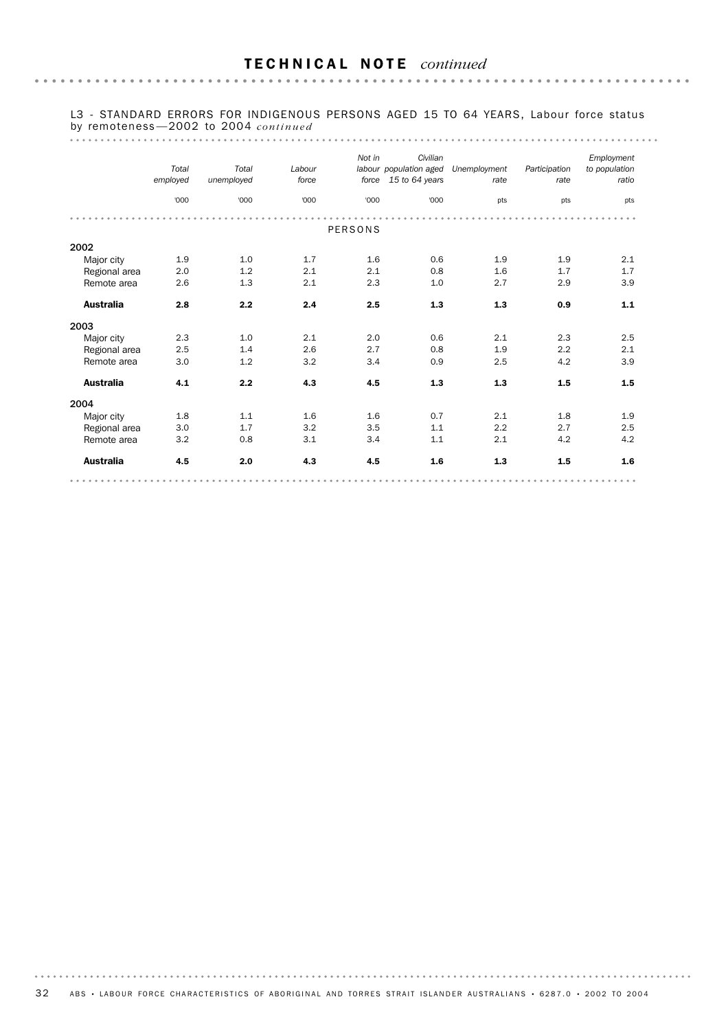## TECHNICAL NOTE *continued*

L3 - STANDARD ERRORS FOR INDIGENOUS PERSONS AGED 15 TO 64 YEARS, Labour force status by remoteness—2002 to 2004 *continued*

| | *Total employed* | *Total unemployed* | *Labour force* | *Not in labour force* | *Civilian population aged 15 to 64 years* | *Unemployment rate* | *Participation rate* | *Employment to population ratio* |
|---|---|---|---|---|---|---|---|---|
| | '000 | '000 | '000 | '000 | '000 | pts | pts | pts |
| | | | | PERSONS | | | | |
| **2002** | | | | | | | | |
| Major city | 1.9 | 1.0 | 1.7 | 1.6 | 0.6 | 1.9 | 1.9 | 2.1 |
| Regional area | 2.0 | 1.2 | 2.1 | 2.1 | 0.8 | 1.6 | 1.7 | 1.7 |
| Remote area | 2.6 | 1.3 | 2.1 | 2.3 | 1.0 | 2.7 | 2.9 | 3.9 |
| **Australia** | **2.8** | **2.2** | **2.4** | **2.5** | **1.3** | **1.3** | **0.9** | **1.1** |
| **2003** | | | | | | | | |
| Major city | 2.3 | 1.0 | 2.1 | 2.0 | 0.6 | 2.1 | 2.3 | 2.5 |
| Regional area | 2.5 | 1.4 | 2.6 | 2.7 | 0.8 | 1.9 | 2.2 | 2.1 |
| Remote area | 3.0 | 1.2 | 3.2 | 3.4 | 0.9 | 2.5 | 4.2 | 3.9 |
| **Australia** | **4.1** | **2.2** | **4.3** | **4.5** | **1.3** | **1.3** | **1.5** | **1.5** |
| **2004** | | | | | | | | |
| Major city | 1.8 | 1.1 | 1.6 | 1.6 | 0.7 | 2.1 | 1.8 | 1.9 |
| Regional area | 3.0 | 1.7 | 3.2 | 3.5 | 1.1 | 2.2 | 2.7 | 2.5 |
| Remote area | 3.2 | 0.8 | 3.1 | 3.4 | 1.1 | 2.1 | 4.2 | 4.2 |
| **Australia** | **4.5** | **2.0** | **4.3** | **4.5** | **1.6** | **1.3** | **1.5** | **1.6** |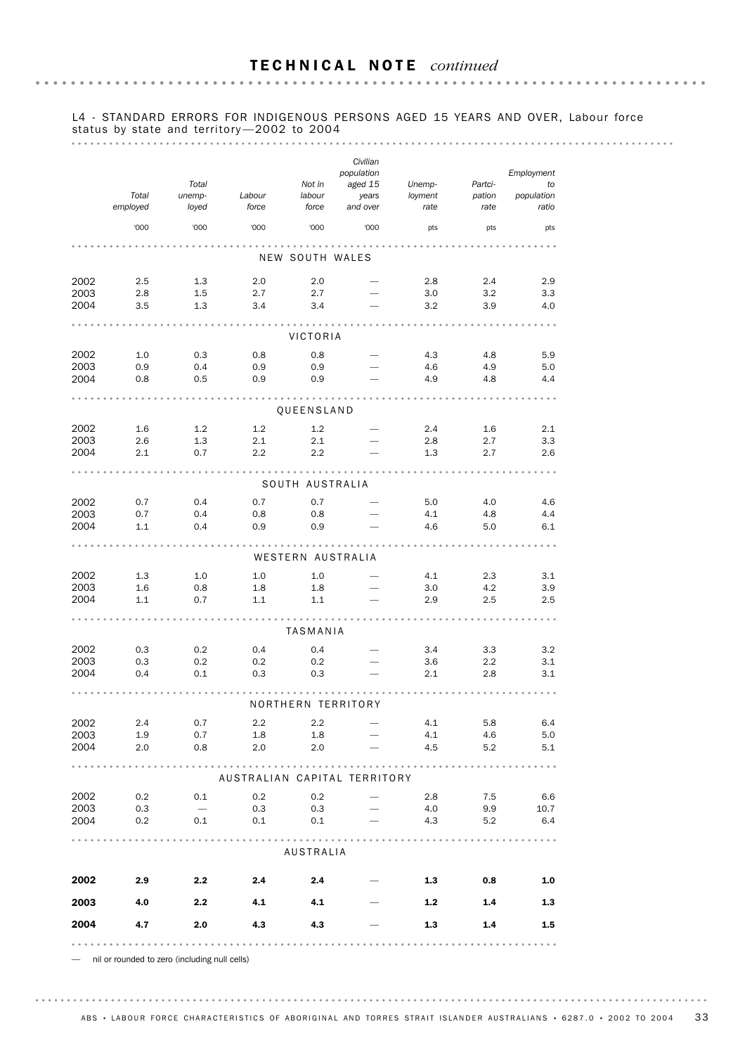## TECHNICAL NOTE *continued*

L4 - STANDARD ERRORS FOR INDIGENOUS PERSONS AGED 15 YEARS AND OVER, Labour force status by state and territory—2002 to 2004

| | Total employed | Total unemployed | Labour force | Not in labour force | Civilian population aged 15 years and over | Unemployment rate | Participation rate | Employment to population ratio |
|---|---|---|---|---|---|---|---|---|
| | '000 | '000 | '000 | '000 | '000 | pts | pts | pts |
| **NEW SOUTH WALES** | | | | | | | | |
| 2002 | 2.5 | 1.3 | 2.0 | 2.0 | — | 2.8 | 2.4 | 2.9 |
| 2003 | 2.8 | 1.5 | 2.7 | 2.7 | — | 3.0 | 3.2 | 3.3 |
| 2004 | 3.5 | 1.3 | 3.4 | 3.4 | — | 3.2 | 3.9 | 4.0 |
| **VICTORIA** | | | | | | | | |
| 2002 | 1.0 | 0.3 | 0.8 | 0.8 | — | 4.3 | 4.8 | 5.9 |
| 2003 | 0.9 | 0.4 | 0.9 | 0.9 | — | 4.6 | 4.9 | 5.0 |
| 2004 | 0.8 | 0.5 | 0.9 | 0.9 | — | 4.9 | 4.8 | 4.4 |
| **QUEENSLAND** | | | | | | | | |
| 2002 | 1.6 | 1.2 | 1.2 | 1.2 | — | 2.4 | 1.6 | 2.1 |
| 2003 | 2.6 | 1.3 | 2.1 | 2.1 | — | 2.8 | 2.7 | 3.3 |
| 2004 | 2.1 | 0.7 | 2.2 | 2.2 | — | 1.3 | 2.7 | 2.6 |
| **SOUTH AUSTRALIA** | | | | | | | | |
| 2002 | 0.7 | 0.4 | 0.7 | 0.7 | — | 5.0 | 4.0 | 4.6 |
| 2003 | 0.7 | 0.4 | 0.8 | 0.8 | — | 4.1 | 4.8 | 4.4 |
| 2004 | 1.1 | 0.4 | 0.9 | 0.9 | — | 4.6 | 5.0 | 6.1 |
| **WESTERN AUSTRALIA** | | | | | | | | |
| 2002 | 1.3 | 1.0 | 1.0 | 1.0 | — | 4.1 | 2.3 | 3.1 |
| 2003 | 1.6 | 0.8 | 1.8 | 1.8 | — | 3.0 | 4.2 | 3.9 |
| 2004 | 1.1 | 0.7 | 1.1 | 1.1 | — | 2.9 | 2.5 | 2.5 |
| **TASMANIA** | | | | | | | | |
| 2002 | 0.3 | 0.2 | 0.4 | 0.4 | — | 3.4 | 3.3 | 3.2 |
| 2003 | 0.3 | 0.2 | 0.2 | 0.2 | — | 3.6 | 2.2 | 3.1 |
| 2004 | 0.4 | 0.1 | 0.3 | 0.3 | — | 2.1 | 2.8 | 3.1 |
| **NORTHERN TERRITORY** | | | | | | | | |
| 2002 | 2.4 | 0.7 | 2.2 | 2.2 | — | 4.1 | 5.8 | 6.4 |
| 2003 | 1.9 | 0.7 | 1.8 | 1.8 | — | 4.1 | 4.6 | 5.0 |
| 2004 | 2.0 | 0.8 | 2.0 | 2.0 | — | 4.5 | 5.2 | 5.1 |
| **AUSTRALIAN CAPITAL TERRITORY** | | | | | | | | |
| 2002 | 0.2 | 0.1 | 0.2 | 0.2 | — | 2.8 | 7.5 | 6.6 |
| 2003 | 0.3 | — | 0.3 | 0.3 | — | 4.0 | 9.9 | 10.7 |
| 2004 | 0.2 | 0.1 | 0.1 | 0.1 | — | 4.3 | 5.2 | 6.4 |
| **AUSTRALIA** | | | | | | | | |
| **2002** | **2.9** | **2.2** | **2.4** | **2.4** | — | **1.3** | **0.8** | **1.0** |
| **2003** | **4.0** | **2.2** | **4.1** | **4.1** | — | **1.2** | **1.4** | **1.3** |
| **2004** | **4.7** | **2.0** | **4.3** | **4.3** | — | **1.3** | **1.4** | **1.5** |

— nil or rounded to zero (including null cells)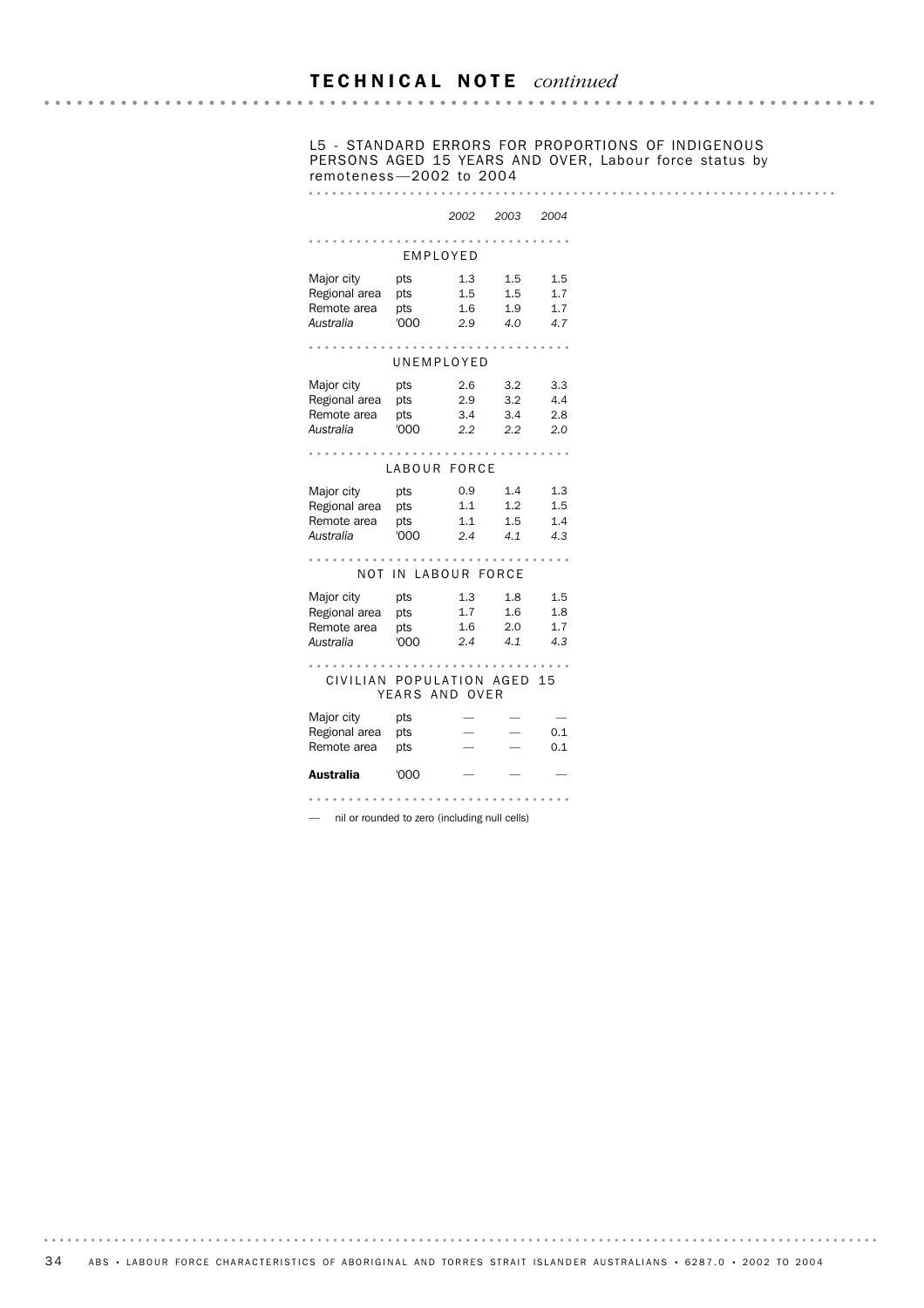## TECHNICAL NOTE *continued*

L5 - STANDARD ERRORS FOR PROPORTIONS OF INDIGENOUS PERSONS AGED 15 YEARS AND OVER, Labour force status by remoteness—2002 to 2004

| | | *2002* | *2003* | *2004* |
|---|---|---|---|---|
| **EMPLOYED** | | | | |
| Major city | pts | 1.3 | 1.5 | 1.5 |
| Regional area | pts | 1.5 | 1.5 | 1.7 |
| Remote area | pts | 1.6 | 1.9 | 1.7 |
| *Australia* | '000 | *2.9* | *4.0* | *4.7* |
| **UNEMPLOYED** | | | | |
| Major city | pts | 2.6 | 3.2 | 3.3 |
| Regional area | pts | 2.9 | 3.2 | 4.4 |
| Remote area | pts | 3.4 | 3.4 | 2.8 |
| *Australia* | '000 | *2.2* | *2.2* | *2.0* |
| **LABOUR FORCE** | | | | |
| Major city | pts | 0.9 | 1.4 | 1.3 |
| Regional area | pts | 1.1 | 1.2 | 1.5 |
| Remote area | pts | 1.1 | 1.5 | 1.4 |
| *Australia* | '000 | *2.4* | *4.1* | *4.3* |
| **NOT IN LABOUR FORCE** | | | | |
| Major city | pts | 1.3 | 1.8 | 1.5 |
| Regional area | pts | 1.7 | 1.6 | 1.8 |
| Remote area | pts | 1.6 | 2.0 | 1.7 |
| *Australia* | '000 | *2.4* | *4.1* | *4.3* |
| **CIVILIAN POPULATION AGED 15 YEARS AND OVER** | | | | |
| Major city | pts | — | — | — |
| Regional area | pts | — | — | 0.1 |
| Remote area | pts | — | — | 0.1 |
| **Australia** | '000 | — | — | — |

— nil or rounded to zero (including null cells)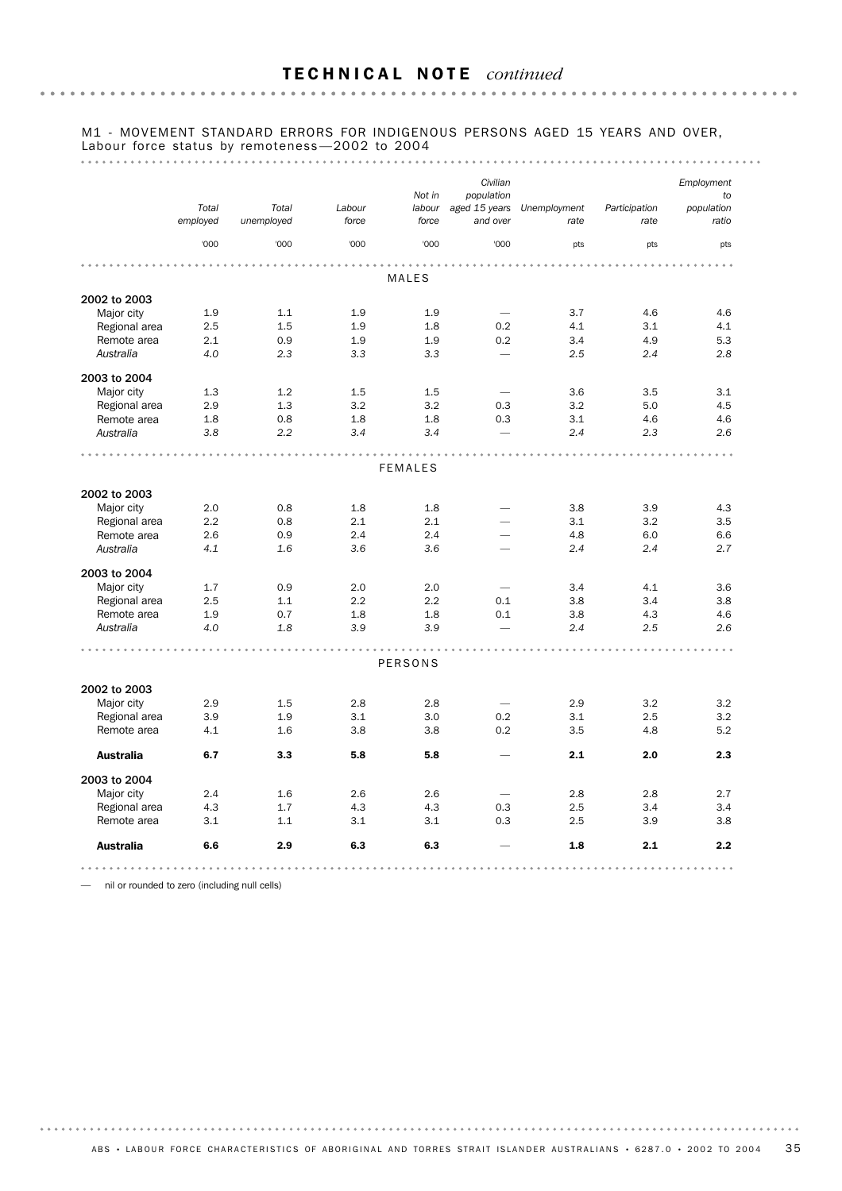## TECHNICAL NOTE *continued*

M1 - MOVEMENT STANDARD ERRORS FOR INDIGENOUS PERSONS AGED 15 YEARS AND OVER, Labour force status by remoteness—2002 to 2004

| | Total employed | Total unemployed | Labour force | Not in labour force | Civilian population aged 15 years and over | Unemployment rate | Participation rate | Employment to population ratio |
|---|---|---|---|---|---|---|---|---|
| | '000 | '000 | '000 | '000 | '000 | pts | pts | pts |
| **MALES** | | | | | | | | |
| **2002 to 2003** | | | | | | | | |
| Major city | 1.9 | 1.1 | 1.9 | 1.9 | — | 3.7 | 4.6 | 4.6 |
| Regional area | 2.5 | 1.5 | 1.9 | 1.8 | 0.2 | 4.1 | 3.1 | 4.1 |
| Remote area | 2.1 | 0.9 | 1.9 | 1.9 | 0.2 | 3.4 | 4.9 | 5.3 |
| *Australia* | *4.0* | *2.3* | *3.3* | *3.3* | — | *2.5* | *2.4* | *2.8* |
| **2003 to 2004** | | | | | | | | |
| Major city | 1.3 | 1.2 | 1.5 | 1.5 | — | 3.6 | 3.5 | 3.1 |
| Regional area | 2.9 | 1.3 | 3.2 | 3.2 | 0.3 | 3.2 | 5.0 | 4.5 |
| Remote area | 1.8 | 0.8 | 1.8 | 1.8 | 0.3 | 3.1 | 4.6 | 4.6 |
| *Australia* | *3.8* | *2.2* | *3.4* | *3.4* | — | *2.4* | *2.3* | *2.6* |
| **FEMALES** | | | | | | | | |
| **2002 to 2003** | | | | | | | | |
| Major city | 2.0 | 0.8 | 1.8 | 1.8 | — | 3.8 | 3.9 | 4.3 |
| Regional area | 2.2 | 0.8 | 2.1 | 2.1 | — | 3.1 | 3.2 | 3.5 |
| Remote area | 2.6 | 0.9 | 2.4 | 2.4 | — | 4.8 | 6.0 | 6.6 |
| *Australia* | *4.1* | *1.6* | *3.6* | *3.6* | — | *2.4* | *2.4* | *2.7* |
| **2003 to 2004** | | | | | | | | |
| Major city | 1.7 | 0.9 | 2.0 | 2.0 | — | 3.4 | 4.1 | 3.6 |
| Regional area | 2.5 | 1.1 | 2.2 | 2.2 | 0.1 | 3.8 | 3.4 | 3.8 |
| Remote area | 1.9 | 0.7 | 1.8 | 1.8 | 0.1 | 3.8 | 4.3 | 4.6 |
| *Australia* | *4.0* | *1.8* | *3.9* | *3.9* | — | *2.4* | *2.5* | *2.6* |
| **PERSONS** | | | | | | | | |
| **2002 to 2003** | | | | | | | | |
| Major city | 2.9 | 1.5 | 2.8 | 2.8 | — | 2.9 | 3.2 | 3.2 |
| Regional area | 3.9 | 1.9 | 3.1 | 3.0 | 0.2 | 3.1 | 2.5 | 3.2 |
| Remote area | 4.1 | 1.6 | 3.8 | 3.8 | 0.2 | 3.5 | 4.8 | 5.2 |
| **Australia** | **6.7** | **3.3** | **5.8** | **5.8** | — | **2.1** | **2.0** | **2.3** |
| **2003 to 2004** | | | | | | | | |
| Major city | 2.4 | 1.6 | 2.6 | 2.6 | — | 2.8 | 2.8 | 2.7 |
| Regional area | 4.3 | 1.7 | 4.3 | 4.3 | 0.3 | 2.5 | 3.4 | 3.4 |
| Remote area | 3.1 | 1.1 | 3.1 | 3.1 | 0.3 | 2.5 | 3.9 | 3.8 |
| **Australia** | **6.6** | **2.9** | **6.3** | **6.3** | — | **1.8** | **2.1** | **2.2** |

— nil or rounded to zero (including null cells)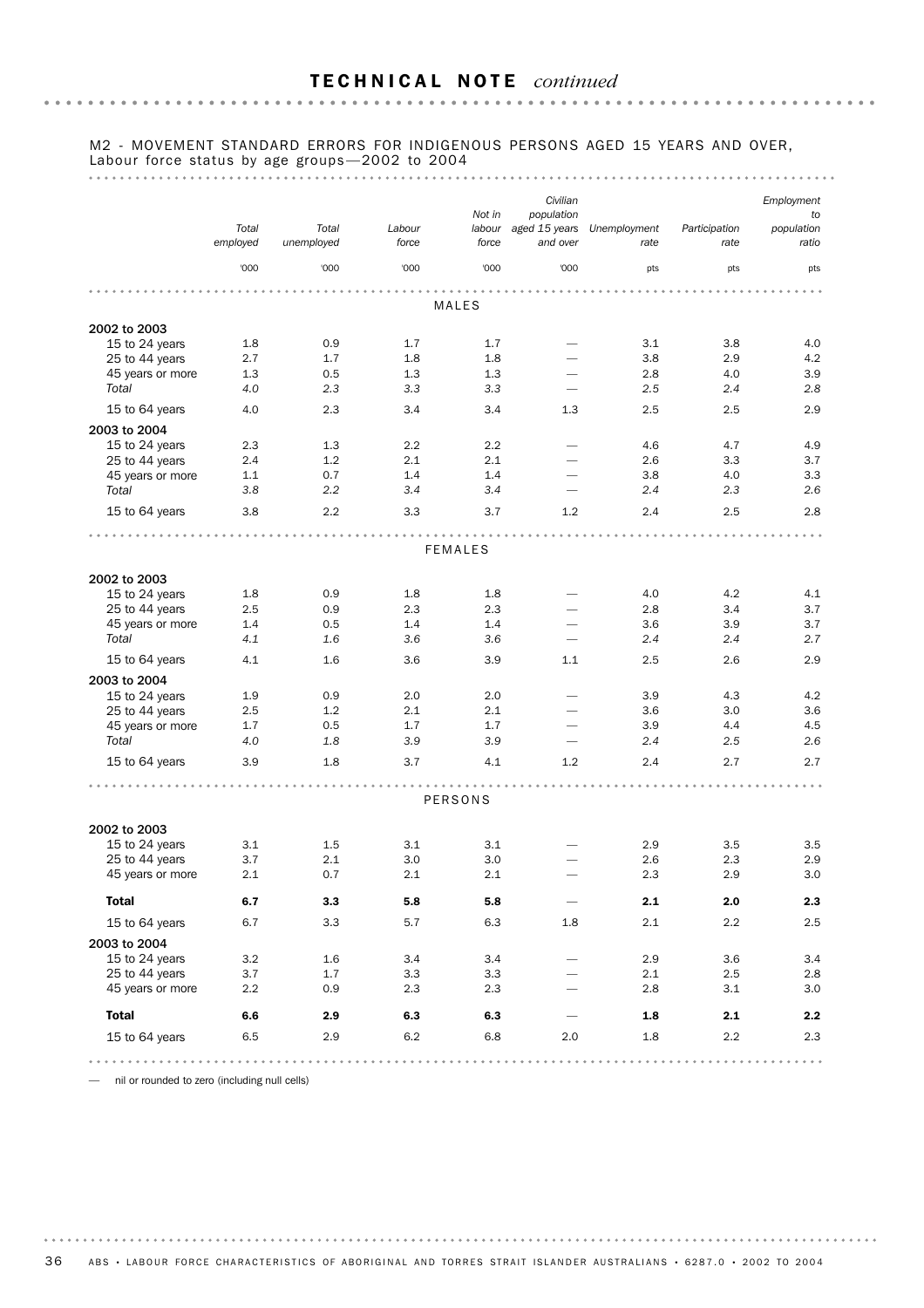## TECHNICAL NOTE *continued*

M2 - MOVEMENT STANDARD ERRORS FOR INDIGENOUS PERSONS AGED 15 YEARS AND OVER, Labour force status by age groups—2002 to 2004

| | Total employed | Total unemployed | Labour force | Not in labour force | Civilian population aged 15 years and over | Unemployment rate | Participation rate | Employment to population ratio |
|---|---|---|---|---|---|---|---|---|
| | '000 | '000 | '000 | '000 | '000 | pts | pts | pts |
| **MALES** | | | | | | | | |
| **2002 to 2003** | | | | | | | | |
| 15 to 24 years | 1.8 | 0.9 | 1.7 | 1.7 | — | 3.1 | 3.8 | 4.0 |
| 25 to 44 years | 2.7 | 1.7 | 1.8 | 1.8 | — | 3.8 | 2.9 | 4.2 |
| 45 years or more | 1.3 | 0.5 | 1.3 | 1.3 | — | 2.8 | 4.0 | 3.9 |
| *Total* | *4.0* | *2.3* | *3.3* | *3.3* | — | *2.5* | *2.4* | *2.8* |
| 15 to 64 years | 4.0 | 2.3 | 3.4 | 3.4 | 1.3 | 2.5 | 2.5 | 2.9 |
| **2003 to 2004** | | | | | | | | |
| 15 to 24 years | 2.3 | 1.3 | 2.2 | 2.2 | — | 4.6 | 4.7 | 4.9 |
| 25 to 44 years | 2.4 | 1.2 | 2.1 | 2.1 | — | 2.6 | 3.3 | 3.7 |
| 45 years or more | 1.1 | 0.7 | 1.4 | 1.4 | — | 3.8 | 4.0 | 3.3 |
| *Total* | *3.8* | *2.2* | *3.4* | *3.4* | — | *2.4* | *2.3* | *2.6* |
| 15 to 64 years | 3.8 | 2.2 | 3.3 | 3.7 | 1.2 | 2.4 | 2.5 | 2.8 |
| **FEMALES** | | | | | | | | |
| **2002 to 2003** | | | | | | | | |
| 15 to 24 years | 1.8 | 0.9 | 1.8 | 1.8 | — | 4.0 | 4.2 | 4.1 |
| 25 to 44 years | 2.5 | 0.9 | 2.3 | 2.3 | — | 2.8 | 3.4 | 3.7 |
| 45 years or more | 1.4 | 0.5 | 1.4 | 1.4 | — | 3.6 | 3.9 | 3.7 |
| *Total* | *4.1* | *1.6* | *3.6* | *3.6* | — | *2.4* | *2.4* | *2.7* |
| 15 to 64 years | 4.1 | 1.6 | 3.6 | 3.9 | 1.1 | 2.5 | 2.6 | 2.9 |
| **2003 to 2004** | | | | | | | | |
| 15 to 24 years | 1.9 | 0.9 | 2.0 | 2.0 | — | 3.9 | 4.3 | 4.2 |
| 25 to 44 years | 2.5 | 1.2 | 2.1 | 2.1 | — | 3.6 | 3.0 | 3.6 |
| 45 years or more | 1.7 | 0.5 | 1.7 | 1.7 | — | 3.9 | 4.4 | 4.5 |
| *Total* | *4.0* | *1.8* | *3.9* | *3.9* | — | *2.4* | *2.5* | *2.6* |
| 15 to 64 years | 3.9 | 1.8 | 3.7 | 4.1 | 1.2 | 2.4 | 2.7 | 2.7 |
| **PERSONS** | | | | | | | | |
| **2002 to 2003** | | | | | | | | |
| 15 to 24 years | 3.1 | 1.5 | 3.1 | 3.1 | — | 2.9 | 3.5 | 3.5 |
| 25 to 44 years | 3.7 | 2.1 | 3.0 | 3.0 | — | 2.6 | 2.3 | 2.9 |
| 45 years or more | 2.1 | 0.7 | 2.1 | 2.1 | — | 2.3 | 2.9 | 3.0 |
| **Total** | **6.7** | **3.3** | **5.8** | **5.8** | — | **2.1** | **2.0** | **2.3** |
| 15 to 64 years | 6.7 | 3.3 | 5.7 | 6.3 | 1.8 | 2.1 | 2.2 | 2.5 |
| **2003 to 2004** | | | | | | | | |
| 15 to 24 years | 3.2 | 1.6 | 3.4 | 3.4 | — | 2.9 | 3.6 | 3.4 |
| 25 to 44 years | 3.7 | 1.7 | 3.3 | 3.3 | — | 2.1 | 2.5 | 2.8 |
| 45 years or more | 2.2 | 0.9 | 2.3 | 2.3 | — | 2.8 | 3.1 | 3.0 |
| **Total** | **6.6** | **2.9** | **6.3** | **6.3** | — | **1.8** | **2.1** | **2.2** |
| 15 to 64 years | 6.5 | 2.9 | 6.2 | 6.8 | 2.0 | 1.8 | 2.2 | 2.3 |

— nil or rounded to zero (including null cells)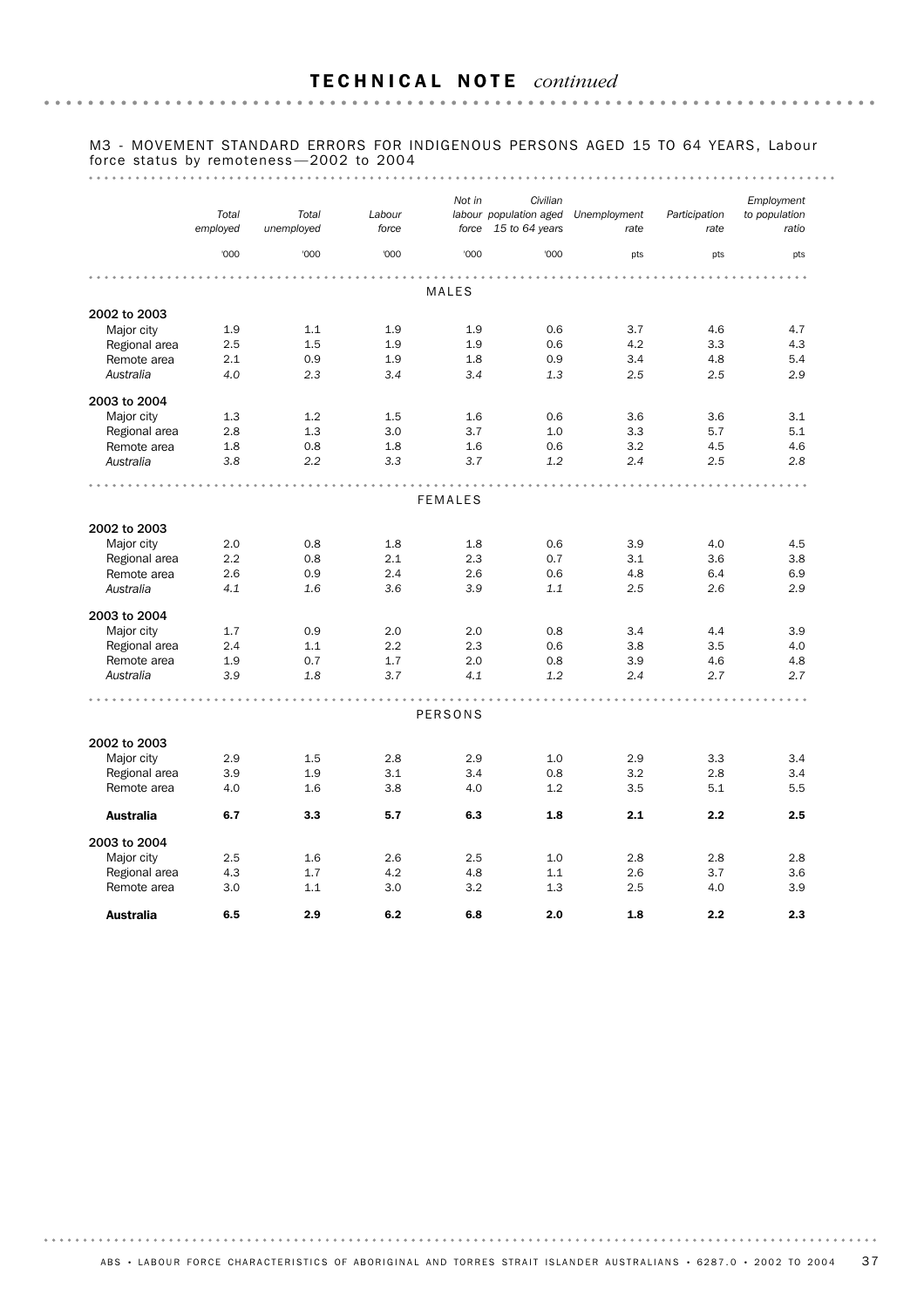## TECHNICAL NOTE *continued*

M3 - MOVEMENT STANDARD ERRORS FOR INDIGENOUS PERSONS AGED 15 TO 64 YEARS, Labour force status by remoteness—2002 to 2004

| | Total employed | Total unemployed | Labour force | Not in labour force | Civilian population aged 15 to 64 years | Unemployment rate | Participation rate | Employment to population ratio |
|---|---|---|---|---|---|---|---|---|
| | '000 | '000 | '000 | '000 | '000 | pts | pts | pts |
| **MALES** | | | | | | | | |
| **2002 to 2003** | | | | | | | | |
| Major city | 1.9 | 1.1 | 1.9 | 1.9 | 0.6 | 3.7 | 4.6 | 4.7 |
| Regional area | 2.5 | 1.5 | 1.9 | 1.9 | 0.6 | 4.2 | 3.3 | 4.3 |
| Remote area | 2.1 | 0.9 | 1.9 | 1.8 | 0.9 | 3.4 | 4.8 | 5.4 |
| *Australia* | *4.0* | *2.3* | *3.4* | *3.4* | *1.3* | *2.5* | *2.5* | *2.9* |
| **2003 to 2004** | | | | | | | | |
| Major city | 1.3 | 1.2 | 1.5 | 1.6 | 0.6 | 3.6 | 3.6 | 3.1 |
| Regional area | 2.8 | 1.3 | 3.0 | 3.7 | 1.0 | 3.3 | 5.7 | 5.1 |
| Remote area | 1.8 | 0.8 | 1.8 | 1.6 | 0.6 | 3.2 | 4.5 | 4.6 |
| *Australia* | *3.8* | *2.2* | *3.3* | *3.7* | *1.2* | *2.4* | *2.5* | *2.8* |
| **FEMALES** | | | | | | | | |
| **2002 to 2003** | | | | | | | | |
| Major city | 2.0 | 0.8 | 1.8 | 1.8 | 0.6 | 3.9 | 4.0 | 4.5 |
| Regional area | 2.2 | 0.8 | 2.1 | 2.3 | 0.7 | 3.1 | 3.6 | 3.8 |
| Remote area | 2.6 | 0.9 | 2.4 | 2.6 | 0.6 | 4.8 | 6.4 | 6.9 |
| *Australia* | *4.1* | *1.6* | *3.6* | *3.9* | *1.1* | *2.5* | *2.6* | *2.9* |
| **2003 to 2004** | | | | | | | | |
| Major city | 1.7 | 0.9 | 2.0 | 2.0 | 0.8 | 3.4 | 4.4 | 3.9 |
| Regional area | 2.4 | 1.1 | 2.2 | 2.3 | 0.6 | 3.8 | 3.5 | 4.0 |
| Remote area | 1.9 | 0.7 | 1.7 | 2.0 | 0.8 | 3.9 | 4.6 | 4.8 |
| *Australia* | *3.9* | *1.8* | *3.7* | *4.1* | *1.2* | *2.4* | *2.7* | *2.7* |
| **PERSONS** | | | | | | | | |
| **2002 to 2003** | | | | | | | | |
| Major city | 2.9 | 1.5 | 2.8 | 2.9 | 1.0 | 2.9 | 3.3 | 3.4 |
| Regional area | 3.9 | 1.9 | 3.1 | 3.4 | 0.8 | 3.2 | 2.8 | 3.4 |
| Remote area | 4.0 | 1.6 | 3.8 | 4.0 | 1.2 | 3.5 | 5.1 | 5.5 |
| **Australia** | **6.7** | **3.3** | **5.7** | **6.3** | **1.8** | **2.1** | **2.2** | **2.5** |
| **2003 to 2004** | | | | | | | | |
| Major city | 2.5 | 1.6 | 2.6 | 2.5 | 1.0 | 2.8 | 2.8 | 2.8 |
| Regional area | 4.3 | 1.7 | 4.2 | 4.8 | 1.1 | 2.6 | 3.7 | 3.6 |
| Remote area | 3.0 | 1.1 | 3.0 | 3.2 | 1.3 | 2.5 | 4.0 | 3.9 |
| **Australia** | **6.5** | **2.9** | **6.2** | **6.8** | **2.0** | **1.8** | **2.2** | **2.3** |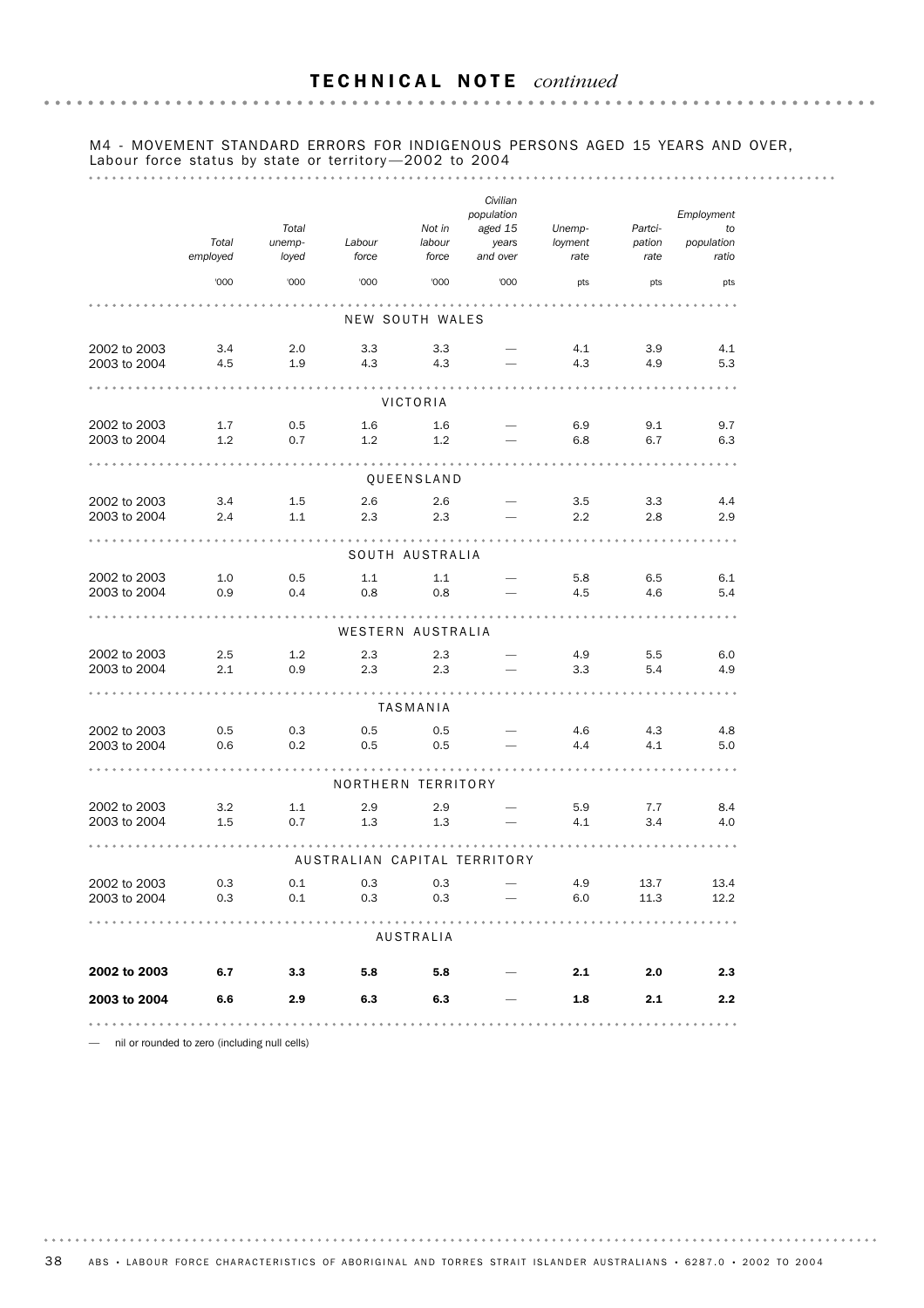## TECHNICAL NOTE *continued*

M4 - MOVEMENT STANDARD ERRORS FOR INDIGENOUS PERSONS AGED 15 YEARS AND OVER, Labour force status by state or territory—2002 to 2004

| | *Total employed* | *Total unemployed* | *Labour force* | *Not in labour force* | *Civilian population aged 15 years and over* | *Unemployment rate* | *Participation rate* | *Employment to population ratio* |
|---|---|---|---|---|---|---|---|---|
| | '000 | '000 | '000 | '000 | '000 | pts | pts | pts |
| **NEW SOUTH WALES** | | | | | | | | |
| 2002 to 2003 | 3.4 | 2.0 | 3.3 | 3.3 | — | 4.1 | 3.9 | 4.1 |
| 2003 to 2004 | 4.5 | 1.9 | 4.3 | 4.3 | — | 4.3 | 4.9 | 5.3 |
| **VICTORIA** | | | | | | | | |
| 2002 to 2003 | 1.7 | 0.5 | 1.6 | 1.6 | — | 6.9 | 9.1 | 9.7 |
| 2003 to 2004 | 1.2 | 0.7 | 1.2 | 1.2 | — | 6.8 | 6.7 | 6.3 |
| **QUEENSLAND** | | | | | | | | |
| 2002 to 2003 | 3.4 | 1.5 | 2.6 | 2.6 | — | 3.5 | 3.3 | 4.4 |
| 2003 to 2004 | 2.4 | 1.1 | 2.3 | 2.3 | — | 2.2 | 2.8 | 2.9 |
| **SOUTH AUSTRALIA** | | | | | | | | |
| 2002 to 2003 | 1.0 | 0.5 | 1.1 | 1.1 | — | 5.8 | 6.5 | 6.1 |
| 2003 to 2004 | 0.9 | 0.4 | 0.8 | 0.8 | — | 4.5 | 4.6 | 5.4 |
| **WESTERN AUSTRALIA** | | | | | | | | |
| 2002 to 2003 | 2.5 | 1.2 | 2.3 | 2.3 | — | 4.9 | 5.5 | 6.0 |
| 2003 to 2004 | 2.1 | 0.9 | 2.3 | 2.3 | — | 3.3 | 5.4 | 4.9 |
| **TASMANIA** | | | | | | | | |
| 2002 to 2003 | 0.5 | 0.3 | 0.5 | 0.5 | — | 4.6 | 4.3 | 4.8 |
| 2003 to 2004 | 0.6 | 0.2 | 0.5 | 0.5 | — | 4.4 | 4.1 | 5.0 |
| **NORTHERN TERRITORY** | | | | | | | | |
| 2002 to 2003 | 3.2 | 1.1 | 2.9 | 2.9 | — | 5.9 | 7.7 | 8.4 |
| 2003 to 2004 | 1.5 | 0.7 | 1.3 | 1.3 | — | 4.1 | 3.4 | 4.0 |
| **AUSTRALIAN CAPITAL TERRITORY** | | | | | | | | |
| 2002 to 2003 | 0.3 | 0.1 | 0.3 | 0.3 | — | 4.9 | 13.7 | 13.4 |
| 2003 to 2004 | 0.3 | 0.1 | 0.3 | 0.3 | — | 6.0 | 11.3 | 12.2 |
| **AUSTRALIA** | | | | | | | | |
| **2002 to 2003** | **6.7** | **3.3** | **5.8** | **5.8** | — | **2.1** | **2.0** | **2.3** |
| **2003 to 2004** | **6.6** | **2.9** | **6.3** | **6.3** | — | **1.8** | **2.1** | **2.2** |

— nil or rounded to zero (including null cells)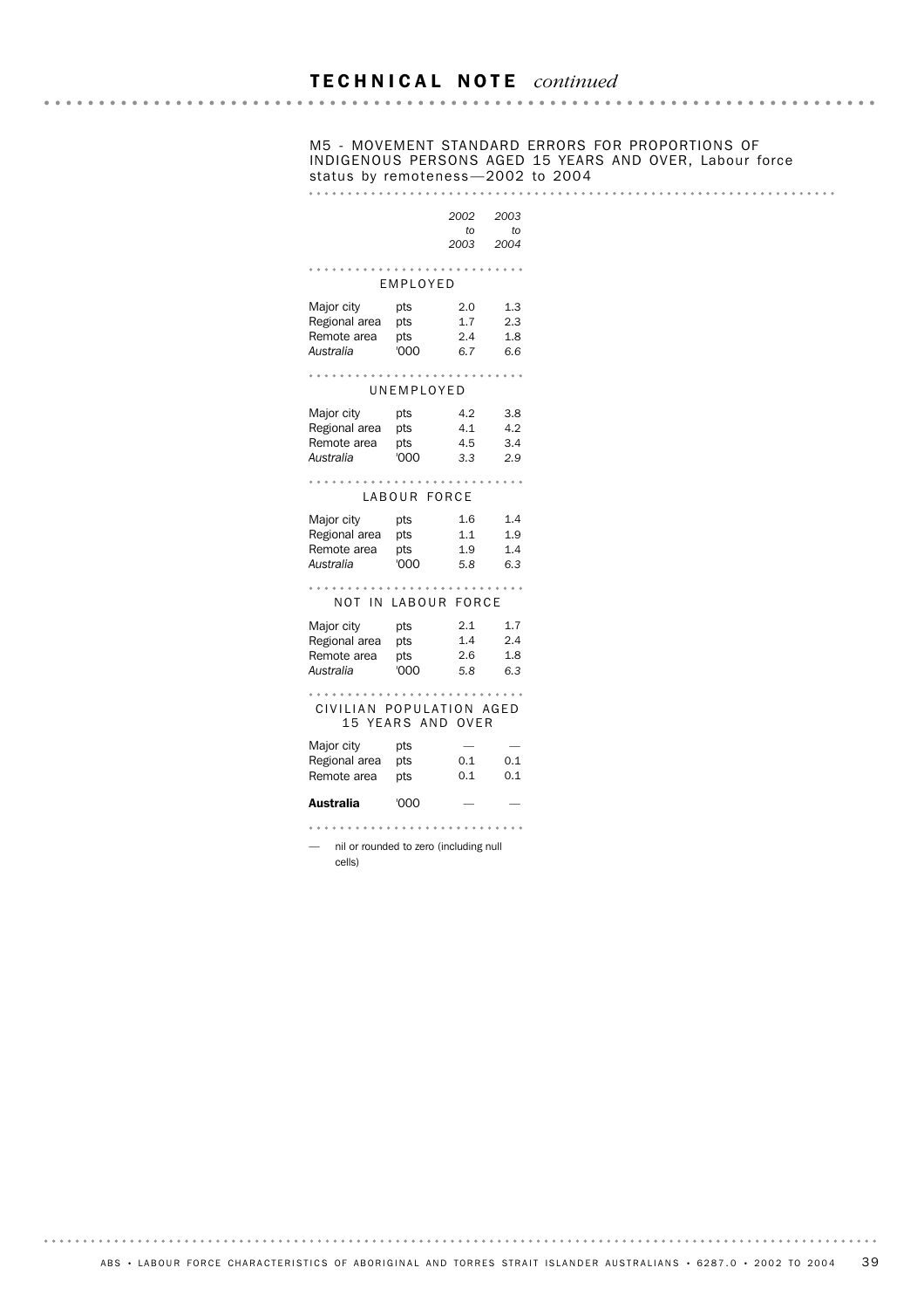## TECHNICAL NOTE *continued*

M5 - MOVEMENT STANDARD ERRORS FOR PROPORTIONS OF INDIGENOUS PERSONS AGED 15 YEARS AND OVER, Labour force status by remoteness—2002 to 2004

| | | *2002 to 2003* | *2003 to 2004* |
|---|---|---|---|
| **EMPLOYED** | | | |
| Major city | pts | 2.0 | 1.3 |
| Regional area | pts | 1.7 | 2.3 |
| Remote area | pts | 2.4 | 1.8 |
| *Australia* | '000 | *6.7* | *6.6* |
| **UNEMPLOYED** | | | |
| Major city | pts | 4.2 | 3.8 |
| Regional area | pts | 4.1 | 4.2 |
| Remote area | pts | 4.5 | 3.4 |
| *Australia* | '000 | *3.3* | *2.9* |
| **LABOUR FORCE** | | | |
| Major city | pts | 1.6 | 1.4 |
| Regional area | pts | 1.1 | 1.9 |
| Remote area | pts | 1.9 | 1.4 |
| *Australia* | '000 | *5.8* | *6.3* |
| **NOT IN LABOUR FORCE** | | | |
| Major city | pts | 2.1 | 1.7 |
| Regional area | pts | 1.4 | 2.4 |
| Remote area | pts | 2.6 | 1.8 |
| *Australia* | '000 | *5.8* | *6.3* |
| **CIVILIAN POPULATION AGED 15 YEARS AND OVER** | | | |
| Major city | pts | — | — |
| Regional area | pts | 0.1 | 0.1 |
| Remote area | pts | 0.1 | 0.1 |
| **Australia** | '000 | — | — |

— nil or rounded to zero (including null cells)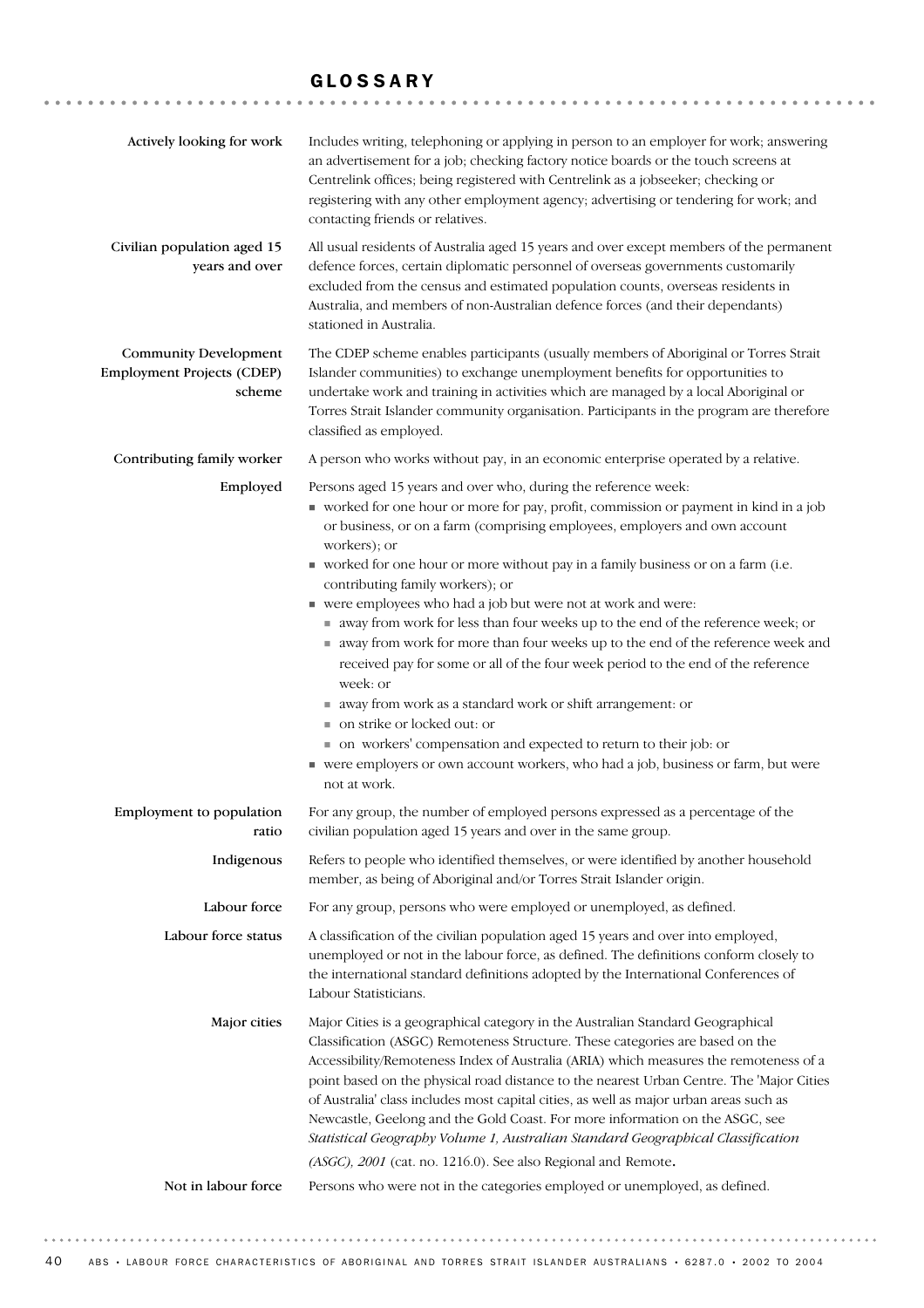# GLOSSARY

**Actively looking for work**
Includes writing, telephoning or applying in person to an employer for work; answering an advertisement for a job; checking factory notice boards or the touch screens at Centrelink offices; being registered with Centrelink as a jobseeker; checking or registering with any other employment agency; advertising or tendering for work; and contacting friends or relatives.

**Civilian population aged 15 years and over**
All usual residents of Australia aged 15 years and over except members of the permanent defence forces, certain diplomatic personnel of overseas governments customarily excluded from the census and estimated population counts, overseas residents in Australia, and members of non-Australian defence forces (and their dependants) stationed in Australia.

**Community Development Employment Projects (CDEP) scheme**
The CDEP scheme enables participants (usually members of Aboriginal or Torres Strait Islander communities) to exchange unemployment benefits for opportunities to undertake work and training in activities which are managed by a local Aboriginal or Torres Strait Islander community organisation. Participants in the program are therefore classified as employed.

**Contributing family worker**
A person who works without pay, in an economic enterprise operated by a relative.

**Employed**
Persons aged 15 years and over who, during the reference week:

- worked for one hour or more for pay, profit, commission or payment in kind in a job or business, or on a farm (comprising employees, employers and own account workers); or
- worked for one hour or more without pay in a family business or on a farm (i.e. contributing family workers); or
- were employees who had a job but were not at work and were:
  - away from work for less than four weeks up to the end of the reference week; or
  - away from work for more than four weeks up to the end of the reference week and received pay for some or all of the four week period to the end of the reference week: or
  - away from work as a standard work or shift arrangement: or
  - on strike or locked out: or
  - on workers' compensation and expected to return to their job: or
- were employers or own account workers, who had a job, business or farm, but were not at work.

**Employment to population ratio**
For any group, the number of employed persons expressed as a percentage of the civilian population aged 15 years and over in the same group.

**Indigenous**
Refers to people who identified themselves, or were identified by another household member, as being of Aboriginal and/or Torres Strait Islander origin.

**Labour force**
For any group, persons who were employed or unemployed, as defined.

**Labour force status**
A classification of the civilian population aged 15 years and over into employed, unemployed or not in the labour force, as defined. The definitions conform closely to the international standard definitions adopted by the International Conferences of Labour Statisticians.

**Major cities**
Major Cities is a geographical category in the Australian Standard Geographical Classification (ASGC) Remoteness Structure. These categories are based on the Accessibility/Remoteness Index of Australia (ARIA) which measures the remoteness of a point based on the physical road distance to the nearest Urban Centre. The 'Major Cities of Australia' class includes most capital cities, as well as major urban areas such as Newcastle, Geelong and the Gold Coast. For more information on the ASGC, see *Statistical Geography Volume 1, Australian Standard Geographical Classification (ASGC), 2001* (cat. no. 1216.0). See also Regional and Remote.

**Not in labour force**
Persons who were not in the categories employed or unemployed, as defined.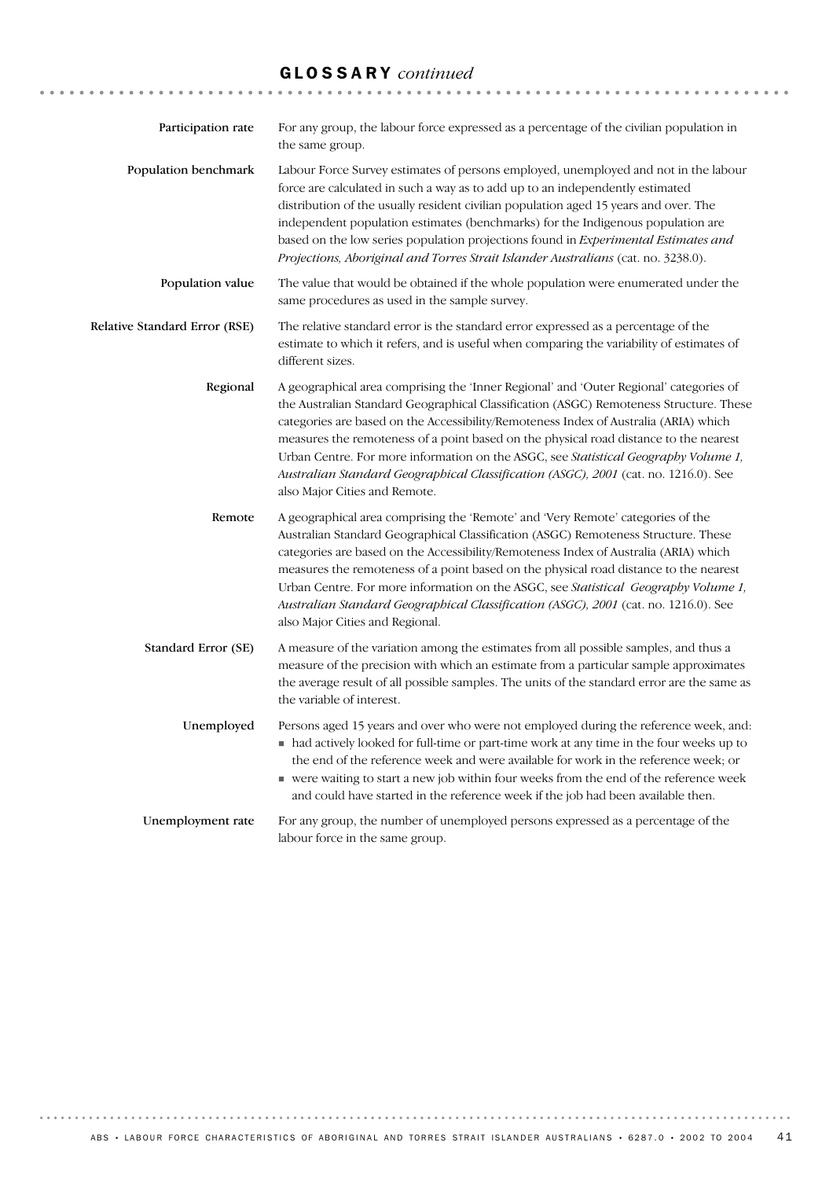## GLOSSARY *continued*

**Participation rate**
For any group, the labour force expressed as a percentage of the civilian population in the same group.

**Population benchmark**
Labour Force Survey estimates of persons employed, unemployed and not in the labour force are calculated in such a way as to add up to an independently estimated distribution of the usually resident civilian population aged 15 years and over. The independent population estimates (benchmarks) for the Indigenous population are based on the low series population projections found in *Experimental Estimates and Projections, Aboriginal and Torres Strait Islander Australians* (cat. no. 3238.0).

**Population value**
The value that would be obtained if the whole population were enumerated under the same procedures as used in the sample survey.

**Relative Standard Error (RSE)**
The relative standard error is the standard error expressed as a percentage of the estimate to which it refers, and is useful when comparing the variability of estimates of different sizes.

**Regional**
A geographical area comprising the 'Inner Regional' and 'Outer Regional' categories of the Australian Standard Geographical Classification (ASGC) Remoteness Structure. These categories are based on the Accessibility/Remoteness Index of Australia (ARIA) which measures the remoteness of a point based on the physical road distance to the nearest Urban Centre. For more information on the ASGC, see *Statistical Geography Volume 1, Australian Standard Geographical Classification (ASGC), 2001* (cat. no. 1216.0). See also Major Cities and Remote.

**Remote**
A geographical area comprising the 'Remote' and 'Very Remote' categories of the Australian Standard Geographical Classification (ASGC) Remoteness Structure. These categories are based on the Accessibility/Remoteness Index of Australia (ARIA) which measures the remoteness of a point based on the physical road distance to the nearest Urban Centre. For more information on the ASGC, see *Statistical Geography Volume 1, Australian Standard Geographical Classification (ASGC), 2001* (cat. no. 1216.0). See also Major Cities and Regional.

**Standard Error (SE)**
A measure of the variation among the estimates from all possible samples, and thus a measure of the precision with which an estimate from a particular sample approximates the average result of all possible samples. The units of the standard error are the same as the variable of interest.

**Unemployed**
Persons aged 15 years and over who were not employed during the reference week, and:

- had actively looked for full-time or part-time work at any time in the four weeks up to the end of the reference week and were available for work in the reference week; or
- were waiting to start a new job within four weeks from the end of the reference week and could have started in the reference week if the job had been available then.

**Unemployment rate**
For any group, the number of unemployed persons expressed as a percentage of the labour force in the same group.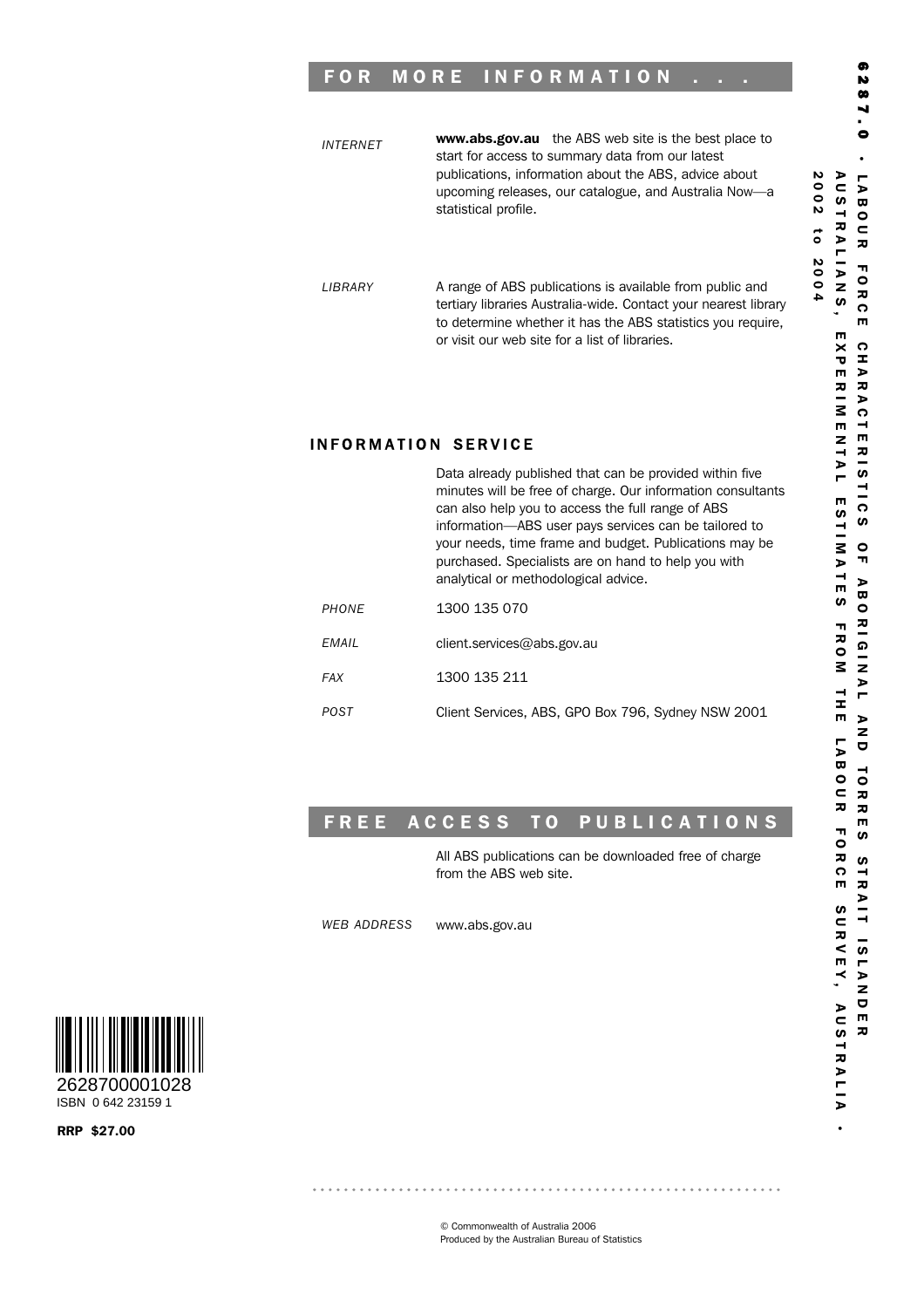## FOR MORE INFORMATION . . .

*INTERNET* **www.abs.gov.au** the ABS web site is the best place to start for access to summary data from our latest publications, information about the ABS, advice about upcoming releases, our catalogue, and Australia Now—a statistical profile.

*LIBRARY* A range of ABS publications is available from public and tertiary libraries Australia-wide. Contact your nearest library to determine whether it has the ABS statistics you require, or visit our web site for a list of libraries.

## INFORMATION SERVICE

Data already published that can be provided within five minutes will be free of charge. Our information consultants can also help you to access the full range of ABS information—ABS user pays services can be tailored to your needs, time frame and budget. Publications may be purchased. Specialists are on hand to help you with analytical or methodological advice.

*PHONE* 1300 135 070

*EMAIL* client.services@abs.gov.au

*FAX* 1300 135 211

*POST* Client Services, ABS, GPO Box 796, Sydney NSW 2001

## FREE ACCESS TO PUBLICATIONS

All ABS publications can be downloaded free of charge from the ABS web site.

*WEB ADDRESS* www.abs.gov.au

2628700001028
ISBN 0 642 23159 1

**RRP $27.00**

© Commonwealth of Australia 2006
Produced by the Australian Bureau of Statistics

6287.0 • LABOUR FORCE CHARACTERISTICS OF ABORIGINAL AND TORRES STRAIT ISLANDER AUSTRALIANS, EXPERIMENTAL ESTIMATES FROM THE LABOUR FORCE SURVEY, AUSTRALIA • 2002 to 2004